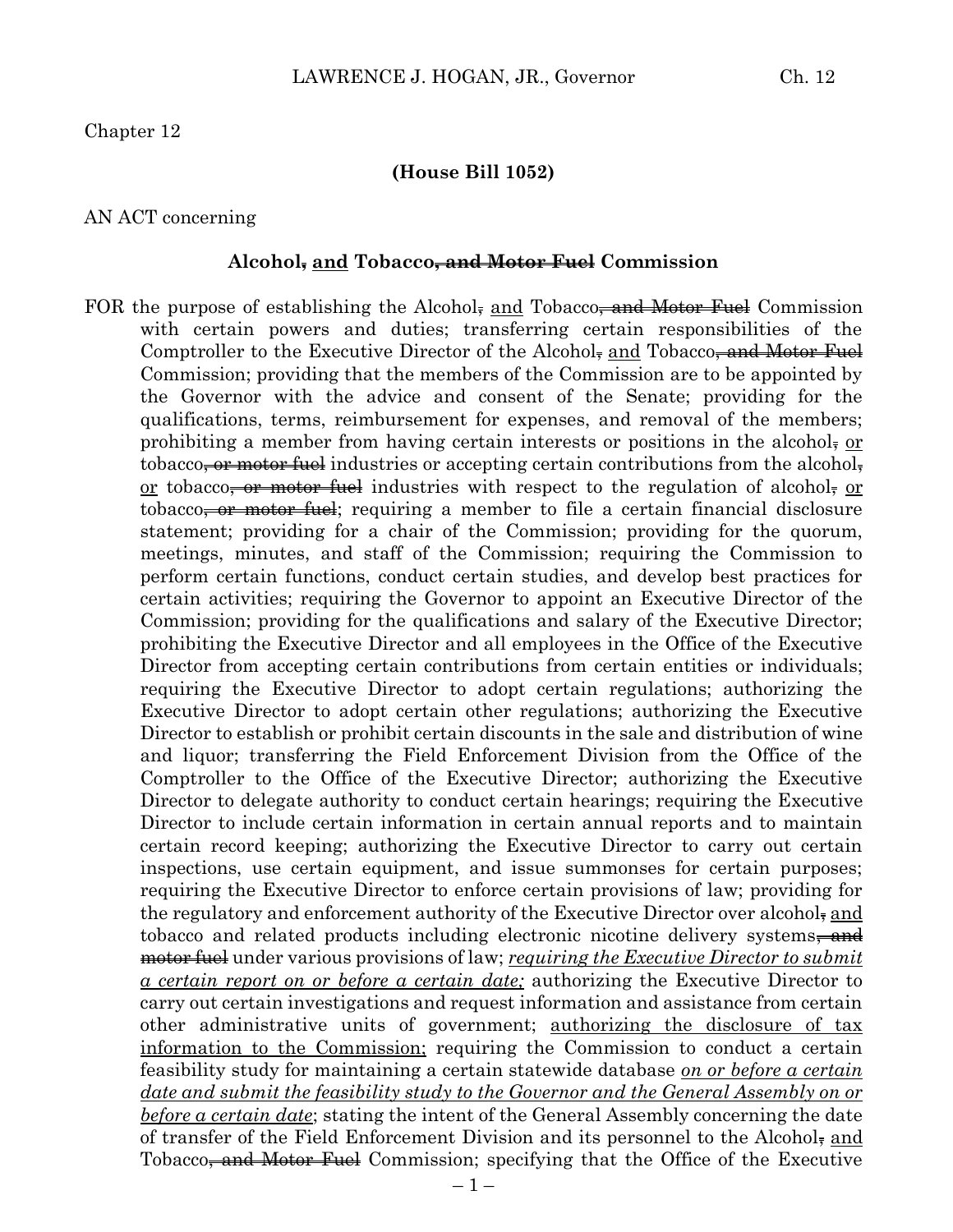Chapter 12

**(House Bill 1052)**

AN ACT concerning

**Alcohol~~,~~ <u>and</u> Tobacco~~, and Motor Fuel~~ Commission**

FOR the purpose of establishing the Alcohol~~,~~ <u>and</u> Tobacco~~, and Motor Fuel~~ Commission with certain powers and duties; transferring certain responsibilities of the Comptroller to the Executive Director of the Alcohol~~,~~ <u>and</u> Tobacco~~, and Motor Fuel~~ Commission; providing that the members of the Commission are to be appointed by the Governor with the advice and consent of the Senate; providing for the qualifications, terms, reimbursement for expenses, and removal of the members; prohibiting a member from having certain interests or positions in the alcohol~~,~~ <u>or</u> tobacco~~, or motor fuel~~ industries or accepting certain contributions from the alcohol~~,~~ <u>or</u> tobacco~~, or motor fuel~~ industries with respect to the regulation of alcohol~~,~~ <u>or</u> tobacco~~, or motor fuel~~; requiring a member to file a certain financial disclosure statement; providing for a chair of the Commission; providing for the quorum, meetings, minutes, and staff of the Commission; requiring the Commission to perform certain functions, conduct certain studies, and develop best practices for certain activities; requiring the Governor to appoint an Executive Director of the Commission; providing for the qualifications and salary of the Executive Director; prohibiting the Executive Director and all employees in the Office of the Executive Director from accepting certain contributions from certain entities or individuals; requiring the Executive Director to adopt certain regulations; authorizing the Executive Director to adopt certain other regulations; authorizing the Executive Director to establish or prohibit certain discounts in the sale and distribution of wine and liquor; transferring the Field Enforcement Division from the Office of the Comptroller to the Office of the Executive Director; authorizing the Executive Director to delegate authority to conduct certain hearings; requiring the Executive Director to include certain information in certain annual reports and to maintain certain record keeping; authorizing the Executive Director to carry out certain inspections, use certain equipment, and issue summonses for certain purposes; requiring the Executive Director to enforce certain provisions of law; providing for the regulatory and enforcement authority of the Executive Director over alcohol~~,~~ <u>and</u> tobacco and related products including electronic nicotine delivery systems~~, and motor fuel~~ under various provisions of law; <u>*requiring the Executive Director to submit a certain report on or before a certain date;*</u> authorizing the Executive Director to carry out certain investigations and request information and assistance from certain other administrative units of government; <u>authorizing the disclosure of tax information to the Commission;</u> requiring the Commission to conduct a certain feasibility study for maintaining a certain statewide database <u>*on or before a certain date and submit the feasibility study to the Governor and the General Assembly on or before a certain date*</u>; stating the intent of the General Assembly concerning the date of transfer of the Field Enforcement Division and its personnel to the Alcohol~~,~~ <u>and</u> Tobacco~~, and Motor Fuel~~ Commission; specifying that the Office of the Executive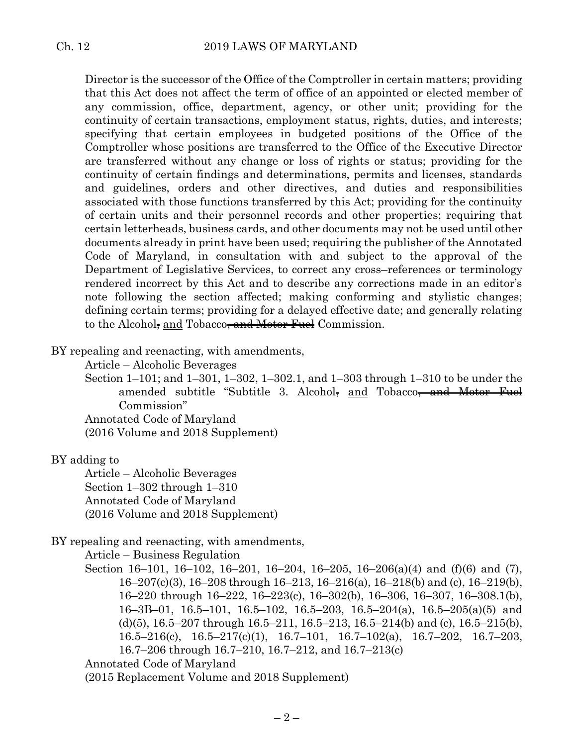Director is the successor of the Office of the Comptroller in certain matters; providing that this Act does not affect the term of office of an appointed or elected member of any commission, office, department, agency, or other unit; providing for the continuity of certain transactions, employment status, rights, duties, and interests; specifying that certain employees in budgeted positions of the Office of the Comptroller whose positions are transferred to the Office of the Executive Director are transferred without any change or loss of rights or status; providing for the continuity of certain findings and determinations, permits and licenses, standards and guidelines, orders and other directives, and duties and responsibilities associated with those functions transferred by this Act; providing for the continuity of certain units and their personnel records and other properties; requiring that certain letterheads, business cards, and other documents may not be used until other documents already in print have been used; requiring the publisher of the Annotated Code of Maryland, in consultation with and subject to the approval of the Department of Legislative Services, to correct any cross–references or terminology rendered incorrect by this Act and to describe any corrections made in an editor's note following the section affected; making conforming and stylistic changes; defining certain terms; providing for a delayed effective date; and generally relating to the Alcohol~~,~~ <u>and</u> Tobacco~~, and Motor Fuel~~ Commission.

BY repealing and reenacting, with amendments,
Article – Alcoholic Beverages
Section 1–101; and 1–301, 1–302, 1–302.1, and 1–303 through 1–310 to be under the amended subtitle "Subtitle 3. Alcohol~~,~~ <u>and</u> Tobacco~~, and Motor Fuel~~ Commission"
Annotated Code of Maryland
(2016 Volume and 2018 Supplement)

BY adding to
Article – Alcoholic Beverages
Section 1–302 through 1–310
Annotated Code of Maryland
(2016 Volume and 2018 Supplement)

BY repealing and reenacting, with amendments,
Article – Business Regulation
Section 16–101, 16–102, 16–201, 16–204, 16–205, 16–206(a)(4) and (f)(6) and (7), 16–207(c)(3), 16–208 through 16–213, 16–216(a), 16–218(b) and (c), 16–219(b), 16–220 through 16–222, 16–223(c), 16–302(b), 16–306, 16–307, 16–308.1(b), 16–3B–01, 16.5–101, 16.5–102, 16.5–203, 16.5–204(a), 16.5–205(a)(5) and (d)(5), 16.5–207 through 16.5–211, 16.5–213, 16.5–214(b) and (c), 16.5–215(b), 16.5–216(c), 16.5–217(c)(1), 16.7–101, 16.7–102(a), 16.7–202, 16.7–203, 16.7–206 through 16.7–210, 16.7–212, and 16.7–213(c)
Annotated Code of Maryland
(2015 Replacement Volume and 2018 Supplement)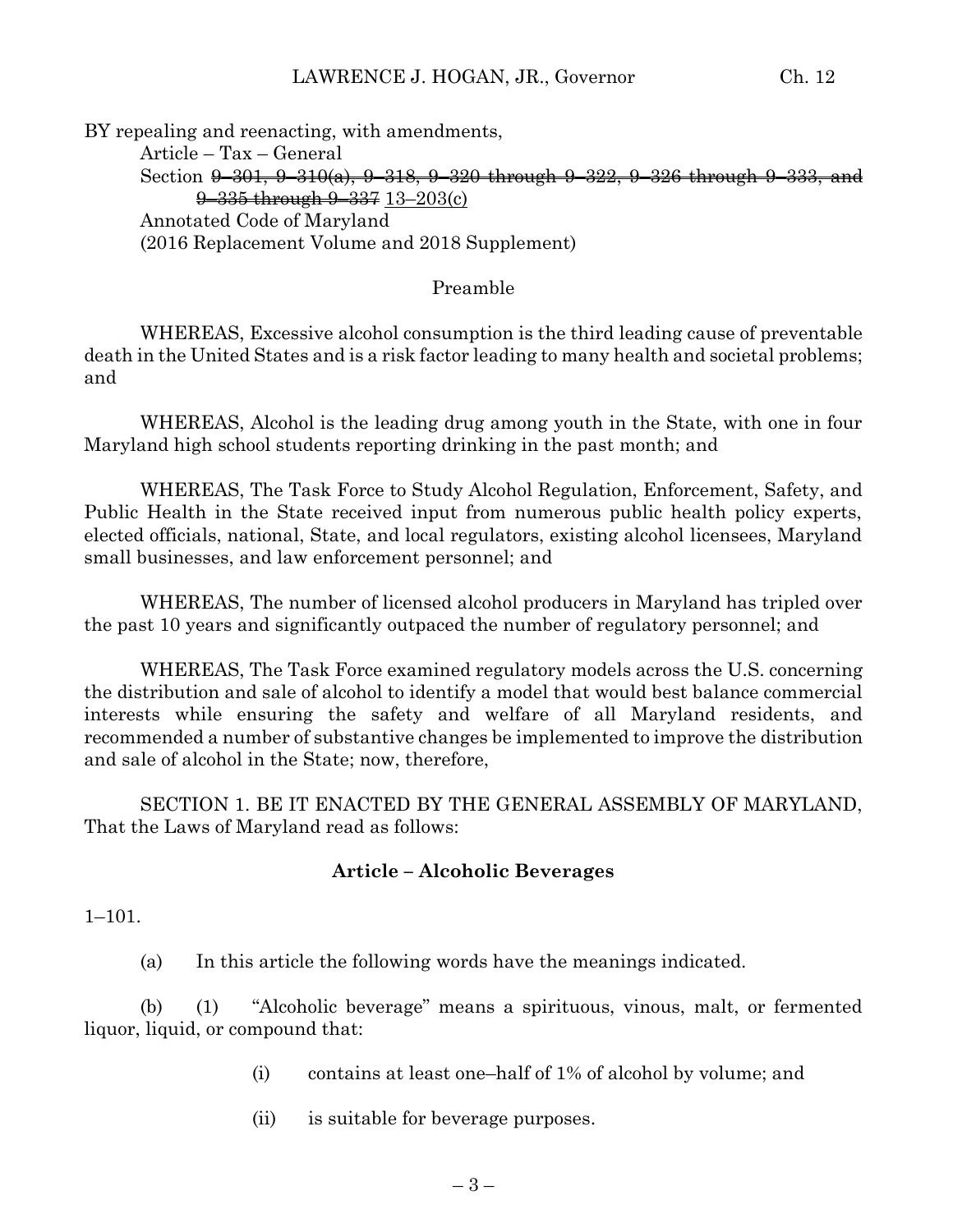BY repealing and reenacting, with amendments,

Article – Tax – General

Section ~~9–301, 9–310(a), 9–318, 9–320 through 9–322, 9–326 through 9–333, and 9–335 through 9–337~~ 13–203(c)

Annotated Code of Maryland

(2016 Replacement Volume and 2018 Supplement)

Preamble

WHEREAS, Excessive alcohol consumption is the third leading cause of preventable death in the United States and is a risk factor leading to many health and societal problems; and

WHEREAS, Alcohol is the leading drug among youth in the State, with one in four Maryland high school students reporting drinking in the past month; and

WHEREAS, The Task Force to Study Alcohol Regulation, Enforcement, Safety, and Public Health in the State received input from numerous public health policy experts, elected officials, national, State, and local regulators, existing alcohol licensees, Maryland small businesses, and law enforcement personnel; and

WHEREAS, The number of licensed alcohol producers in Maryland has tripled over the past 10 years and significantly outpaced the number of regulatory personnel; and

WHEREAS, The Task Force examined regulatory models across the U.S. concerning the distribution and sale of alcohol to identify a model that would best balance commercial interests while ensuring the safety and welfare of all Maryland residents, and recommended a number of substantive changes be implemented to improve the distribution and sale of alcohol in the State; now, therefore,

SECTION 1. BE IT ENACTED BY THE GENERAL ASSEMBLY OF MARYLAND, That the Laws of Maryland read as follows:

**Article – Alcoholic Beverages**

1–101.

(a) In this article the following words have the meanings indicated.

(b) (1) "Alcoholic beverage" means a spirituous, vinous, malt, or fermented liquor, liquid, or compound that:

(i) contains at least one–half of 1% of alcohol by volume; and

(ii) is suitable for beverage purposes.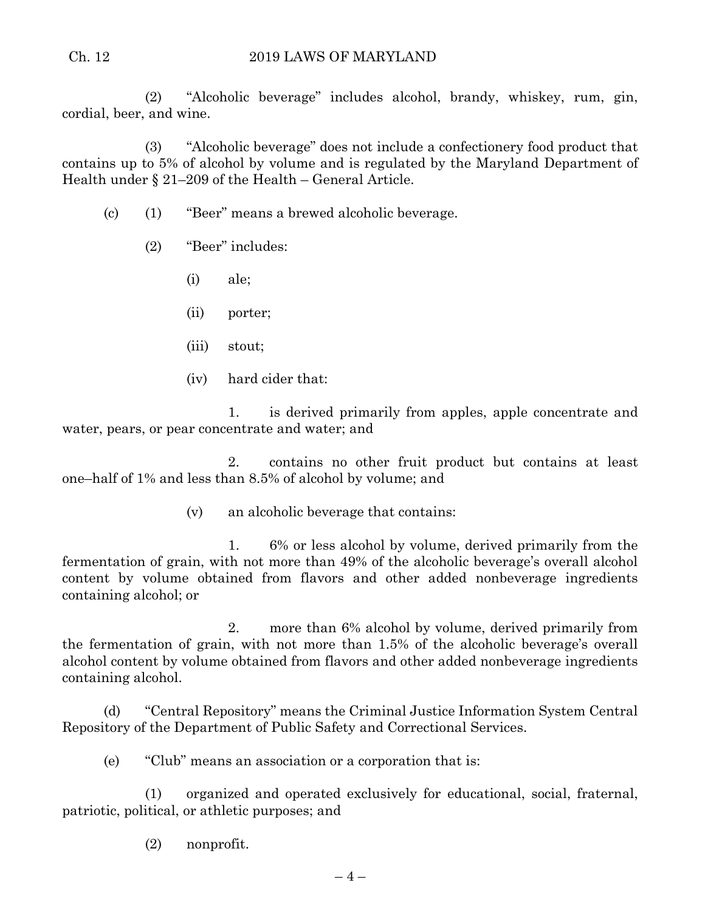(2) "Alcoholic beverage" includes alcohol, brandy, whiskey, rum, gin, cordial, beer, and wine.

(3) "Alcoholic beverage" does not include a confectionery food product that contains up to 5% of alcohol by volume and is regulated by the Maryland Department of Health under § 21–209 of the Health – General Article.

(c) (1) "Beer" means a brewed alcoholic beverage.

(2) "Beer" includes:

(i) ale;

(ii) porter;

(iii) stout;

(iv) hard cider that:

1. is derived primarily from apples, apple concentrate and water, pears, or pear concentrate and water; and

2. contains no other fruit product but contains at least one–half of 1% and less than 8.5% of alcohol by volume; and

(v) an alcoholic beverage that contains:

1. 6% or less alcohol by volume, derived primarily from the fermentation of grain, with not more than 49% of the alcoholic beverage's overall alcohol content by volume obtained from flavors and other added nonbeverage ingredients containing alcohol; or

2. more than 6% alcohol by volume, derived primarily from the fermentation of grain, with not more than 1.5% of the alcoholic beverage's overall alcohol content by volume obtained from flavors and other added nonbeverage ingredients containing alcohol.

(d) "Central Repository" means the Criminal Justice Information System Central Repository of the Department of Public Safety and Correctional Services.

(e) "Club" means an association or a corporation that is:

(1) organized and operated exclusively for educational, social, fraternal, patriotic, political, or athletic purposes; and

(2) nonprofit.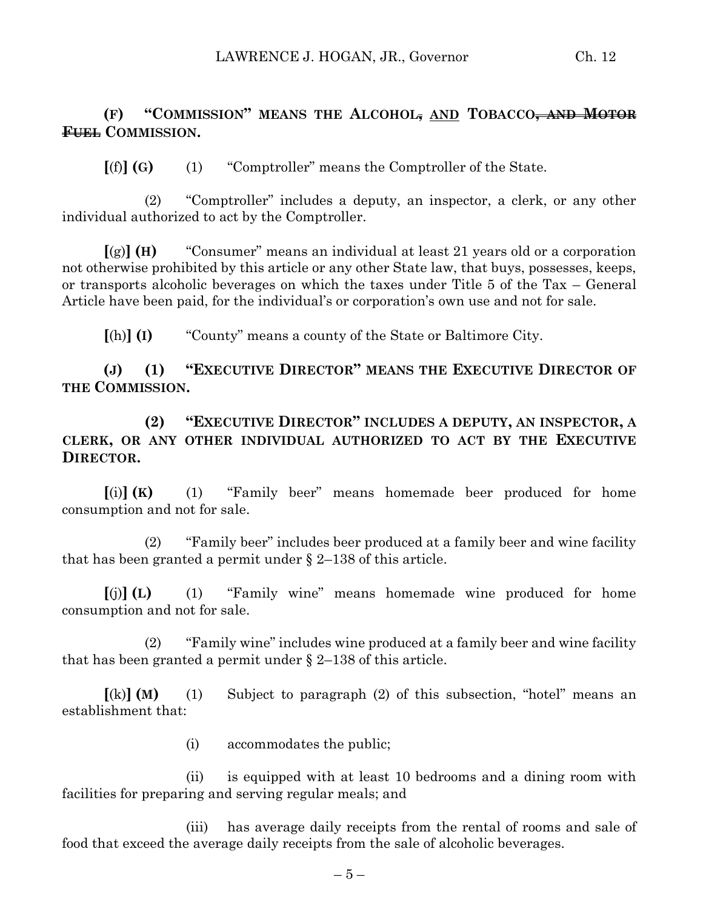**(F) "COMMISSION" MEANS THE ALCOHOL~~,~~ <u>AND</u> TOBACCO~~, AND MOTOR FUEL~~ COMMISSION.**

**[**(f)**] (G)** (1) "Comptroller" means the Comptroller of the State.

(2) "Comptroller" includes a deputy, an inspector, a clerk, or any other individual authorized to act by the Comptroller.

**[**(g)**] (H)** "Consumer" means an individual at least 21 years old or a corporation not otherwise prohibited by this article or any other State law, that buys, possesses, keeps, or transports alcoholic beverages on which the taxes under Title 5 of the Tax – General Article have been paid, for the individual's or corporation's own use and not for sale.

**[**(h)**] (I)** "County" means a county of the State or Baltimore City.

**(J) (1) "EXECUTIVE DIRECTOR" MEANS THE EXECUTIVE DIRECTOR OF THE COMMISSION.**

**(2) "EXECUTIVE DIRECTOR" INCLUDES A DEPUTY, AN INSPECTOR, A CLERK, OR ANY OTHER INDIVIDUAL AUTHORIZED TO ACT BY THE EXECUTIVE DIRECTOR.**

**[**(i)**] (K)** (1) "Family beer" means homemade beer produced for home consumption and not for sale.

(2) "Family beer" includes beer produced at a family beer and wine facility that has been granted a permit under § 2–138 of this article.

**[**(j)**] (L)** (1) "Family wine" means homemade wine produced for home consumption and not for sale.

(2) "Family wine" includes wine produced at a family beer and wine facility that has been granted a permit under § 2–138 of this article.

**[**(k)**] (M)** (1) Subject to paragraph (2) of this subsection, "hotel" means an establishment that:

(i) accommodates the public;

(ii) is equipped with at least 10 bedrooms and a dining room with facilities for preparing and serving regular meals; and

(iii) has average daily receipts from the rental of rooms and sale of food that exceed the average daily receipts from the sale of alcoholic beverages.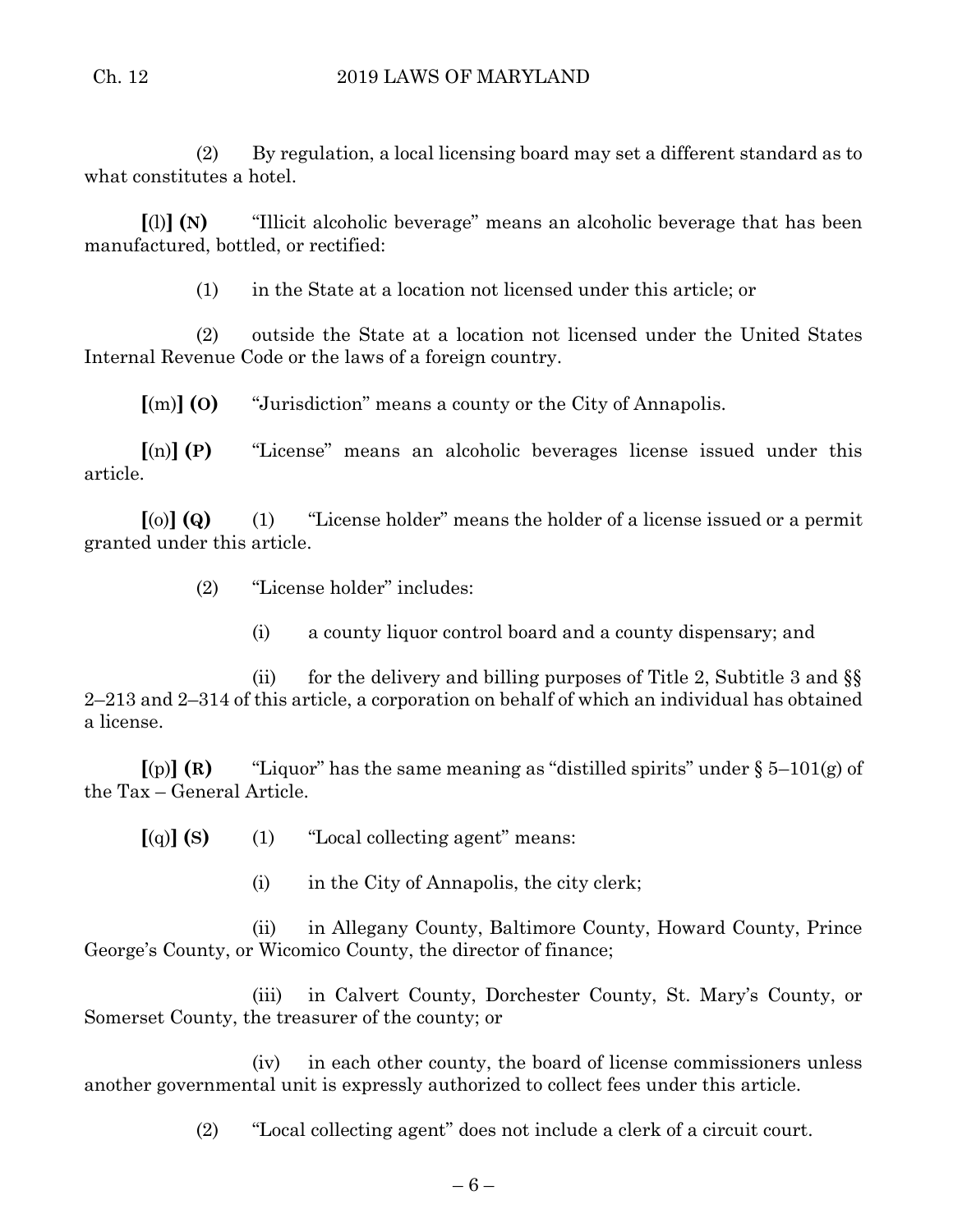(2) By regulation, a local licensing board may set a different standard as to what constitutes a hotel.

**[**(l)**] (N)** "Illicit alcoholic beverage" means an alcoholic beverage that has been manufactured, bottled, or rectified:

(1) in the State at a location not licensed under this article; or

(2) outside the State at a location not licensed under the United States Internal Revenue Code or the laws of a foreign country.

**[**(m)**] (O)** "Jurisdiction" means a county or the City of Annapolis.

**[**(n)**] (P)** "License" means an alcoholic beverages license issued under this article.

**[**(o)**] (Q)** (1) "License holder" means the holder of a license issued or a permit granted under this article.

(2) "License holder" includes:

(i) a county liquor control board and a county dispensary; and

(ii) for the delivery and billing purposes of Title 2, Subtitle 3 and §§ 2–213 and 2–314 of this article, a corporation on behalf of which an individual has obtained a license.

**[**(p)**] (R)** "Liquor" has the same meaning as "distilled spirits" under § 5–101(g) of the Tax – General Article.

**[**(q)**] (S)** (1) "Local collecting agent" means:

(i) in the City of Annapolis, the city clerk;

(ii) in Allegany County, Baltimore County, Howard County, Prince George's County, or Wicomico County, the director of finance;

(iii) in Calvert County, Dorchester County, St. Mary's County, or Somerset County, the treasurer of the county; or

(iv) in each other county, the board of license commissioners unless another governmental unit is expressly authorized to collect fees under this article.

(2) "Local collecting agent" does not include a clerk of a circuit court.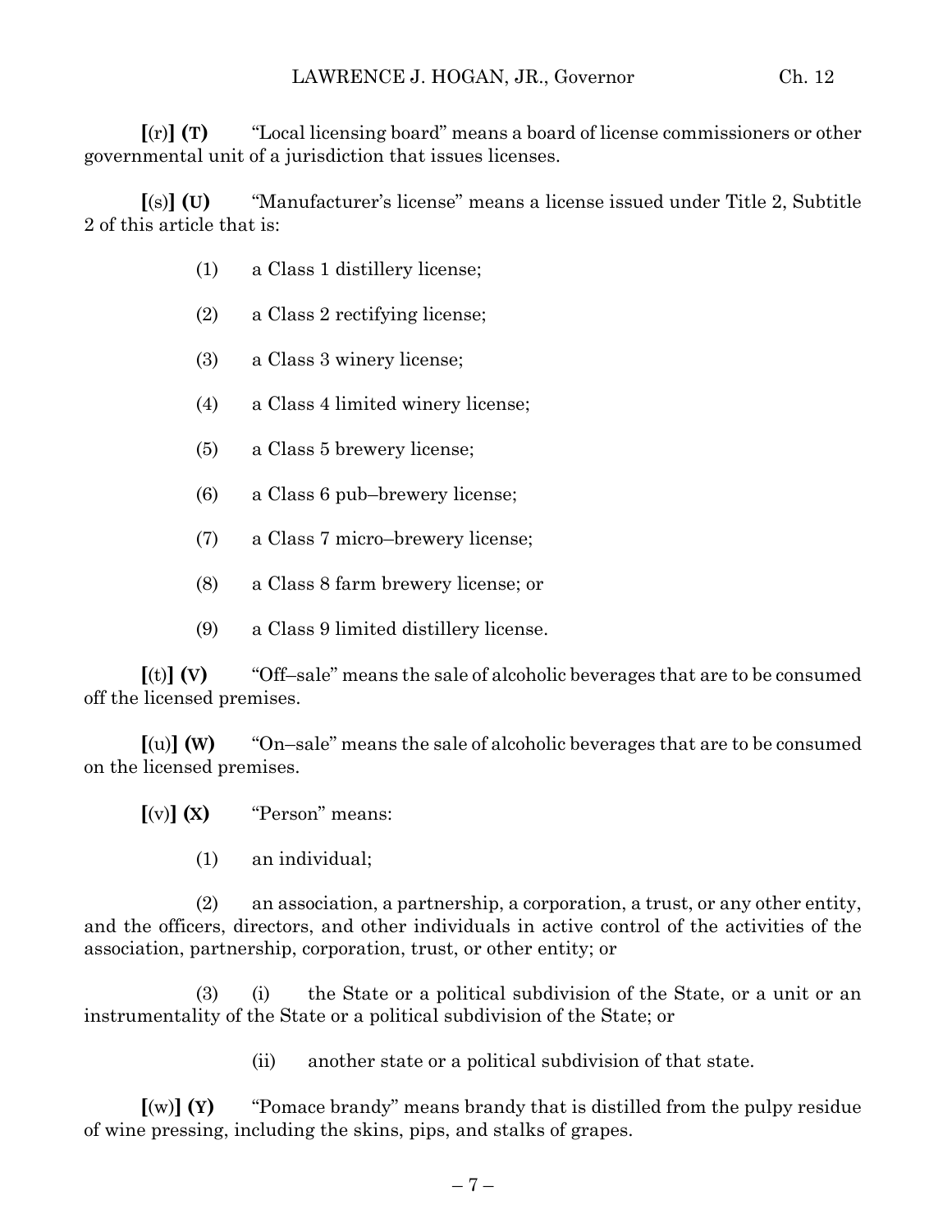**[**(r)**] (T)** "Local licensing board" means a board of license commissioners or other governmental unit of a jurisdiction that issues licenses.

**[**(s)**] (U)** "Manufacturer's license" means a license issued under Title 2, Subtitle 2 of this article that is:

(1) a Class 1 distillery license;

(2) a Class 2 rectifying license;

(3) a Class 3 winery license;

(4) a Class 4 limited winery license;

(5) a Class 5 brewery license;

(6) a Class 6 pub–brewery license;

(7) a Class 7 micro–brewery license;

(8) a Class 8 farm brewery license; or

(9) a Class 9 limited distillery license.

**[**(t)**] (V)** "Off–sale" means the sale of alcoholic beverages that are to be consumed off the licensed premises.

**[**(u)**] (W)** "On–sale" means the sale of alcoholic beverages that are to be consumed on the licensed premises.

**[**(v)**] (X)** "Person" means:

(1) an individual;

(2) an association, a partnership, a corporation, a trust, or any other entity, and the officers, directors, and other individuals in active control of the activities of the association, partnership, corporation, trust, or other entity; or

(3) (i) the State or a political subdivision of the State, or a unit or an instrumentality of the State or a political subdivision of the State; or

(ii) another state or a political subdivision of that state.

**[**(w)**] (Y)** "Pomace brandy" means brandy that is distilled from the pulpy residue of wine pressing, including the skins, pips, and stalks of grapes.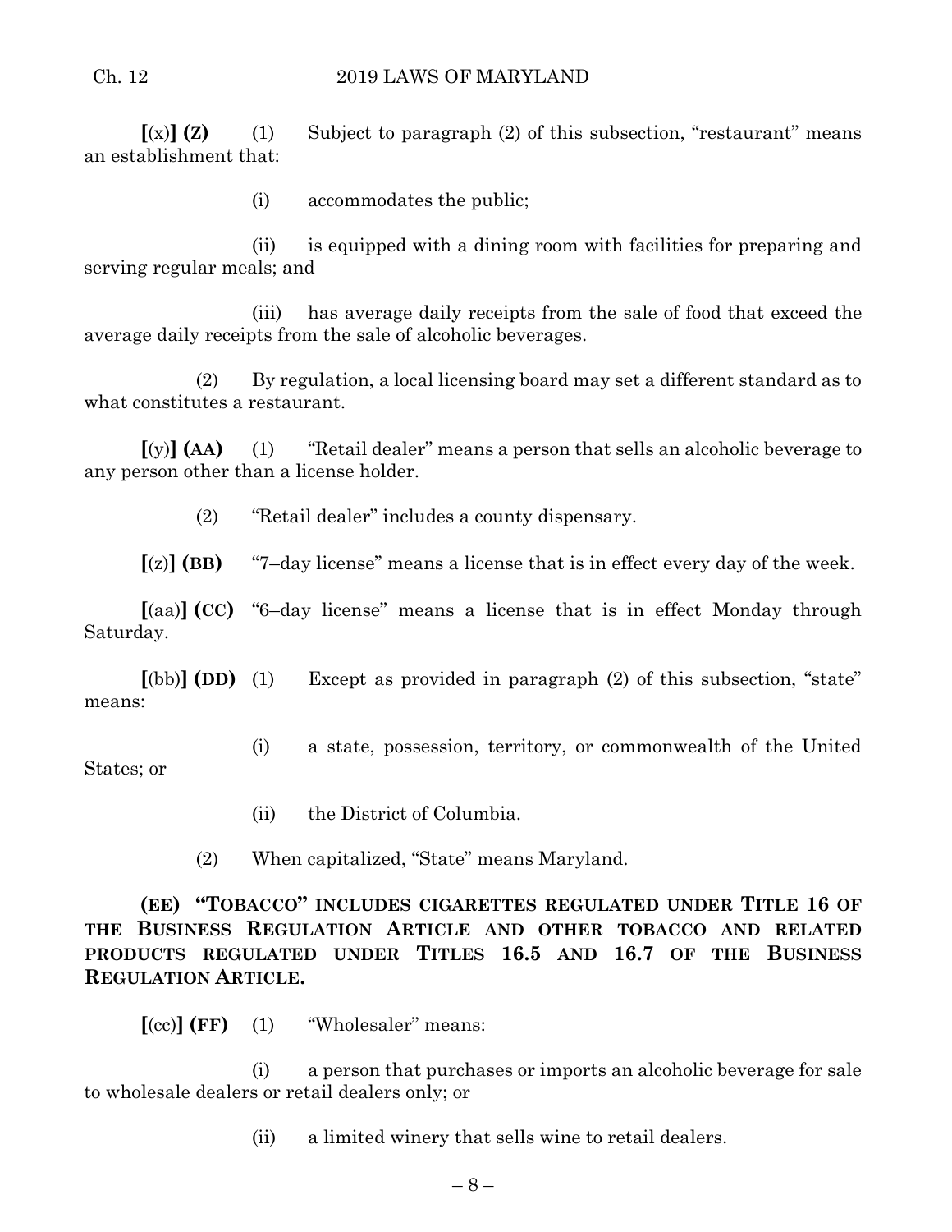**[**(x)**] (Z)** (1) Subject to paragraph (2) of this subsection, "restaurant" means an establishment that:

(i) accommodates the public;

(ii) is equipped with a dining room with facilities for preparing and serving regular meals; and

(iii) has average daily receipts from the sale of food that exceed the average daily receipts from the sale of alcoholic beverages.

(2) By regulation, a local licensing board may set a different standard as to what constitutes a restaurant.

**[**(y)**] (AA)** (1) "Retail dealer" means a person that sells an alcoholic beverage to any person other than a license holder.

(2) "Retail dealer" includes a county dispensary.

**[**(z)**] (BB)** "7–day license" means a license that is in effect every day of the week.

**[**(aa)**] (CC)** "6–day license" means a license that is in effect Monday through Saturday.

**[**(bb)**] (DD)** (1) Except as provided in paragraph (2) of this subsection, "state" means:

(i) a state, possession, territory, or commonwealth of the United States; or

(ii) the District of Columbia.

(2) When capitalized, "State" means Maryland.

**(EE) "TOBACCO" INCLUDES CIGARETTES REGULATED UNDER TITLE 16 OF THE BUSINESS REGULATION ARTICLE AND OTHER TOBACCO AND RELATED PRODUCTS REGULATED UNDER TITLES 16.5 AND 16.7 OF THE BUSINESS REGULATION ARTICLE.**

**[**(cc)**] (FF)** (1) "Wholesaler" means:

(i) a person that purchases or imports an alcoholic beverage for sale to wholesale dealers or retail dealers only; or

(ii) a limited winery that sells wine to retail dealers.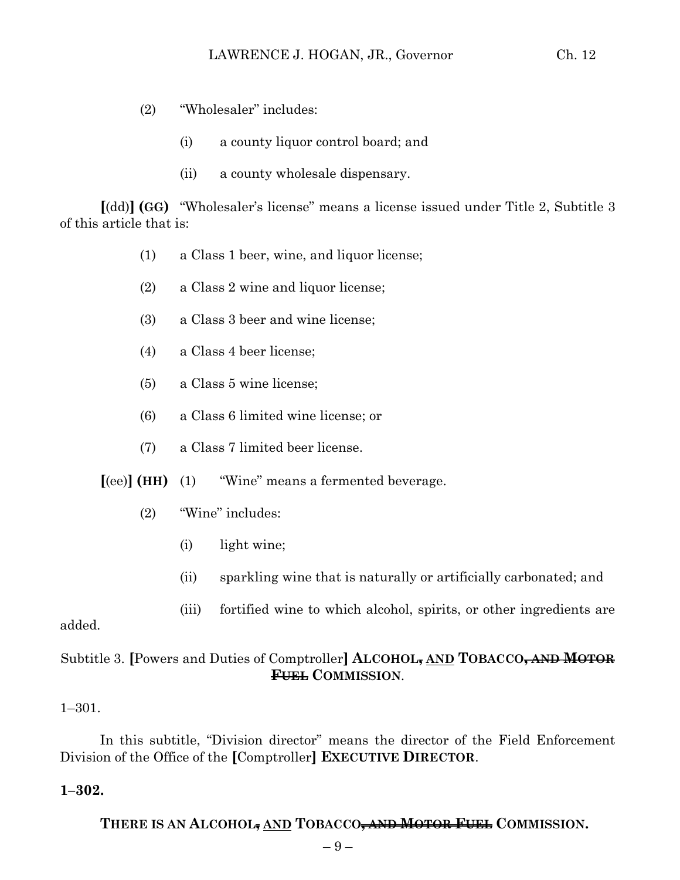(2) "Wholesaler" includes:

(i) a county liquor control board; and

(ii) a county wholesale dispensary.

**[**(dd)**] (GG)** "Wholesaler's license" means a license issued under Title 2, Subtitle 3 of this article that is:

(1) a Class 1 beer, wine, and liquor license;

(2) a Class 2 wine and liquor license;

(3) a Class 3 beer and wine license;

(4) a Class 4 beer license;

(5) a Class 5 wine license;

(6) a Class 6 limited wine license; or

(7) a Class 7 limited beer license.

**[**(ee)**] (HH)** (1) "Wine" means a fermented beverage.

(2) "Wine" includes:

(i) light wine;

(ii) sparkling wine that is naturally or artificially carbonated; and

(iii) fortified wine to which alcohol, spirits, or other ingredients are added.

Subtitle 3. **[**Powers and Duties of Comptroller**] ALCOHOL~~,~~ AND TOBACCO~~, AND MOTOR FUEL~~ COMMISSION**.

1–301.

In this subtitle, "Division director" means the director of the Field Enforcement Division of the Office of the **[**Comptroller**] EXECUTIVE DIRECTOR**.

**1–302.**

**THERE IS AN ALCOHOL~~,~~ AND TOBACCO~~, AND MOTOR FUEL~~ COMMISSION.**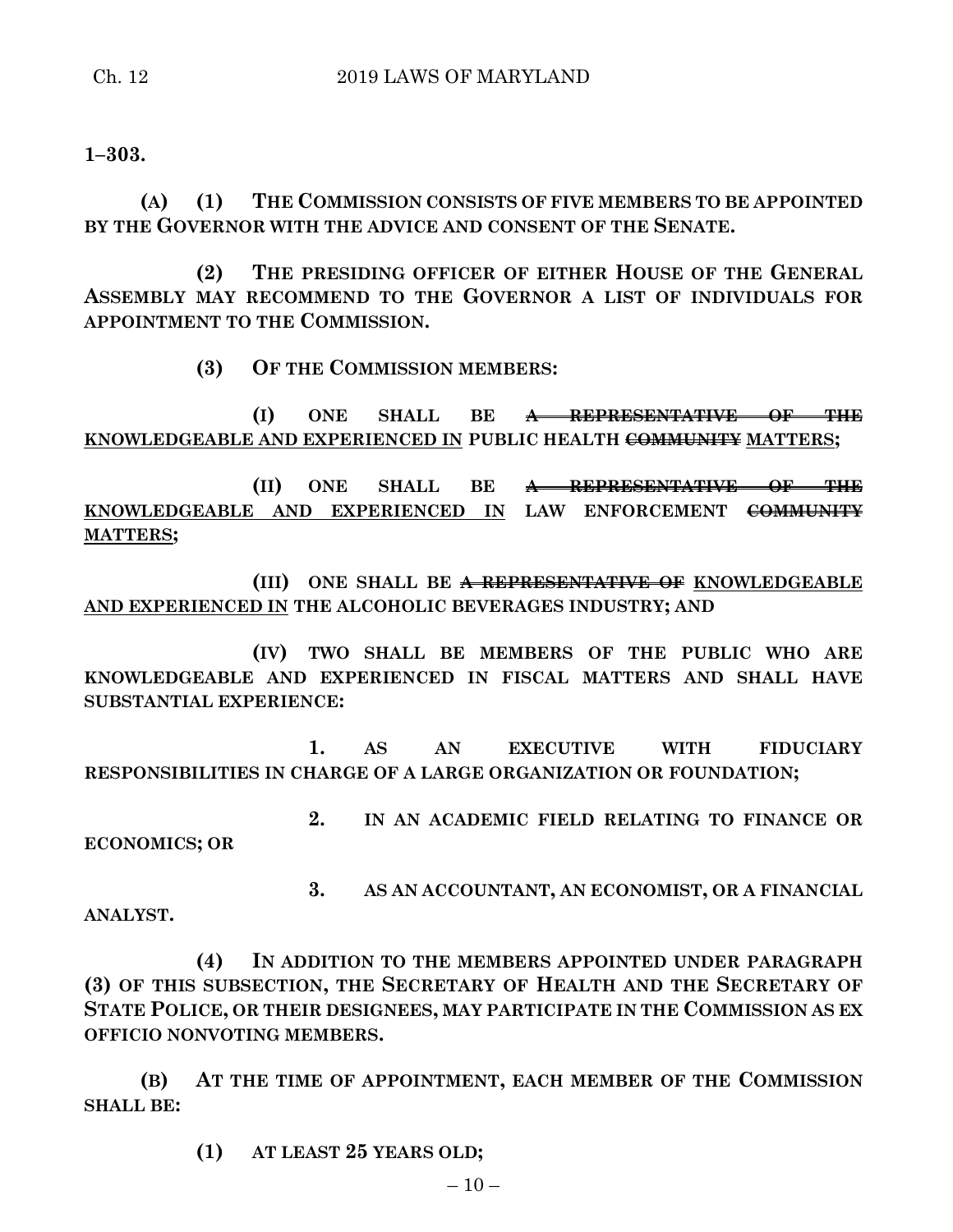**1–303.**

**(A) (1) THE COMMISSION CONSISTS OF FIVE MEMBERS TO BE APPOINTED BY THE GOVERNOR WITH THE ADVICE AND CONSENT OF THE SENATE.**

**(2) THE PRESIDING OFFICER OF EITHER HOUSE OF THE GENERAL ASSEMBLY MAY RECOMMEND TO THE GOVERNOR A LIST OF INDIVIDUALS FOR APPOINTMENT TO THE COMMISSION.**

**(3) OF THE COMMISSION MEMBERS:**

**(I) ONE SHALL BE ~~A REPRESENTATIVE OF THE~~ <u>KNOWLEDGEABLE AND EXPERIENCED IN</u> PUBLIC HEALTH ~~COMMUNITY~~ <u>MATTERS</u>;**

**(II) ONE SHALL BE ~~A REPRESENTATIVE OF THE~~ <u>KNOWLEDGEABLE AND EXPERIENCED IN</u> LAW ENFORCEMENT ~~COMMUNITY~~ <u>MATTERS</u>;**

**(III) ONE SHALL BE ~~A REPRESENTATIVE OF~~ <u>KNOWLEDGEABLE AND EXPERIENCED IN</u> THE ALCOHOLIC BEVERAGES INDUSTRY; AND**

**(IV) TWO SHALL BE MEMBERS OF THE PUBLIC WHO ARE KNOWLEDGEABLE AND EXPERIENCED IN FISCAL MATTERS AND SHALL HAVE SUBSTANTIAL EXPERIENCE:**

**1. AS AN EXECUTIVE WITH FIDUCIARY RESPONSIBILITIES IN CHARGE OF A LARGE ORGANIZATION OR FOUNDATION;**

**2. IN AN ACADEMIC FIELD RELATING TO FINANCE OR ECONOMICS; OR**

**3. AS AN ACCOUNTANT, AN ECONOMIST, OR A FINANCIAL ANALYST.**

**(4) IN ADDITION TO THE MEMBERS APPOINTED UNDER PARAGRAPH (3) OF THIS SUBSECTION, THE SECRETARY OF HEALTH AND THE SECRETARY OF STATE POLICE, OR THEIR DESIGNEES, MAY PARTICIPATE IN THE COMMISSION AS EX OFFICIO NONVOTING MEMBERS.**

**(B) AT THE TIME OF APPOINTMENT, EACH MEMBER OF THE COMMISSION SHALL BE:**

**(1) AT LEAST 25 YEARS OLD;**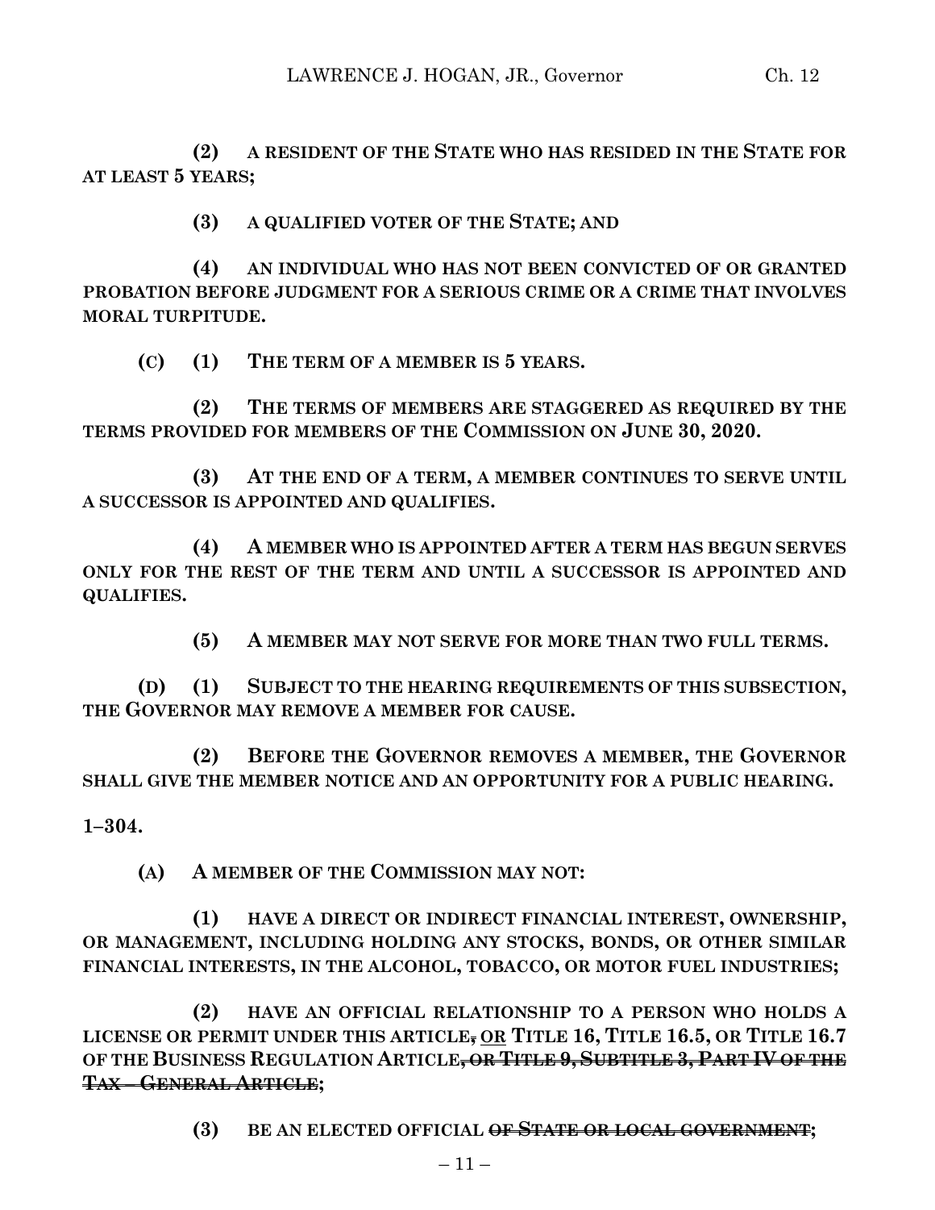**(2) A RESIDENT OF THE STATE WHO HAS RESIDED IN THE STATE FOR AT LEAST 5 YEARS;**

**(3) A QUALIFIED VOTER OF THE STATE; AND**

**(4) AN INDIVIDUAL WHO HAS NOT BEEN CONVICTED OF OR GRANTED PROBATION BEFORE JUDGMENT FOR A SERIOUS CRIME OR A CRIME THAT INVOLVES MORAL TURPITUDE.**

**(C) (1) THE TERM OF A MEMBER IS 5 YEARS.**

**(2) THE TERMS OF MEMBERS ARE STAGGERED AS REQUIRED BY THE TERMS PROVIDED FOR MEMBERS OF THE COMMISSION ON JUNE 30, 2020.**

**(3) AT THE END OF A TERM, A MEMBER CONTINUES TO SERVE UNTIL A SUCCESSOR IS APPOINTED AND QUALIFIES.**

**(4) A MEMBER WHO IS APPOINTED AFTER A TERM HAS BEGUN SERVES ONLY FOR THE REST OF THE TERM AND UNTIL A SUCCESSOR IS APPOINTED AND QUALIFIES.**

**(5) A MEMBER MAY NOT SERVE FOR MORE THAN TWO FULL TERMS.**

**(D) (1) SUBJECT TO THE HEARING REQUIREMENTS OF THIS SUBSECTION, THE GOVERNOR MAY REMOVE A MEMBER FOR CAUSE.**

**(2) BEFORE THE GOVERNOR REMOVES A MEMBER, THE GOVERNOR SHALL GIVE THE MEMBER NOTICE AND AN OPPORTUNITY FOR A PUBLIC HEARING.**

**1–304.**

**(A) A MEMBER OF THE COMMISSION MAY NOT:**

**(1) HAVE A DIRECT OR INDIRECT FINANCIAL INTEREST, OWNERSHIP, OR MANAGEMENT, INCLUDING HOLDING ANY STOCKS, BONDS, OR OTHER SIMILAR FINANCIAL INTERESTS, IN THE ALCOHOL, TOBACCO, OR MOTOR FUEL INDUSTRIES;**

**(2) HAVE AN OFFICIAL RELATIONSHIP TO A PERSON WHO HOLDS A LICENSE OR PERMIT UNDER THIS ARTICLE~~,~~ <u>OR</u> TITLE 16, TITLE 16.5, OR TITLE 16.7 OF THE BUSINESS REGULATION ARTICLE~~, OR TITLE 9, SUBTITLE 3, PART IV OF THE TAX – GENERAL ARTICLE~~;**

**(3) BE AN ELECTED OFFICIAL ~~OF STATE OR LOCAL GOVERNMENT~~;**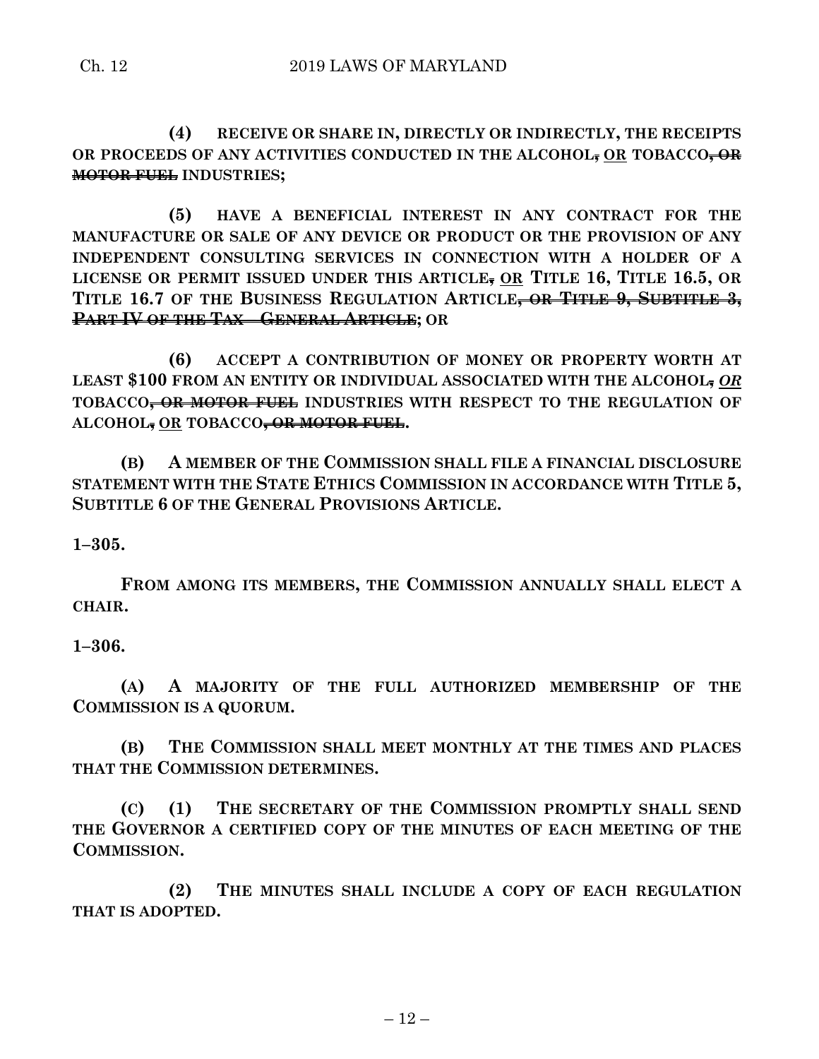**(4) RECEIVE OR SHARE IN, DIRECTLY OR INDIRECTLY, THE RECEIPTS OR PROCEEDS OF ANY ACTIVITIES CONDUCTED IN THE ALCOHOL~~,~~ OR TOBACCO~~, OR MOTOR FUEL~~ INDUSTRIES;**

**(5) HAVE A BENEFICIAL INTEREST IN ANY CONTRACT FOR THE MANUFACTURE OR SALE OF ANY DEVICE OR PRODUCT OR THE PROVISION OF ANY INDEPENDENT CONSULTING SERVICES IN CONNECTION WITH A HOLDER OF A LICENSE OR PERMIT ISSUED UNDER THIS ARTICLE~~,~~ OR TITLE 16, TITLE 16.5, OR TITLE 16.7 OF THE BUSINESS REGULATION ARTICLE~~, OR TITLE 9, SUBTITLE 3, PART IV OF THE TAX – GENERAL ARTICLE~~; OR**

**(6) ACCEPT A CONTRIBUTION OF MONEY OR PROPERTY WORTH AT LEAST $100 FROM AN ENTITY OR INDIVIDUAL ASSOCIATED WITH THE ALCOHOL~~,~~ *OR* TOBACCO~~, OR MOTOR FUEL~~ INDUSTRIES WITH RESPECT TO THE REGULATION OF ALCOHOL~~,~~ OR TOBACCO~~, OR MOTOR FUEL~~.**

**(B) A MEMBER OF THE COMMISSION SHALL FILE A FINANCIAL DISCLOSURE STATEMENT WITH THE STATE ETHICS COMMISSION IN ACCORDANCE WITH TITLE 5, SUBTITLE 6 OF THE GENERAL PROVISIONS ARTICLE.**

**1–305.**

**FROM AMONG ITS MEMBERS, THE COMMISSION ANNUALLY SHALL ELECT A CHAIR.**

**1–306.**

**(A) A MAJORITY OF THE FULL AUTHORIZED MEMBERSHIP OF THE COMMISSION IS A QUORUM.**

**(B) THE COMMISSION SHALL MEET MONTHLY AT THE TIMES AND PLACES THAT THE COMMISSION DETERMINES.**

**(C) (1) THE SECRETARY OF THE COMMISSION PROMPTLY SHALL SEND THE GOVERNOR A CERTIFIED COPY OF THE MINUTES OF EACH MEETING OF THE COMMISSION.**

**(2) THE MINUTES SHALL INCLUDE A COPY OF EACH REGULATION THAT IS ADOPTED.**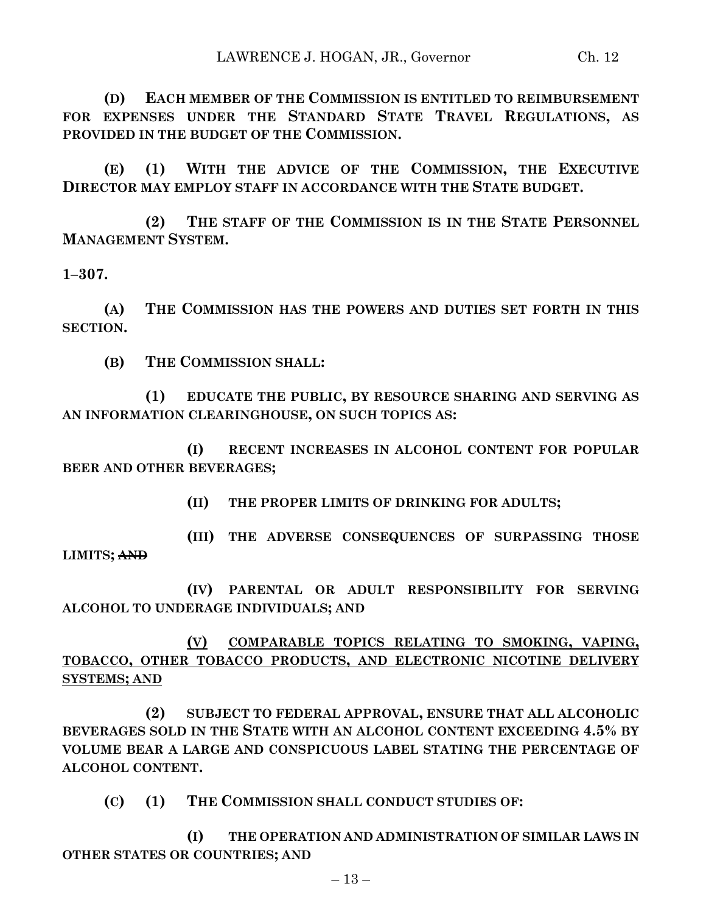**(D) EACH MEMBER OF THE COMMISSION IS ENTITLED TO REIMBURSEMENT FOR EXPENSES UNDER THE STANDARD STATE TRAVEL REGULATIONS, AS PROVIDED IN THE BUDGET OF THE COMMISSION.**

**(E) (1) WITH THE ADVICE OF THE COMMISSION, THE EXECUTIVE DIRECTOR MAY EMPLOY STAFF IN ACCORDANCE WITH THE STATE BUDGET.**

**(2) THE STAFF OF THE COMMISSION IS IN THE STATE PERSONNEL MANAGEMENT SYSTEM.**

**1–307.**

**(A) THE COMMISSION HAS THE POWERS AND DUTIES SET FORTH IN THIS SECTION.**

**(B) THE COMMISSION SHALL:**

**(1) EDUCATE THE PUBLIC, BY RESOURCE SHARING AND SERVING AS AN INFORMATION CLEARINGHOUSE, ON SUCH TOPICS AS:**

**(I) RECENT INCREASES IN ALCOHOL CONTENT FOR POPULAR BEER AND OTHER BEVERAGES;**

**(II) THE PROPER LIMITS OF DRINKING FOR ADULTS;**

**(III) THE ADVERSE CONSEQUENCES OF SURPASSING THOSE LIMITS;** ~~**AND**~~

**(IV) PARENTAL OR ADULT RESPONSIBILITY FOR SERVING ALCOHOL TO UNDERAGE INDIVIDUALS; AND**

<u>**(V) COMPARABLE TOPICS RELATING TO SMOKING, VAPING, TOBACCO, OTHER TOBACCO PRODUCTS, AND ELECTRONIC NICOTINE DELIVERY SYSTEMS; AND**</u>

**(2) SUBJECT TO FEDERAL APPROVAL, ENSURE THAT ALL ALCOHOLIC BEVERAGES SOLD IN THE STATE WITH AN ALCOHOL CONTENT EXCEEDING 4.5% BY VOLUME BEAR A LARGE AND CONSPICUOUS LABEL STATING THE PERCENTAGE OF ALCOHOL CONTENT.**

**(C) (1) THE COMMISSION SHALL CONDUCT STUDIES OF:**

**(I) THE OPERATION AND ADMINISTRATION OF SIMILAR LAWS IN OTHER STATES OR COUNTRIES; AND**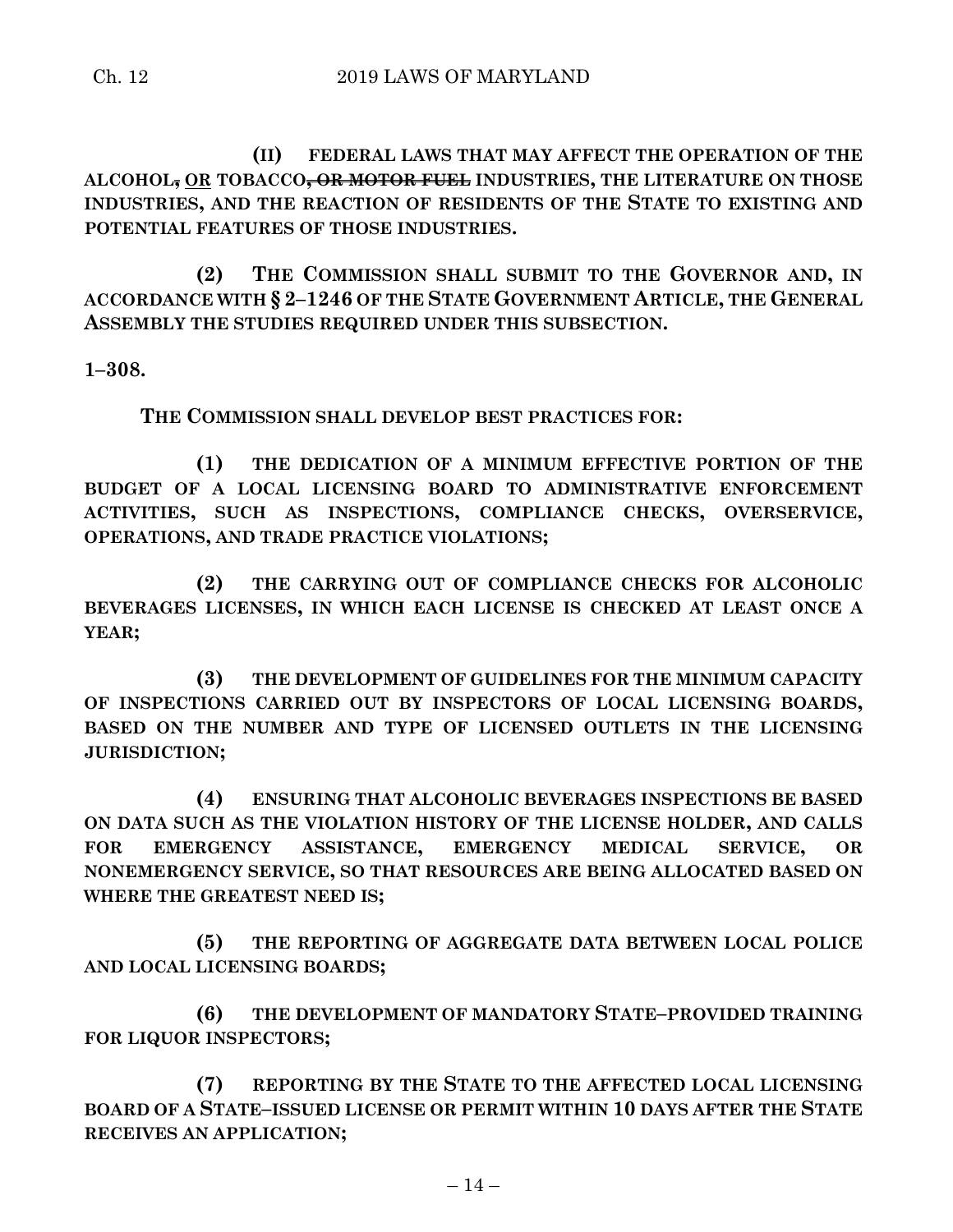(II) FEDERAL LAWS THAT MAY AFFECT THE OPERATION OF THE ALCOHOL~~,~~ OR TOBACCO~~, OR MOTOR FUEL~~ INDUSTRIES, THE LITERATURE ON THOSE INDUSTRIES, AND THE REACTION OF RESIDENTS OF THE STATE TO EXISTING AND POTENTIAL FEATURES OF THOSE INDUSTRIES.

(2) THE COMMISSION SHALL SUBMIT TO THE GOVERNOR AND, IN ACCORDANCE WITH § 2–1246 OF THE STATE GOVERNMENT ARTICLE, THE GENERAL ASSEMBLY THE STUDIES REQUIRED UNDER THIS SUBSECTION.

**1–308.**

THE COMMISSION SHALL DEVELOP BEST PRACTICES FOR:

(1) THE DEDICATION OF A MINIMUM EFFECTIVE PORTION OF THE BUDGET OF A LOCAL LICENSING BOARD TO ADMINISTRATIVE ENFORCEMENT ACTIVITIES, SUCH AS INSPECTIONS, COMPLIANCE CHECKS, OVERSERVICE, OPERATIONS, AND TRADE PRACTICE VIOLATIONS;

(2) THE CARRYING OUT OF COMPLIANCE CHECKS FOR ALCOHOLIC BEVERAGES LICENSES, IN WHICH EACH LICENSE IS CHECKED AT LEAST ONCE A YEAR;

(3) THE DEVELOPMENT OF GUIDELINES FOR THE MINIMUM CAPACITY OF INSPECTIONS CARRIED OUT BY INSPECTORS OF LOCAL LICENSING BOARDS, BASED ON THE NUMBER AND TYPE OF LICENSED OUTLETS IN THE LICENSING JURISDICTION;

(4) ENSURING THAT ALCOHOLIC BEVERAGES INSPECTIONS BE BASED ON DATA SUCH AS THE VIOLATION HISTORY OF THE LICENSE HOLDER, AND CALLS FOR EMERGENCY ASSISTANCE, EMERGENCY MEDICAL SERVICE, OR NONEMERGENCY SERVICE, SO THAT RESOURCES ARE BEING ALLOCATED BASED ON WHERE THE GREATEST NEED IS;

(5) THE REPORTING OF AGGREGATE DATA BETWEEN LOCAL POLICE AND LOCAL LICENSING BOARDS;

(6) THE DEVELOPMENT OF MANDATORY STATE–PROVIDED TRAINING FOR LIQUOR INSPECTORS;

(7) REPORTING BY THE STATE TO THE AFFECTED LOCAL LICENSING BOARD OF A STATE–ISSUED LICENSE OR PERMIT WITHIN 10 DAYS AFTER THE STATE RECEIVES AN APPLICATION;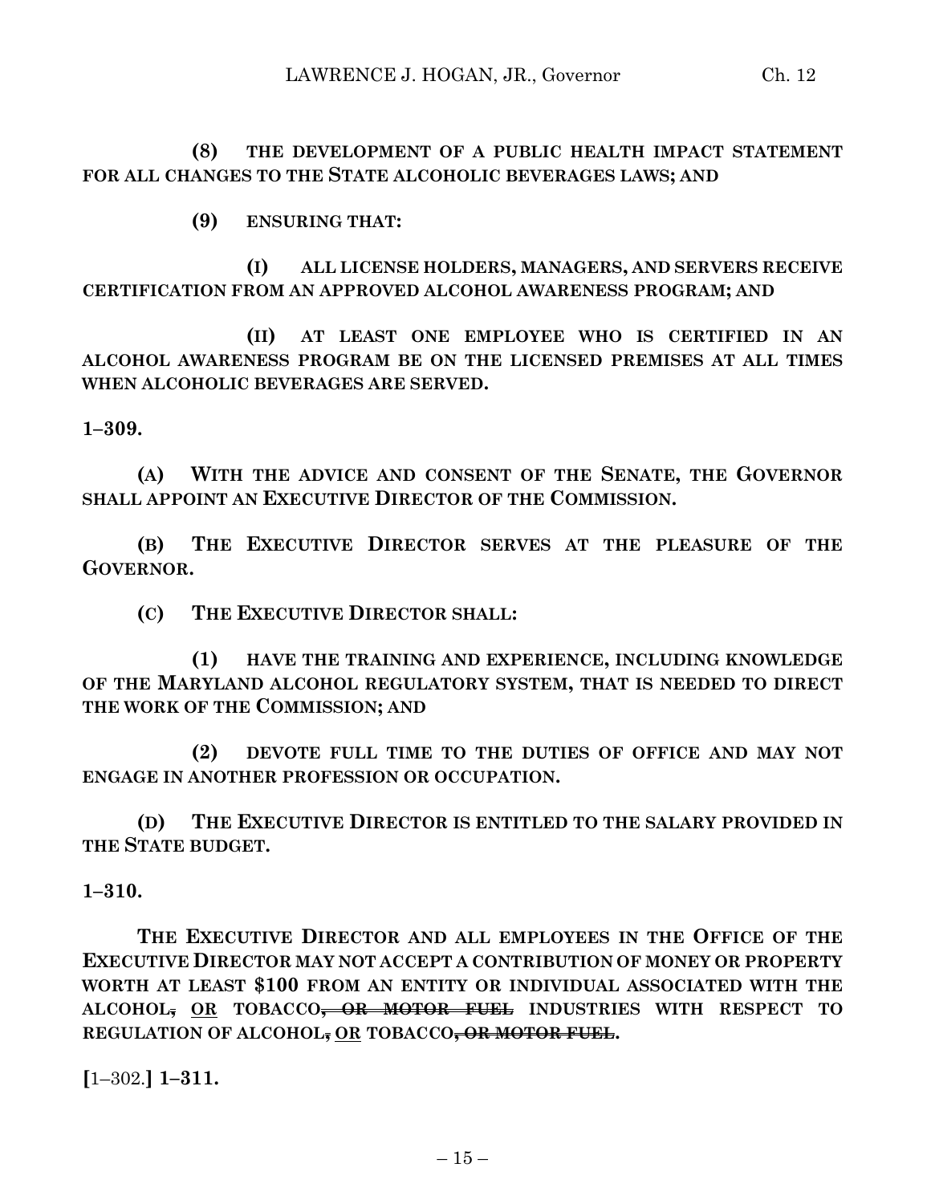**(8) THE DEVELOPMENT OF A PUBLIC HEALTH IMPACT STATEMENT FOR ALL CHANGES TO THE STATE ALCOHOLIC BEVERAGES LAWS; AND**

**(9) ENSURING THAT:**

**(I) ALL LICENSE HOLDERS, MANAGERS, AND SERVERS RECEIVE CERTIFICATION FROM AN APPROVED ALCOHOL AWARENESS PROGRAM; AND**

**(II) AT LEAST ONE EMPLOYEE WHO IS CERTIFIED IN AN ALCOHOL AWARENESS PROGRAM BE ON THE LICENSED PREMISES AT ALL TIMES WHEN ALCOHOLIC BEVERAGES ARE SERVED.**

**1–309.**

**(A) WITH THE ADVICE AND CONSENT OF THE SENATE, THE GOVERNOR SHALL APPOINT AN EXECUTIVE DIRECTOR OF THE COMMISSION.**

**(B) THE EXECUTIVE DIRECTOR SERVES AT THE PLEASURE OF THE GOVERNOR.**

**(C) THE EXECUTIVE DIRECTOR SHALL:**

**(1) HAVE THE TRAINING AND EXPERIENCE, INCLUDING KNOWLEDGE OF THE MARYLAND ALCOHOL REGULATORY SYSTEM, THAT IS NEEDED TO DIRECT THE WORK OF THE COMMISSION; AND**

**(2) DEVOTE FULL TIME TO THE DUTIES OF OFFICE AND MAY NOT ENGAGE IN ANOTHER PROFESSION OR OCCUPATION.**

**(D) THE EXECUTIVE DIRECTOR IS ENTITLED TO THE SALARY PROVIDED IN THE STATE BUDGET.**

**1–310.**

**THE EXECUTIVE DIRECTOR AND ALL EMPLOYEES IN THE OFFICE OF THE EXECUTIVE DIRECTOR MAY NOT ACCEPT A CONTRIBUTION OF MONEY OR PROPERTY WORTH AT LEAST $100 FROM AN ENTITY OR INDIVIDUAL ASSOCIATED WITH THE ALCOHOL~~,~~ OR TOBACCO~~, OR MOTOR FUEL~~ INDUSTRIES WITH RESPECT TO REGULATION OF ALCOHOL~~,~~ OR TOBACCO~~, OR MOTOR FUEL~~.**

[1–302.] **1–311.**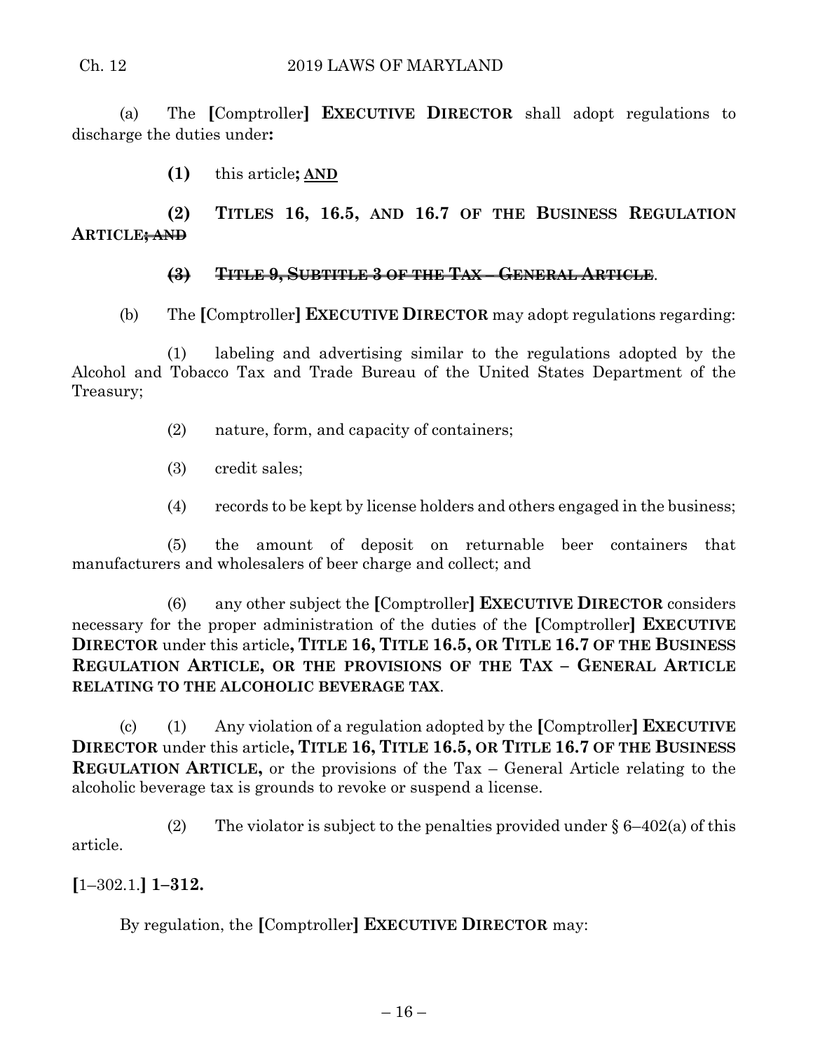(a) The **[**Comptroller**]** **EXECUTIVE DIRECTOR** shall adopt regulations to discharge the duties under**:**

**(1)** this article**; AND**

**(2) TITLES 16, 16.5, AND 16.7 OF THE BUSINESS REGULATION ARTICLE~~; AND~~**

~~**(3) TITLE 9, SUBTITLE 3 OF THE TAX – GENERAL ARTICLE**~~.

(b) The **[**Comptroller**]** **EXECUTIVE DIRECTOR** may adopt regulations regarding:

(1) labeling and advertising similar to the regulations adopted by the Alcohol and Tobacco Tax and Trade Bureau of the United States Department of the Treasury;

(2) nature, form, and capacity of containers;

(3) credit sales;

(4) records to be kept by license holders and others engaged in the business;

(5) the amount of deposit on returnable beer containers that manufacturers and wholesalers of beer charge and collect; and

(6) any other subject the **[**Comptroller**]** **EXECUTIVE DIRECTOR** considers necessary for the proper administration of the duties of the **[**Comptroller**]** **EXECUTIVE DIRECTOR** under this article**, TITLE 16, TITLE 16.5, OR TITLE 16.7 OF THE BUSINESS REGULATION ARTICLE, OR THE PROVISIONS OF THE TAX – GENERAL ARTICLE RELATING TO THE ALCOHOLIC BEVERAGE TAX**.

(c) (1) Any violation of a regulation adopted by the **[**Comptroller**]** **EXECUTIVE DIRECTOR** under this article**, TITLE 16, TITLE 16.5, OR TITLE 16.7 OF THE BUSINESS REGULATION ARTICLE,** or the provisions of the Tax – General Article relating to the alcoholic beverage tax is grounds to revoke or suspend a license.

(2) The violator is subject to the penalties provided under § 6–402(a) of this article.

**[**1–302.1.**]** **1–312.**

By regulation, the **[**Comptroller**]** **EXECUTIVE DIRECTOR** may: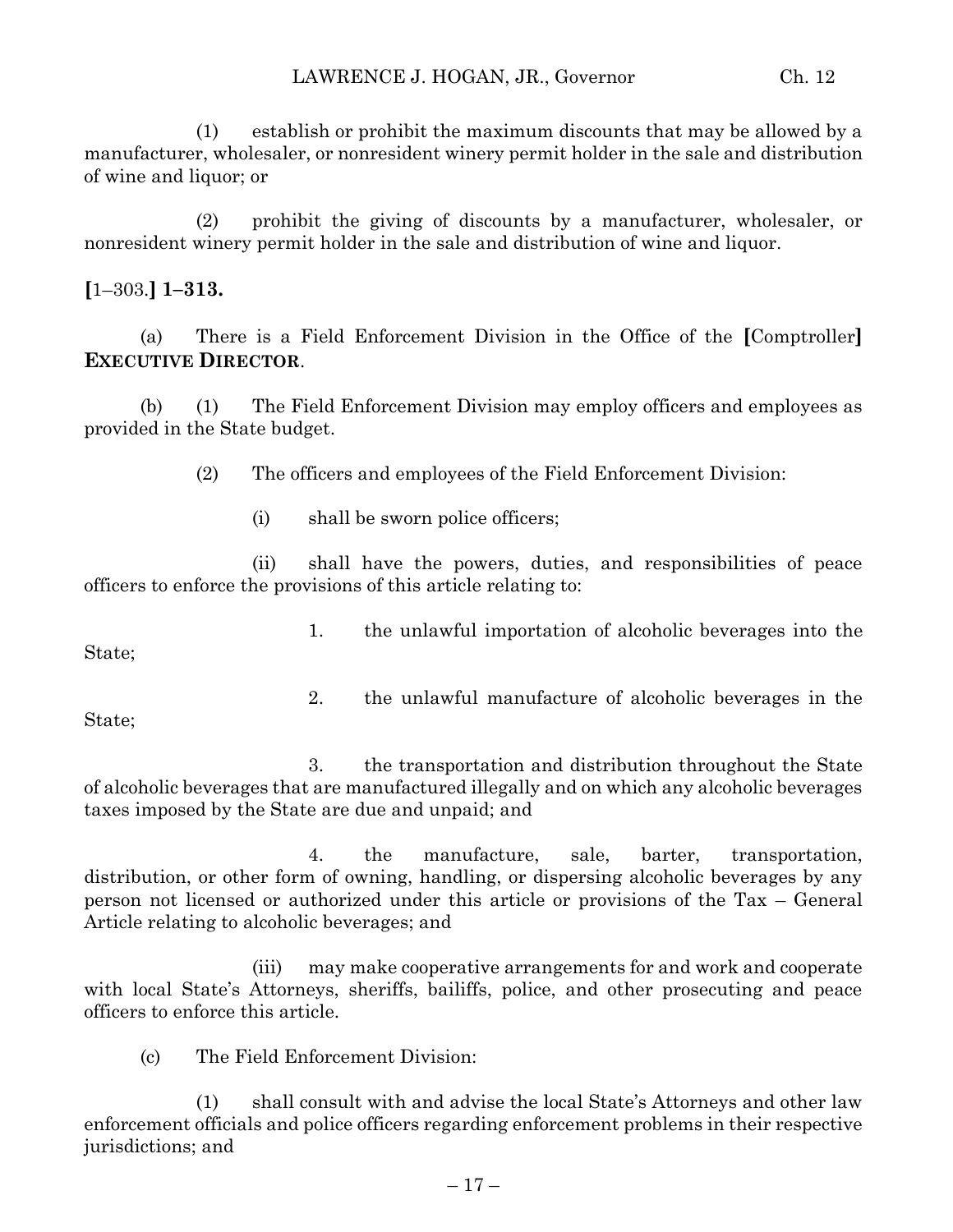(1) establish or prohibit the maximum discounts that may be allowed by a manufacturer, wholesaler, or nonresident winery permit holder in the sale and distribution of wine and liquor; or

(2) prohibit the giving of discounts by a manufacturer, wholesaler, or nonresident winery permit holder in the sale and distribution of wine and liquor.

**[**1–303.**] 1–313.**

(a) There is a Field Enforcement Division in the Office of the **[**Comptroller**]** **EXECUTIVE DIRECTOR**.

(b) (1) The Field Enforcement Division may employ officers and employees as provided in the State budget.

(2) The officers and employees of the Field Enforcement Division:

(i) shall be sworn police officers;

(ii) shall have the powers, duties, and responsibilities of peace officers to enforce the provisions of this article relating to:

1. the unlawful importation of alcoholic beverages into the State;

2. the unlawful manufacture of alcoholic beverages in the State;

3. the transportation and distribution throughout the State of alcoholic beverages that are manufactured illegally and on which any alcoholic beverages taxes imposed by the State are due and unpaid; and

4. the manufacture, sale, barter, transportation, distribution, or other form of owning, handling, or dispersing alcoholic beverages by any person not licensed or authorized under this article or provisions of the Tax – General Article relating to alcoholic beverages; and

(iii) may make cooperative arrangements for and work and cooperate with local State's Attorneys, sheriffs, bailiffs, police, and other prosecuting and peace officers to enforce this article.

(c) The Field Enforcement Division:

(1) shall consult with and advise the local State's Attorneys and other law enforcement officials and police officers regarding enforcement problems in their respective jurisdictions; and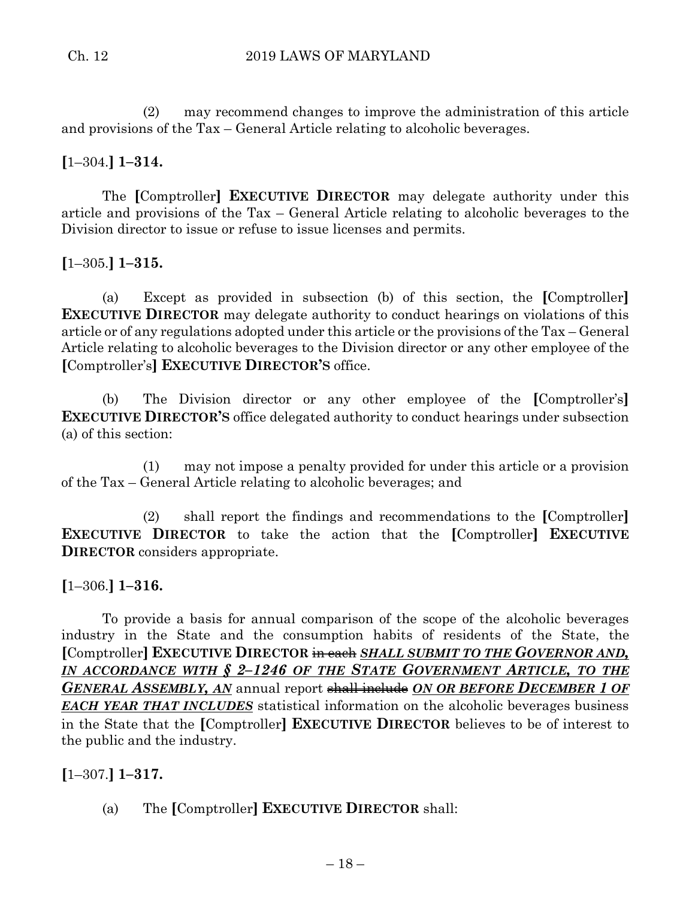(2) may recommend changes to improve the administration of this article and provisions of the Tax – General Article relating to alcoholic beverages.

**[**1–304.**] 1–314.**

The **[**Comptroller**] EXECUTIVE DIRECTOR** may delegate authority under this article and provisions of the Tax – General Article relating to alcoholic beverages to the Division director to issue or refuse to issue licenses and permits.

**[**1–305.**] 1–315.**

(a) Except as provided in subsection (b) of this section, the **[**Comptroller**] EXECUTIVE DIRECTOR** may delegate authority to conduct hearings on violations of this article or of any regulations adopted under this article or the provisions of the Tax – General Article relating to alcoholic beverages to the Division director or any other employee of the **[**Comptroller's**] EXECUTIVE DIRECTOR'S** office.

(b) The Division director or any other employee of the **[**Comptroller's**] EXECUTIVE DIRECTOR'S** office delegated authority to conduct hearings under subsection (a) of this section:

(1) may not impose a penalty provided for under this article or a provision of the Tax – General Article relating to alcoholic beverages; and

(2) shall report the findings and recommendations to the **[**Comptroller**] EXECUTIVE DIRECTOR** to take the action that the **[**Comptroller**] EXECUTIVE DIRECTOR** considers appropriate.

**[**1–306.**] 1–316.**

To provide a basis for annual comparison of the scope of the alcoholic beverages industry in the State and the consumption habits of residents of the State, the **[**Comptroller**] EXECUTIVE DIRECTOR** ~~in each~~ ***SHALL SUBMIT TO THE GOVERNOR AND, IN ACCORDANCE WITH § 2–1246 OF THE STATE GOVERNMENT ARTICLE, TO THE GENERAL ASSEMBLY, AN*** annual report ~~shall include~~ ***ON OR BEFORE DECEMBER 1 OF EACH YEAR THAT INCLUDES*** statistical information on the alcoholic beverages business in the State that the **[**Comptroller**] EXECUTIVE DIRECTOR** believes to be of interest to the public and the industry.

**[**1–307.**] 1–317.**

(a) The **[**Comptroller**] EXECUTIVE DIRECTOR** shall: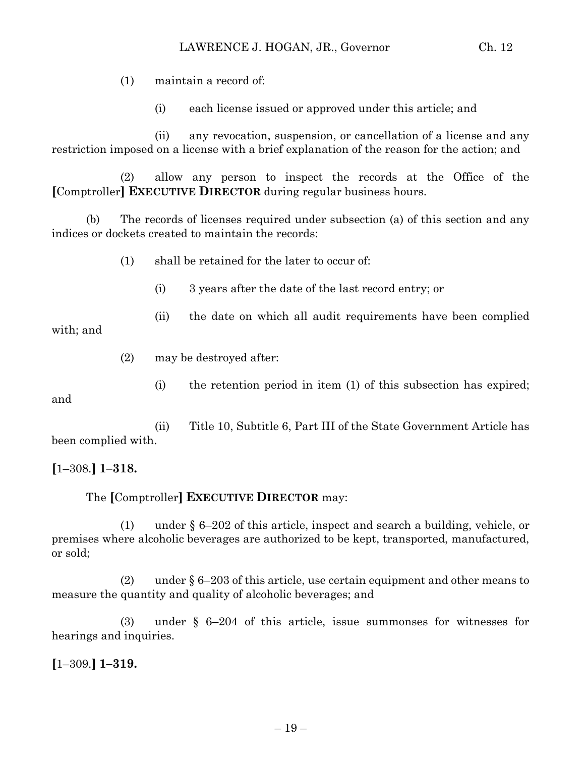(1) maintain a record of:

(i) each license issued or approved under this article; and

(ii) any revocation, suspension, or cancellation of a license and any restriction imposed on a license with a brief explanation of the reason for the action; and

(2) allow any person to inspect the records at the Office of the **[**Comptroller**] EXECUTIVE DIRECTOR** during regular business hours.

(b) The records of licenses required under subsection (a) of this section and any indices or dockets created to maintain the records:

(1) shall be retained for the later to occur of:

(i) 3 years after the date of the last record entry; or

(ii) the date on which all audit requirements have been complied with; and

(2) may be destroyed after:

(i) the retention period in item (1) of this subsection has expired; and

(ii) Title 10, Subtitle 6, Part III of the State Government Article has been complied with.

**[**1–308.**] 1–318.**

The **[**Comptroller**] EXECUTIVE DIRECTOR** may:

(1) under § 6–202 of this article, inspect and search a building, vehicle, or premises where alcoholic beverages are authorized to be kept, transported, manufactured, or sold;

(2) under § 6–203 of this article, use certain equipment and other means to measure the quantity and quality of alcoholic beverages; and

(3) under § 6–204 of this article, issue summonses for witnesses for hearings and inquiries.

**[**1–309.**] 1–319.**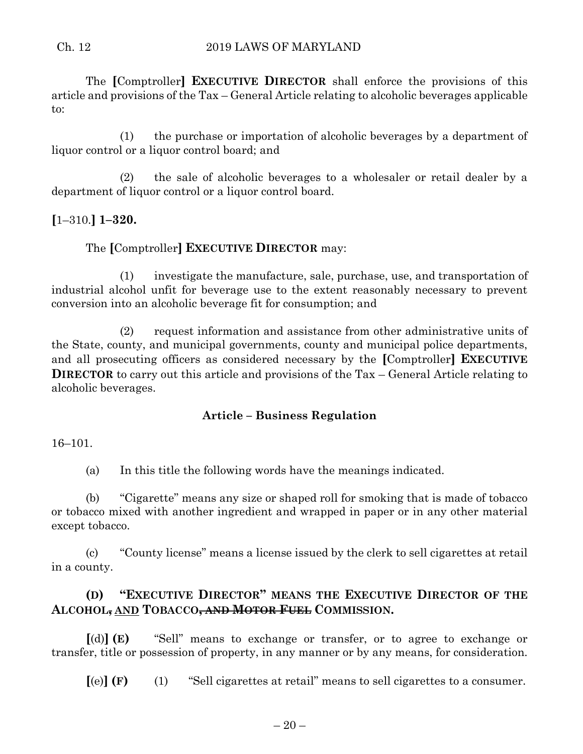The **[**Comptroller**]** **EXECUTIVE DIRECTOR** shall enforce the provisions of this article and provisions of the Tax – General Article relating to alcoholic beverages applicable to:

(1) the purchase or importation of alcoholic beverages by a department of liquor control or a liquor control board; and

(2) the sale of alcoholic beverages to a wholesaler or retail dealer by a department of liquor control or a liquor control board.

**[**1–310.**]** **1–320.**

The **[**Comptroller**]** **EXECUTIVE DIRECTOR** may:

(1) investigate the manufacture, sale, purchase, use, and transportation of industrial alcohol unfit for beverage use to the extent reasonably necessary to prevent conversion into an alcoholic beverage fit for consumption; and

(2) request information and assistance from other administrative units of the State, county, and municipal governments, county and municipal police departments, and all prosecuting officers as considered necessary by the **[**Comptroller**]** **EXECUTIVE DIRECTOR** to carry out this article and provisions of the Tax – General Article relating to alcoholic beverages.

### Article – Business Regulation

16–101.

(a) In this title the following words have the meanings indicated.

(b) "Cigarette" means any size or shaped roll for smoking that is made of tobacco or tobacco mixed with another ingredient and wrapped in paper or in any other material except tobacco.

(c) "County license" means a license issued by the clerk to sell cigarettes at retail in a county.

**(D) "EXECUTIVE DIRECTOR" MEANS THE EXECUTIVE DIRECTOR OF THE ALCOHOL~~,~~ AND TOBACCO~~, AND MOTOR FUEL~~ COMMISSION.**

**[**(d)**]** **(E)** "Sell" means to exchange or transfer, or to agree to exchange or transfer, title or possession of property, in any manner or by any means, for consideration.

**[**(e)**]** **(F)** (1) "Sell cigarettes at retail" means to sell cigarettes to a consumer.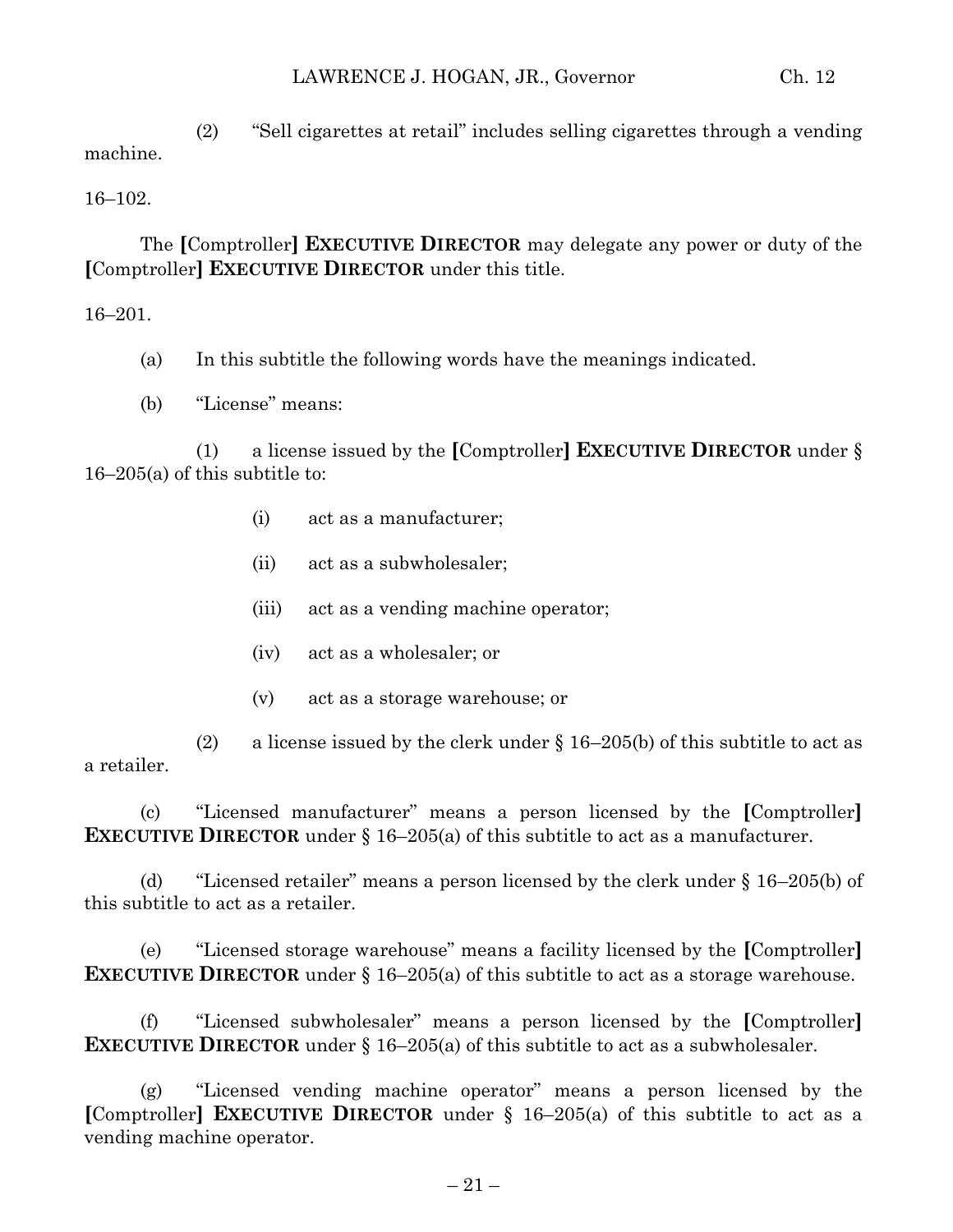(2) "Sell cigarettes at retail" includes selling cigarettes through a vending machine.

16–102.

The [Comptroller] **EXECUTIVE DIRECTOR** may delegate any power or duty of the [Comptroller] **EXECUTIVE DIRECTOR** under this title.

16–201.

(a) In this subtitle the following words have the meanings indicated.

(b) "License" means:

(1) a license issued by the [Comptroller] **EXECUTIVE DIRECTOR** under § 16–205(a) of this subtitle to:

(i) act as a manufacturer;

(ii) act as a subwholesaler;

(iii) act as a vending machine operator;

(iv) act as a wholesaler; or

(v) act as a storage warehouse; or

(2) a license issued by the clerk under § 16–205(b) of this subtitle to act as a retailer.

(c) "Licensed manufacturer" means a person licensed by the [Comptroller] **EXECUTIVE DIRECTOR** under § 16–205(a) of this subtitle to act as a manufacturer.

(d) "Licensed retailer" means a person licensed by the clerk under § 16–205(b) of this subtitle to act as a retailer.

(e) "Licensed storage warehouse" means a facility licensed by the [Comptroller] **EXECUTIVE DIRECTOR** under § 16–205(a) of this subtitle to act as a storage warehouse.

(f) "Licensed subwholesaler" means a person licensed by the [Comptroller] **EXECUTIVE DIRECTOR** under § 16–205(a) of this subtitle to act as a subwholesaler.

(g) "Licensed vending machine operator" means a person licensed by the [Comptroller] **EXECUTIVE DIRECTOR** under § 16–205(a) of this subtitle to act as a vending machine operator.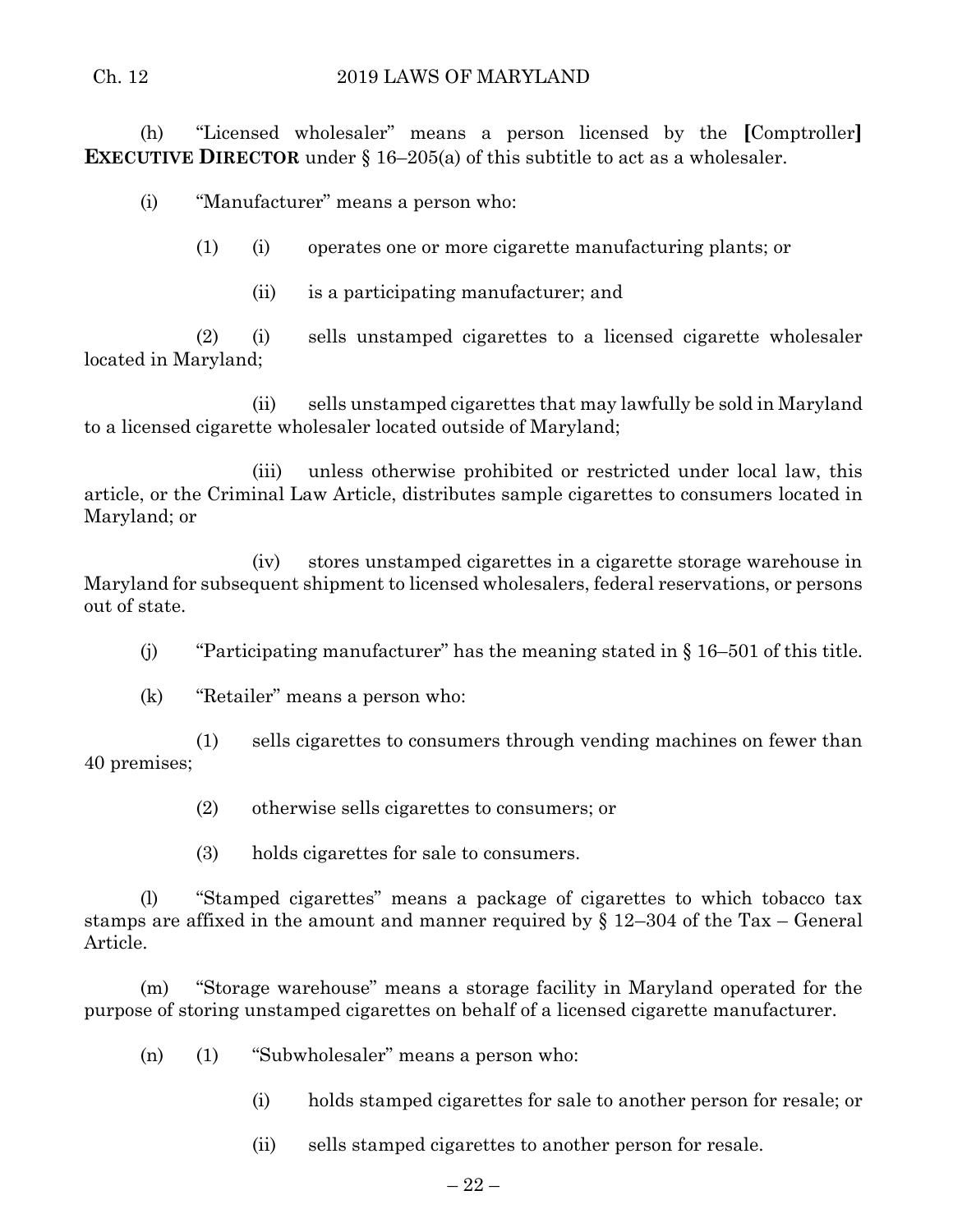(h) "Licensed wholesaler" means a person licensed by the [Comptroller] **EXECUTIVE DIRECTOR** under § 16–205(a) of this subtitle to act as a wholesaler.

(i) "Manufacturer" means a person who:

(1) (i) operates one or more cigarette manufacturing plants; or

(ii) is a participating manufacturer; and

(2) (i) sells unstamped cigarettes to a licensed cigarette wholesaler located in Maryland;

(ii) sells unstamped cigarettes that may lawfully be sold in Maryland to a licensed cigarette wholesaler located outside of Maryland;

(iii) unless otherwise prohibited or restricted under local law, this article, or the Criminal Law Article, distributes sample cigarettes to consumers located in Maryland; or

(iv) stores unstamped cigarettes in a cigarette storage warehouse in Maryland for subsequent shipment to licensed wholesalers, federal reservations, or persons out of state.

(j) "Participating manufacturer" has the meaning stated in § 16–501 of this title.

(k) "Retailer" means a person who:

(1) sells cigarettes to consumers through vending machines on fewer than 40 premises;

(2) otherwise sells cigarettes to consumers; or

(3) holds cigarettes for sale to consumers.

(l) "Stamped cigarettes" means a package of cigarettes to which tobacco tax stamps are affixed in the amount and manner required by § 12–304 of the Tax – General Article.

(m) "Storage warehouse" means a storage facility in Maryland operated for the purpose of storing unstamped cigarettes on behalf of a licensed cigarette manufacturer.

(n) (1) "Subwholesaler" means a person who:

(i) holds stamped cigarettes for sale to another person for resale; or

(ii) sells stamped cigarettes to another person for resale.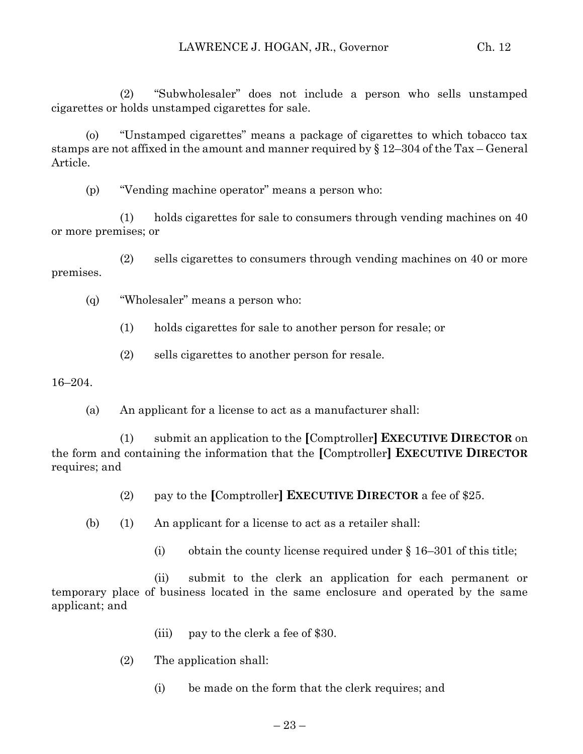(2) "Subwholesaler" does not include a person who sells unstamped cigarettes or holds unstamped cigarettes for sale.

(o) "Unstamped cigarettes" means a package of cigarettes to which tobacco tax stamps are not affixed in the amount and manner required by § 12–304 of the Tax – General Article.

(p) "Vending machine operator" means a person who:

(1) holds cigarettes for sale to consumers through vending machines on 40 or more premises; or

(2) sells cigarettes to consumers through vending machines on 40 or more premises.

(q) "Wholesaler" means a person who:

(1) holds cigarettes for sale to another person for resale; or

(2) sells cigarettes to another person for resale.

16–204.

(a) An applicant for a license to act as a manufacturer shall:

(1) submit an application to the **[**Comptroller**] EXECUTIVE DIRECTOR** on the form and containing the information that the **[**Comptroller**] EXECUTIVE DIRECTOR** requires; and

(2) pay to the **[**Comptroller**] EXECUTIVE DIRECTOR** a fee of $25.

(b) (1) An applicant for a license to act as a retailer shall:

(i) obtain the county license required under § 16–301 of this title;

(ii) submit to the clerk an application for each permanent or temporary place of business located in the same enclosure and operated by the same applicant; and

(iii) pay to the clerk a fee of $30.

(2) The application shall:

(i) be made on the form that the clerk requires; and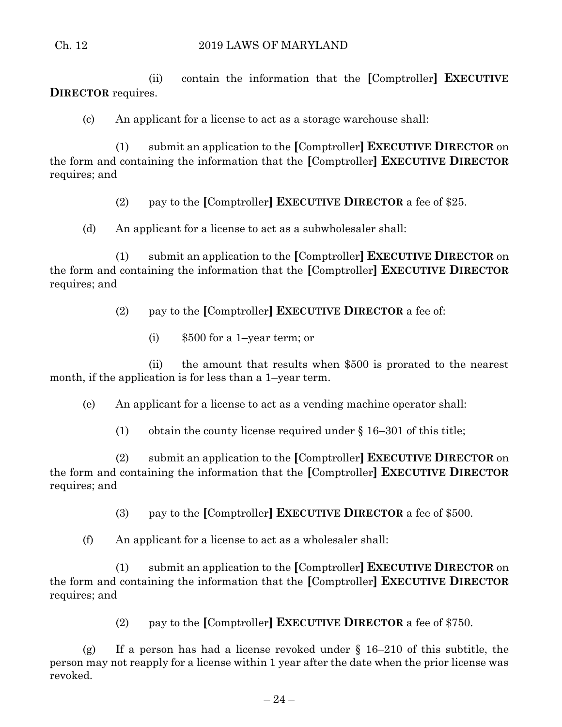(ii) contain the information that the [Comptroller] **EXECUTIVE DIRECTOR** requires.

(c) An applicant for a license to act as a storage warehouse shall:

(1) submit an application to the [Comptroller] **EXECUTIVE DIRECTOR** on the form and containing the information that the [Comptroller] **EXECUTIVE DIRECTOR** requires; and

(2) pay to the [Comptroller] **EXECUTIVE DIRECTOR** a fee of $25.

(d) An applicant for a license to act as a subwholesaler shall:

(1) submit an application to the [Comptroller] **EXECUTIVE DIRECTOR** on the form and containing the information that the [Comptroller] **EXECUTIVE DIRECTOR** requires; and

(2) pay to the [Comptroller] **EXECUTIVE DIRECTOR** a fee of:

(i) $500 for a 1–year term; or

(ii) the amount that results when $500 is prorated to the nearest month, if the application is for less than a 1–year term.

(e) An applicant for a license to act as a vending machine operator shall:

(1) obtain the county license required under § 16–301 of this title;

(2) submit an application to the [Comptroller] **EXECUTIVE DIRECTOR** on the form and containing the information that the [Comptroller] **EXECUTIVE DIRECTOR** requires; and

(3) pay to the [Comptroller] **EXECUTIVE DIRECTOR** a fee of $500.

(f) An applicant for a license to act as a wholesaler shall:

(1) submit an application to the [Comptroller] **EXECUTIVE DIRECTOR** on the form and containing the information that the [Comptroller] **EXECUTIVE DIRECTOR** requires; and

(2) pay to the [Comptroller] **EXECUTIVE DIRECTOR** a fee of $750.

(g) If a person has had a license revoked under § 16–210 of this subtitle, the person may not reapply for a license within 1 year after the date when the prior license was revoked.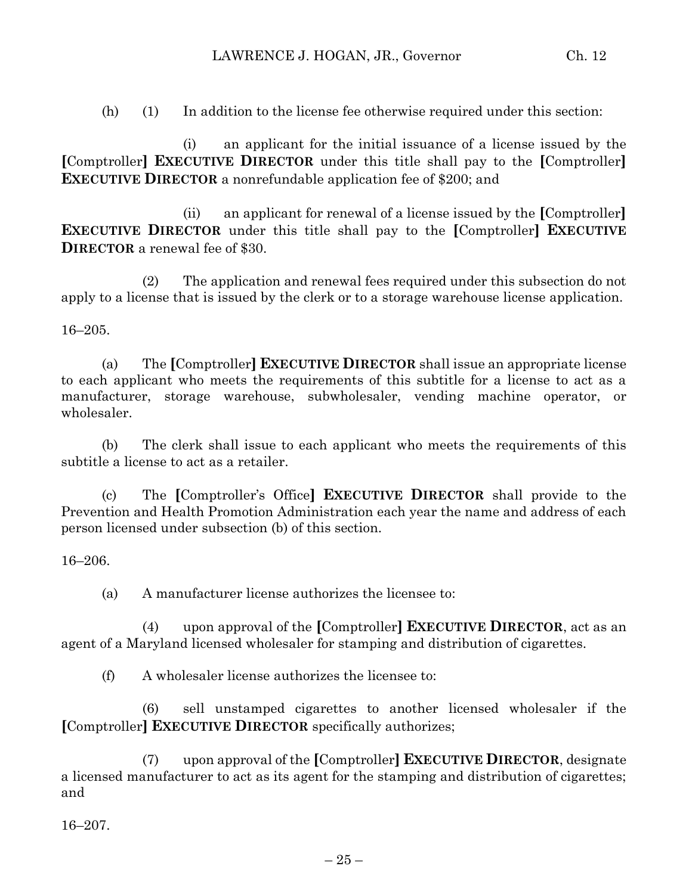(h) (1) In addition to the license fee otherwise required under this section:

(i) an applicant for the initial issuance of a license issued by the [Comptroller] **EXECUTIVE DIRECTOR** under this title shall pay to the [Comptroller] **EXECUTIVE DIRECTOR** a nonrefundable application fee of $200; and

(ii) an applicant for renewal of a license issued by the [Comptroller] **EXECUTIVE DIRECTOR** under this title shall pay to the [Comptroller] **EXECUTIVE DIRECTOR** a renewal fee of $30.

(2) The application and renewal fees required under this subsection do not apply to a license that is issued by the clerk or to a storage warehouse license application.

16–205.

(a) The [Comptroller] **EXECUTIVE DIRECTOR** shall issue an appropriate license to each applicant who meets the requirements of this subtitle for a license to act as a manufacturer, storage warehouse, subwholesaler, vending machine operator, or wholesaler.

(b) The clerk shall issue to each applicant who meets the requirements of this subtitle a license to act as a retailer.

(c) The [Comptroller's Office] **EXECUTIVE DIRECTOR** shall provide to the Prevention and Health Promotion Administration each year the name and address of each person licensed under subsection (b) of this section.

16–206.

(a) A manufacturer license authorizes the licensee to:

(4) upon approval of the [Comptroller] **EXECUTIVE DIRECTOR**, act as an agent of a Maryland licensed wholesaler for stamping and distribution of cigarettes.

(f) A wholesaler license authorizes the licensee to:

(6) sell unstamped cigarettes to another licensed wholesaler if the [Comptroller] **EXECUTIVE DIRECTOR** specifically authorizes;

(7) upon approval of the [Comptroller] **EXECUTIVE DIRECTOR**, designate a licensed manufacturer to act as its agent for the stamping and distribution of cigarettes; and

16–207.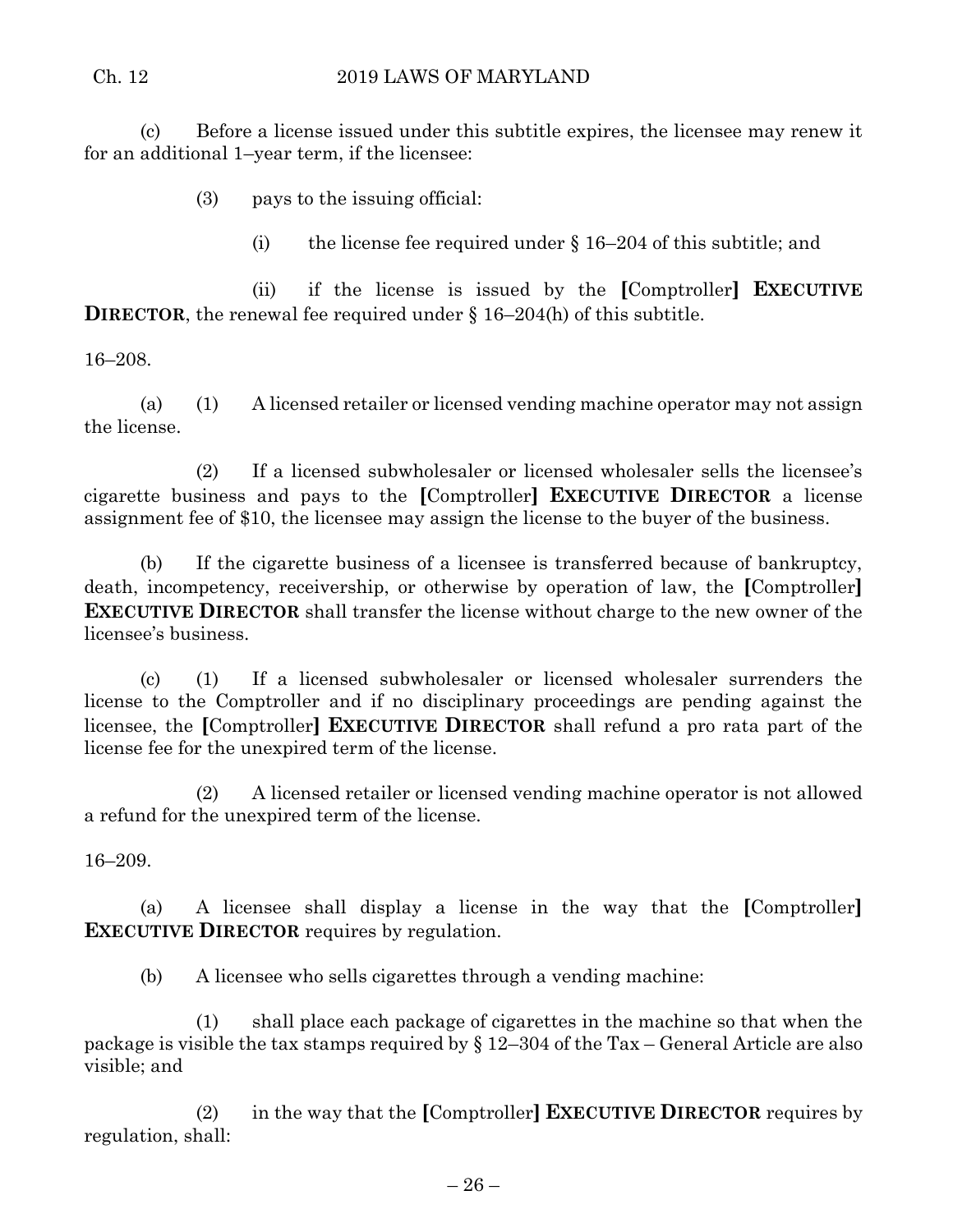(c) Before a license issued under this subtitle expires, the licensee may renew it for an additional 1–year term, if the licensee:

(3) pays to the issuing official:

(i) the license fee required under § 16–204 of this subtitle; and

(ii) if the license is issued by the **[**Comptroller**]** **EXECUTIVE DIRECTOR**, the renewal fee required under § 16–204(h) of this subtitle.

16–208.

(a) (1) A licensed retailer or licensed vending machine operator may not assign the license.

(2) If a licensed subwholesaler or licensed wholesaler sells the licensee's cigarette business and pays to the **[**Comptroller**]** **EXECUTIVE DIRECTOR** a license assignment fee of $10, the licensee may assign the license to the buyer of the business.

(b) If the cigarette business of a licensee is transferred because of bankruptcy, death, incompetency, receivership, or otherwise by operation of law, the **[**Comptroller**]** **EXECUTIVE DIRECTOR** shall transfer the license without charge to the new owner of the licensee's business.

(c) (1) If a licensed subwholesaler or licensed wholesaler surrenders the license to the Comptroller and if no disciplinary proceedings are pending against the licensee, the **[**Comptroller**]** **EXECUTIVE DIRECTOR** shall refund a pro rata part of the license fee for the unexpired term of the license.

(2) A licensed retailer or licensed vending machine operator is not allowed a refund for the unexpired term of the license.

16–209.

(a) A licensee shall display a license in the way that the **[**Comptroller**]** **EXECUTIVE DIRECTOR** requires by regulation.

(b) A licensee who sells cigarettes through a vending machine:

(1) shall place each package of cigarettes in the machine so that when the package is visible the tax stamps required by § 12–304 of the Tax – General Article are also visible; and

(2) in the way that the **[**Comptroller**]** **EXECUTIVE DIRECTOR** requires by regulation, shall: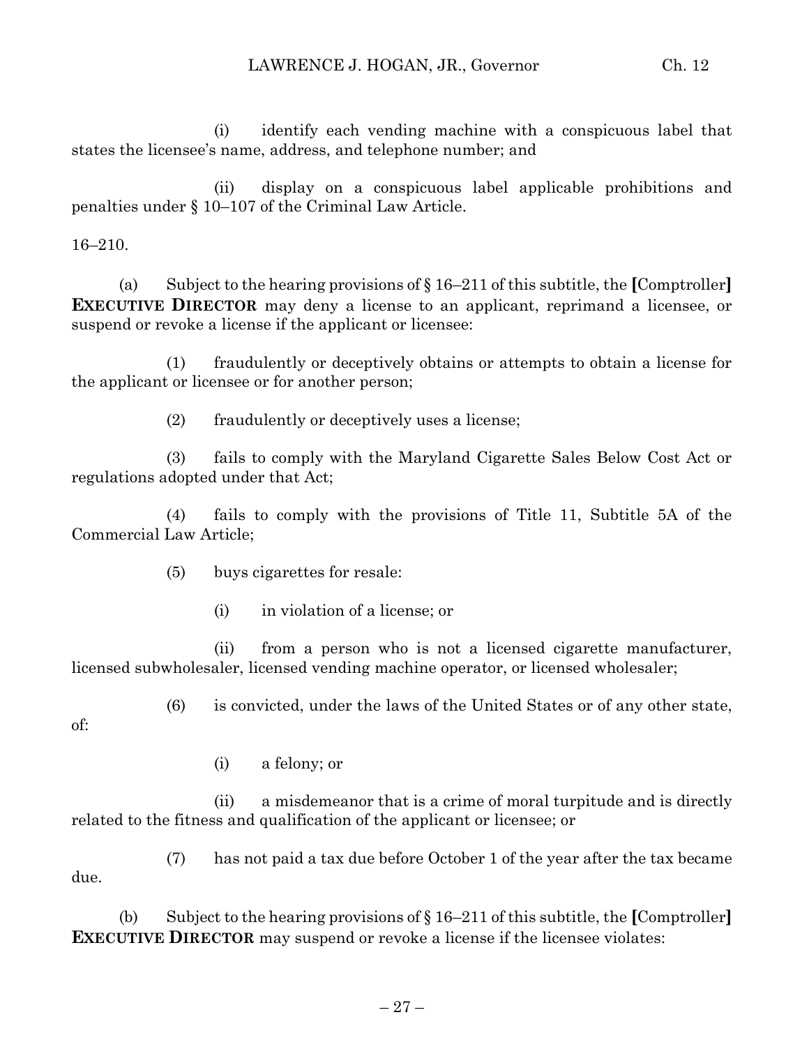(i) identify each vending machine with a conspicuous label that states the licensee's name, address, and telephone number; and

(ii) display on a conspicuous label applicable prohibitions and penalties under § 10–107 of the Criminal Law Article.

16–210.

(a) Subject to the hearing provisions of § 16–211 of this subtitle, the **[**Comptroller**]** **EXECUTIVE DIRECTOR** may deny a license to an applicant, reprimand a licensee, or suspend or revoke a license if the applicant or licensee:

(1) fraudulently or deceptively obtains or attempts to obtain a license for the applicant or licensee or for another person;

(2) fraudulently or deceptively uses a license;

(3) fails to comply with the Maryland Cigarette Sales Below Cost Act or regulations adopted under that Act;

(4) fails to comply with the provisions of Title 11, Subtitle 5A of the Commercial Law Article;

(5) buys cigarettes for resale:

(i) in violation of a license; or

(ii) from a person who is not a licensed cigarette manufacturer, licensed subwholesaler, licensed vending machine operator, or licensed wholesaler;

(6) is convicted, under the laws of the United States or of any other state, of:

(i) a felony; or

(ii) a misdemeanor that is a crime of moral turpitude and is directly related to the fitness and qualification of the applicant or licensee; or

(7) has not paid a tax due before October 1 of the year after the tax became due.

(b) Subject to the hearing provisions of § 16–211 of this subtitle, the **[**Comptroller**]** **EXECUTIVE DIRECTOR** may suspend or revoke a license if the licensee violates: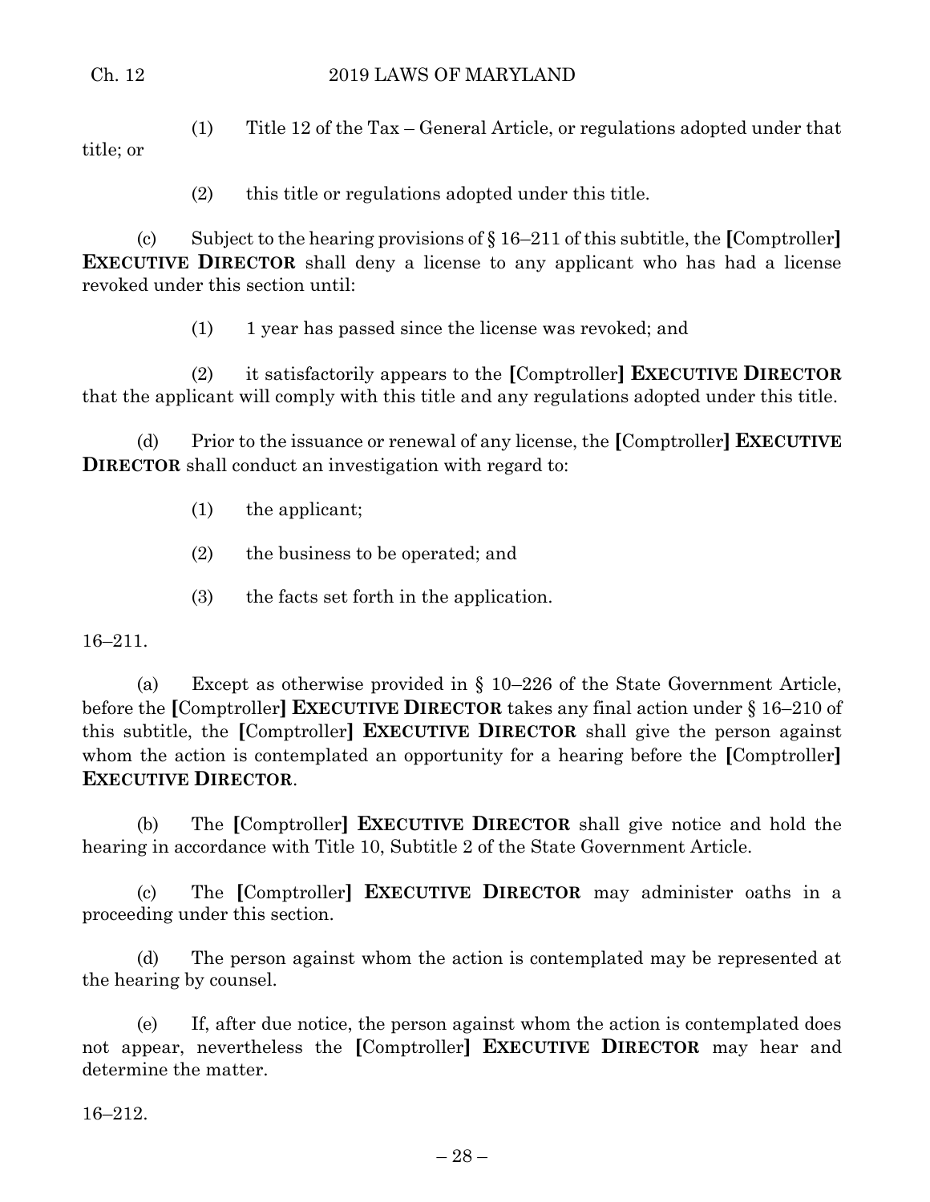(1) Title 12 of the Tax – General Article, or regulations adopted under that title; or

(2) this title or regulations adopted under this title.

(c) Subject to the hearing provisions of § 16–211 of this subtitle, the [Comptroller] **EXECUTIVE DIRECTOR** shall deny a license to any applicant who has had a license revoked under this section until:

(1) 1 year has passed since the license was revoked; and

(2) it satisfactorily appears to the [Comptroller] **EXECUTIVE DIRECTOR** that the applicant will comply with this title and any regulations adopted under this title.

(d) Prior to the issuance or renewal of any license, the [Comptroller] **EXECUTIVE DIRECTOR** shall conduct an investigation with regard to:

(1) the applicant;

(2) the business to be operated; and

(3) the facts set forth in the application.

16–211.

(a) Except as otherwise provided in § 10–226 of the State Government Article, before the [Comptroller] **EXECUTIVE DIRECTOR** takes any final action under § 16–210 of this subtitle, the [Comptroller] **EXECUTIVE DIRECTOR** shall give the person against whom the action is contemplated an opportunity for a hearing before the [Comptroller] **EXECUTIVE DIRECTOR**.

(b) The [Comptroller] **EXECUTIVE DIRECTOR** shall give notice and hold the hearing in accordance with Title 10, Subtitle 2 of the State Government Article.

(c) The [Comptroller] **EXECUTIVE DIRECTOR** may administer oaths in a proceeding under this section.

(d) The person against whom the action is contemplated may be represented at the hearing by counsel.

(e) If, after due notice, the person against whom the action is contemplated does not appear, nevertheless the [Comptroller] **EXECUTIVE DIRECTOR** may hear and determine the matter.

16–212.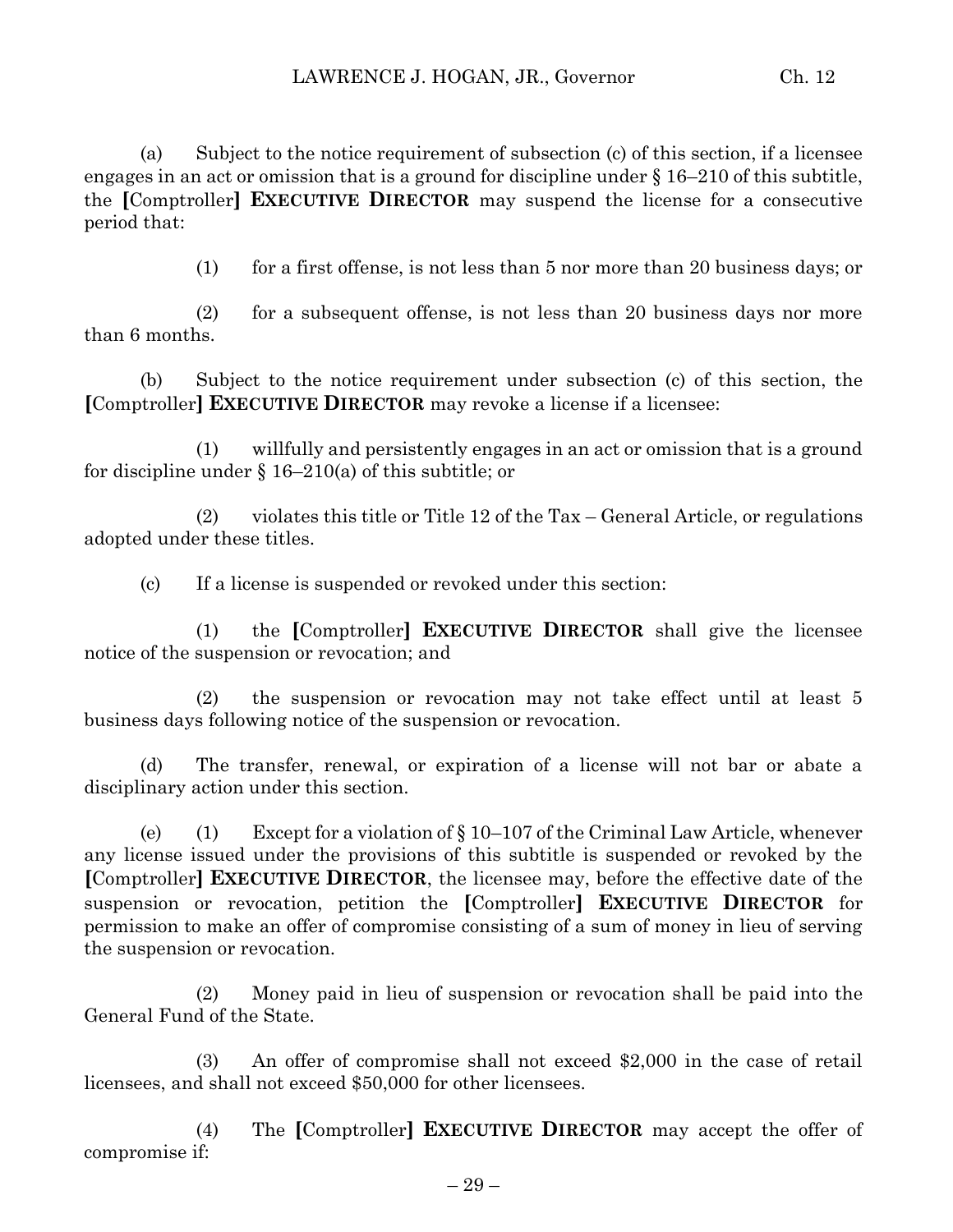(a) Subject to the notice requirement of subsection (c) of this section, if a licensee engages in an act or omission that is a ground for discipline under § 16–210 of this subtitle, the **[**Comptroller**]** **EXECUTIVE DIRECTOR** may suspend the license for a consecutive period that:

(1) for a first offense, is not less than 5 nor more than 20 business days; or

(2) for a subsequent offense, is not less than 20 business days nor more than 6 months.

(b) Subject to the notice requirement under subsection (c) of this section, the **[**Comptroller**]** **EXECUTIVE DIRECTOR** may revoke a license if a licensee:

(1) willfully and persistently engages in an act or omission that is a ground for discipline under § 16–210(a) of this subtitle; or

(2) violates this title or Title 12 of the Tax – General Article, or regulations adopted under these titles.

(c) If a license is suspended or revoked under this section:

(1) the **[**Comptroller**]** **EXECUTIVE DIRECTOR** shall give the licensee notice of the suspension or revocation; and

(2) the suspension or revocation may not take effect until at least 5 business days following notice of the suspension or revocation.

(d) The transfer, renewal, or expiration of a license will not bar or abate a disciplinary action under this section.

(e) (1) Except for a violation of § 10–107 of the Criminal Law Article, whenever any license issued under the provisions of this subtitle is suspended or revoked by the **[**Comptroller**]** **EXECUTIVE DIRECTOR**, the licensee may, before the effective date of the suspension or revocation, petition the **[**Comptroller**]** **EXECUTIVE DIRECTOR** for permission to make an offer of compromise consisting of a sum of money in lieu of serving the suspension or revocation.

(2) Money paid in lieu of suspension or revocation shall be paid into the General Fund of the State.

(3) An offer of compromise shall not exceed $2,000 in the case of retail licensees, and shall not exceed $50,000 for other licensees.

(4) The **[**Comptroller**]** **EXECUTIVE DIRECTOR** may accept the offer of compromise if: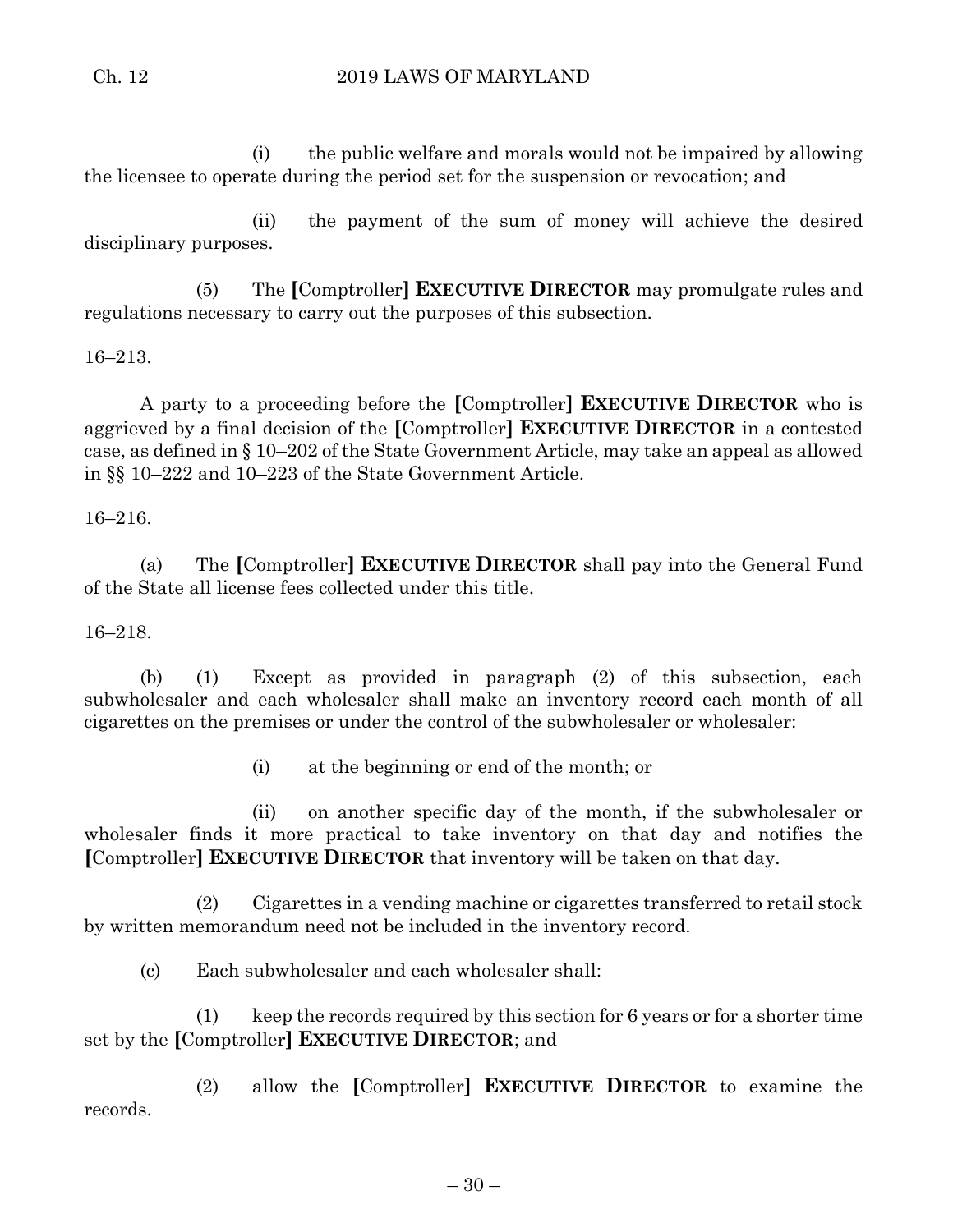(i) the public welfare and morals would not be impaired by allowing the licensee to operate during the period set for the suspension or revocation; and

(ii) the payment of the sum of money will achieve the desired disciplinary purposes.

(5) The **[**Comptroller**]** **EXECUTIVE DIRECTOR** may promulgate rules and regulations necessary to carry out the purposes of this subsection.

16–213.

A party to a proceeding before the **[**Comptroller**]** **EXECUTIVE DIRECTOR** who is aggrieved by a final decision of the **[**Comptroller**]** **EXECUTIVE DIRECTOR** in a contested case, as defined in § 10–202 of the State Government Article, may take an appeal as allowed in §§ 10–222 and 10–223 of the State Government Article.

16–216.

(a) The **[**Comptroller**]** **EXECUTIVE DIRECTOR** shall pay into the General Fund of the State all license fees collected under this title.

16–218.

(b) (1) Except as provided in paragraph (2) of this subsection, each subwholesaler and each wholesaler shall make an inventory record each month of all cigarettes on the premises or under the control of the subwholesaler or wholesaler:

(i) at the beginning or end of the month; or

(ii) on another specific day of the month, if the subwholesaler or wholesaler finds it more practical to take inventory on that day and notifies the **[**Comptroller**]** **EXECUTIVE DIRECTOR** that inventory will be taken on that day.

(2) Cigarettes in a vending machine or cigarettes transferred to retail stock by written memorandum need not be included in the inventory record.

(c) Each subwholesaler and each wholesaler shall:

(1) keep the records required by this section for 6 years or for a shorter time set by the **[**Comptroller**]** **EXECUTIVE DIRECTOR**; and

(2) allow the **[**Comptroller**]** **EXECUTIVE DIRECTOR** to examine the records.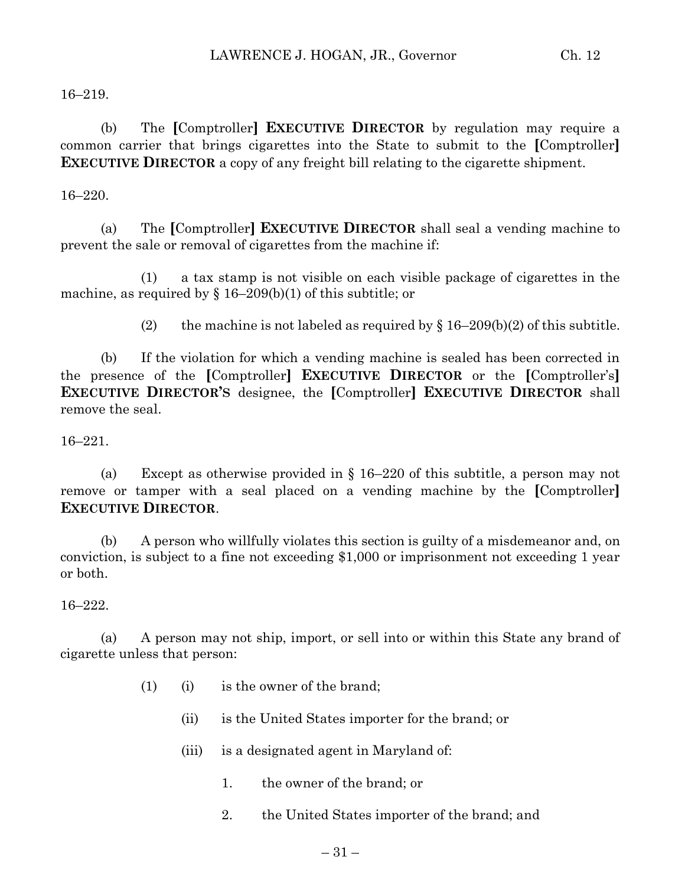16–219.

(b) The **[**Comptroller**]** **EXECUTIVE DIRECTOR** by regulation may require a common carrier that brings cigarettes into the State to submit to the **[**Comptroller**]** **EXECUTIVE DIRECTOR** a copy of any freight bill relating to the cigarette shipment.

16–220.

(a) The **[**Comptroller**]** **EXECUTIVE DIRECTOR** shall seal a vending machine to prevent the sale or removal of cigarettes from the machine if:

(1) a tax stamp is not visible on each visible package of cigarettes in the machine, as required by § 16–209(b)(1) of this subtitle; or

(2) the machine is not labeled as required by § 16–209(b)(2) of this subtitle.

(b) If the violation for which a vending machine is sealed has been corrected in the presence of the **[**Comptroller**]** **EXECUTIVE DIRECTOR** or the **[**Comptroller's**]** **EXECUTIVE DIRECTOR'S** designee, the **[**Comptroller**]** **EXECUTIVE DIRECTOR** shall remove the seal.

16–221.

(a) Except as otherwise provided in § 16–220 of this subtitle, a person may not remove or tamper with a seal placed on a vending machine by the **[**Comptroller**]** **EXECUTIVE DIRECTOR**.

(b) A person who willfully violates this section is guilty of a misdemeanor and, on conviction, is subject to a fine not exceeding $1,000 or imprisonment not exceeding 1 year or both.

16–222.

(a) A person may not ship, import, or sell into or within this State any brand of cigarette unless that person:

(1) (i) is the owner of the brand;

(ii) is the United States importer for the brand; or

(iii) is a designated agent in Maryland of:

1. the owner of the brand; or

2. the United States importer of the brand; and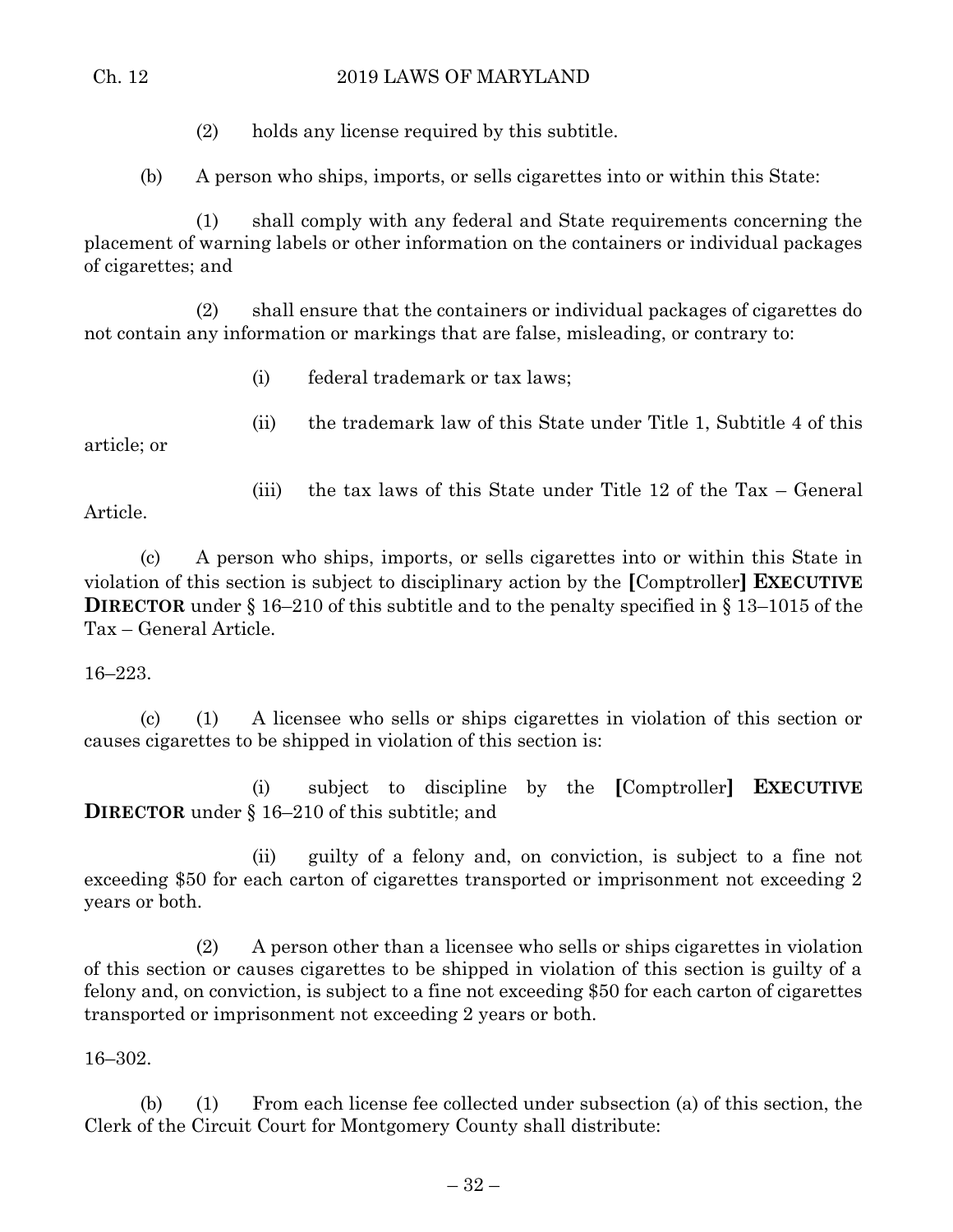(2) holds any license required by this subtitle.

(b) A person who ships, imports, or sells cigarettes into or within this State:

(1) shall comply with any federal and State requirements concerning the placement of warning labels or other information on the containers or individual packages of cigarettes; and

(2) shall ensure that the containers or individual packages of cigarettes do not contain any information or markings that are false, misleading, or contrary to:

(i) federal trademark or tax laws;

(ii) the trademark law of this State under Title 1, Subtitle 4 of this article; or

(iii) the tax laws of this State under Title 12 of the Tax – General Article.

(c) A person who ships, imports, or sells cigarettes into or within this State in violation of this section is subject to disciplinary action by the **[**Comptroller**]** **EXECUTIVE DIRECTOR** under § 16–210 of this subtitle and to the penalty specified in § 13–1015 of the Tax – General Article.

16–223.

(c) (1) A licensee who sells or ships cigarettes in violation of this section or causes cigarettes to be shipped in violation of this section is:

(i) subject to discipline by the **[**Comptroller**]** **EXECUTIVE DIRECTOR** under § 16–210 of this subtitle; and

(ii) guilty of a felony and, on conviction, is subject to a fine not exceeding $50 for each carton of cigarettes transported or imprisonment not exceeding 2 years or both.

(2) A person other than a licensee who sells or ships cigarettes in violation of this section or causes cigarettes to be shipped in violation of this section is guilty of a felony and, on conviction, is subject to a fine not exceeding $50 for each carton of cigarettes transported or imprisonment not exceeding 2 years or both.

16–302.

(b) (1) From each license fee collected under subsection (a) of this section, the Clerk of the Circuit Court for Montgomery County shall distribute: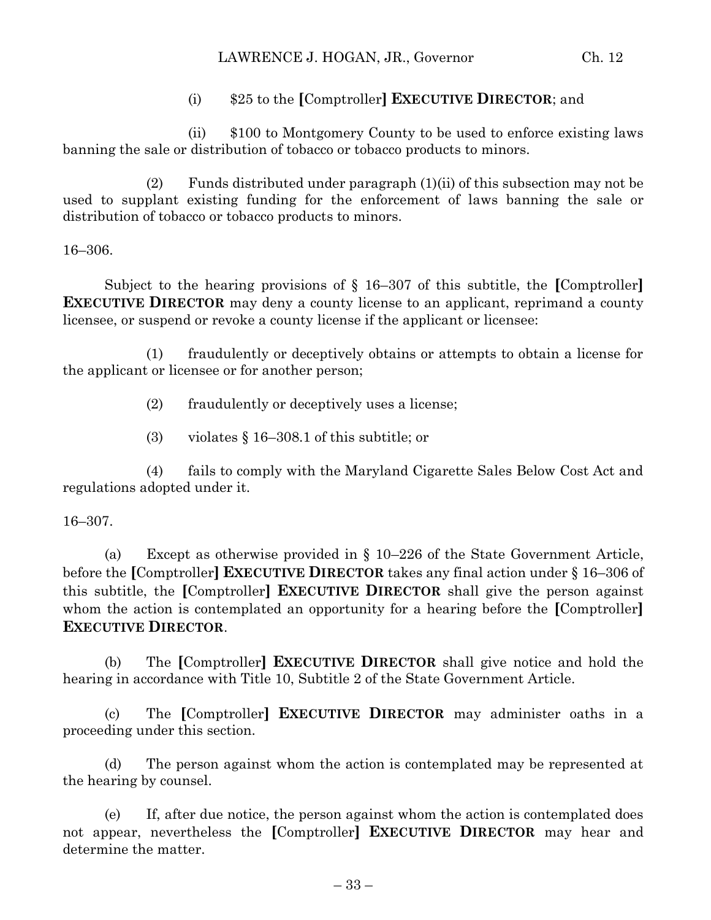(i) $25 to the **[**Comptroller**]** **EXECUTIVE DIRECTOR**; and

(ii) $100 to Montgomery County to be used to enforce existing laws banning the sale or distribution of tobacco or tobacco products to minors.

(2) Funds distributed under paragraph (1)(ii) of this subsection may not be used to supplant existing funding for the enforcement of laws banning the sale or distribution of tobacco or tobacco products to minors.

16–306.

Subject to the hearing provisions of § 16–307 of this subtitle, the **[**Comptroller**]** **EXECUTIVE DIRECTOR** may deny a county license to an applicant, reprimand a county licensee, or suspend or revoke a county license if the applicant or licensee:

(1) fraudulently or deceptively obtains or attempts to obtain a license for the applicant or licensee or for another person;

(2) fraudulently or deceptively uses a license;

(3) violates § 16–308.1 of this subtitle; or

(4) fails to comply with the Maryland Cigarette Sales Below Cost Act and regulations adopted under it.

16–307.

(a) Except as otherwise provided in § 10–226 of the State Government Article, before the **[**Comptroller**]** **EXECUTIVE DIRECTOR** takes any final action under § 16–306 of this subtitle, the **[**Comptroller**]** **EXECUTIVE DIRECTOR** shall give the person against whom the action is contemplated an opportunity for a hearing before the **[**Comptroller**]** **EXECUTIVE DIRECTOR**.

(b) The **[**Comptroller**]** **EXECUTIVE DIRECTOR** shall give notice and hold the hearing in accordance with Title 10, Subtitle 2 of the State Government Article.

(c) The **[**Comptroller**]** **EXECUTIVE DIRECTOR** may administer oaths in a proceeding under this section.

(d) The person against whom the action is contemplated may be represented at the hearing by counsel.

(e) If, after due notice, the person against whom the action is contemplated does not appear, nevertheless the **[**Comptroller**]** **EXECUTIVE DIRECTOR** may hear and determine the matter.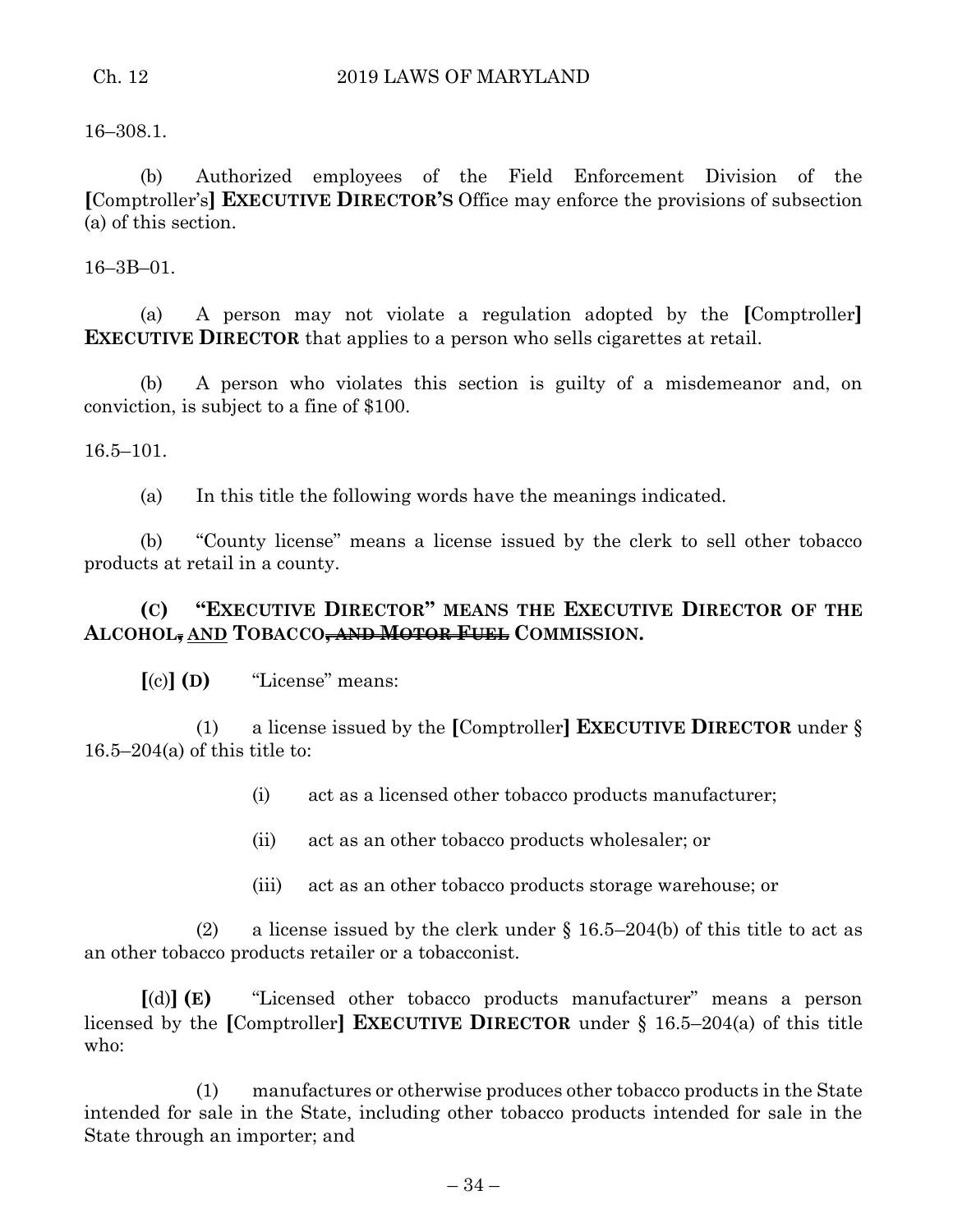16–308.1.

(b) Authorized employees of the Field Enforcement Division of the [Comptroller's] **EXECUTIVE DIRECTOR'S** Office may enforce the provisions of subsection (a) of this section.

16–3B–01.

(a) A person may not violate a regulation adopted by the [Comptroller] **EXECUTIVE DIRECTOR** that applies to a person who sells cigarettes at retail.

(b) A person who violates this section is guilty of a misdemeanor and, on conviction, is subject to a fine of $100.

16.5–101.

(a) In this title the following words have the meanings indicated.

(b) "County license" means a license issued by the clerk to sell other tobacco products at retail in a county.

**(C) "EXECUTIVE DIRECTOR" MEANS THE EXECUTIVE DIRECTOR OF THE ALCOHOL~~,~~ AND TOBACCO~~, AND MOTOR FUEL~~ COMMISSION.**

[(c)] **(D)** "License" means:

(1) a license issued by the [Comptroller] **EXECUTIVE DIRECTOR** under § 16.5–204(a) of this title to:

(i) act as a licensed other tobacco products manufacturer;

(ii) act as an other tobacco products wholesaler; or

(iii) act as an other tobacco products storage warehouse; or

(2) a license issued by the clerk under § 16.5–204(b) of this title to act as an other tobacco products retailer or a tobacconist.

[(d)] **(E)** "Licensed other tobacco products manufacturer" means a person licensed by the [Comptroller] **EXECUTIVE DIRECTOR** under § 16.5–204(a) of this title who:

(1) manufactures or otherwise produces other tobacco products in the State intended for sale in the State, including other tobacco products intended for sale in the State through an importer; and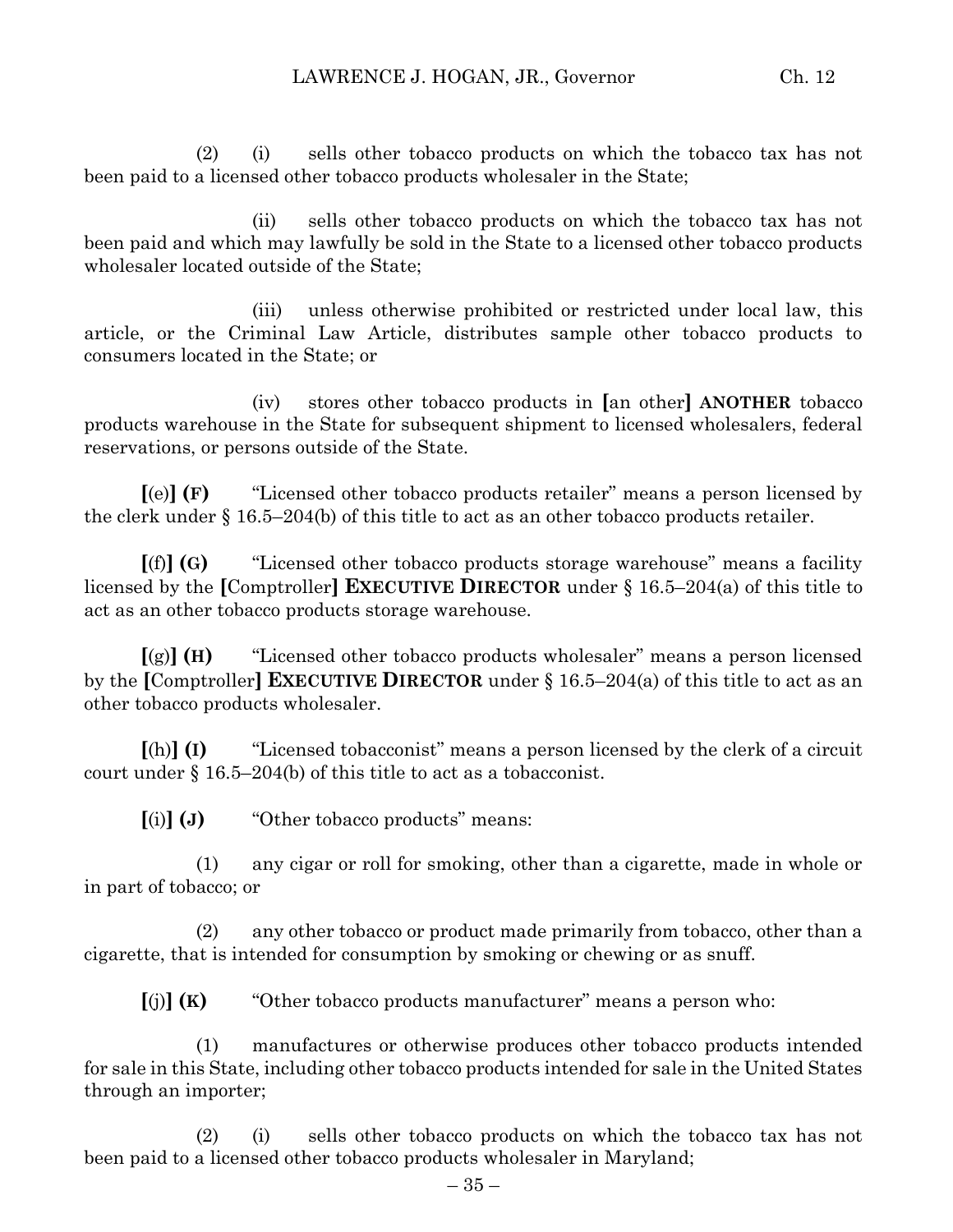(2) (i) sells other tobacco products on which the tobacco tax has not been paid to a licensed other tobacco products wholesaler in the State;

(ii) sells other tobacco products on which the tobacco tax has not been paid and which may lawfully be sold in the State to a licensed other tobacco products wholesaler located outside of the State;

(iii) unless otherwise prohibited or restricted under local law, this article, or the Criminal Law Article, distributes sample other tobacco products to consumers located in the State; or

(iv) stores other tobacco products in [an other] **ANOTHER** tobacco products warehouse in the State for subsequent shipment to licensed wholesalers, federal reservations, or persons outside of the State.

[(e)] **(F)** "Licensed other tobacco products retailer" means a person licensed by the clerk under § 16.5–204(b) of this title to act as an other tobacco products retailer.

[(f)] **(G)** "Licensed other tobacco products storage warehouse" means a facility licensed by the [Comptroller] **EXECUTIVE DIRECTOR** under § 16.5–204(a) of this title to act as an other tobacco products storage warehouse.

[(g)] **(H)** "Licensed other tobacco products wholesaler" means a person licensed by the [Comptroller] **EXECUTIVE DIRECTOR** under § 16.5–204(a) of this title to act as an other tobacco products wholesaler.

[(h)] **(I)** "Licensed tobacconist" means a person licensed by the clerk of a circuit court under § 16.5–204(b) of this title to act as a tobacconist.

[(i)] **(J)** "Other tobacco products" means:

(1) any cigar or roll for smoking, other than a cigarette, made in whole or in part of tobacco; or

(2) any other tobacco or product made primarily from tobacco, other than a cigarette, that is intended for consumption by smoking or chewing or as snuff.

[(j)] **(K)** "Other tobacco products manufacturer" means a person who:

(1) manufactures or otherwise produces other tobacco products intended for sale in this State, including other tobacco products intended for sale in the United States through an importer;

(2) (i) sells other tobacco products on which the tobacco tax has not been paid to a licensed other tobacco products wholesaler in Maryland;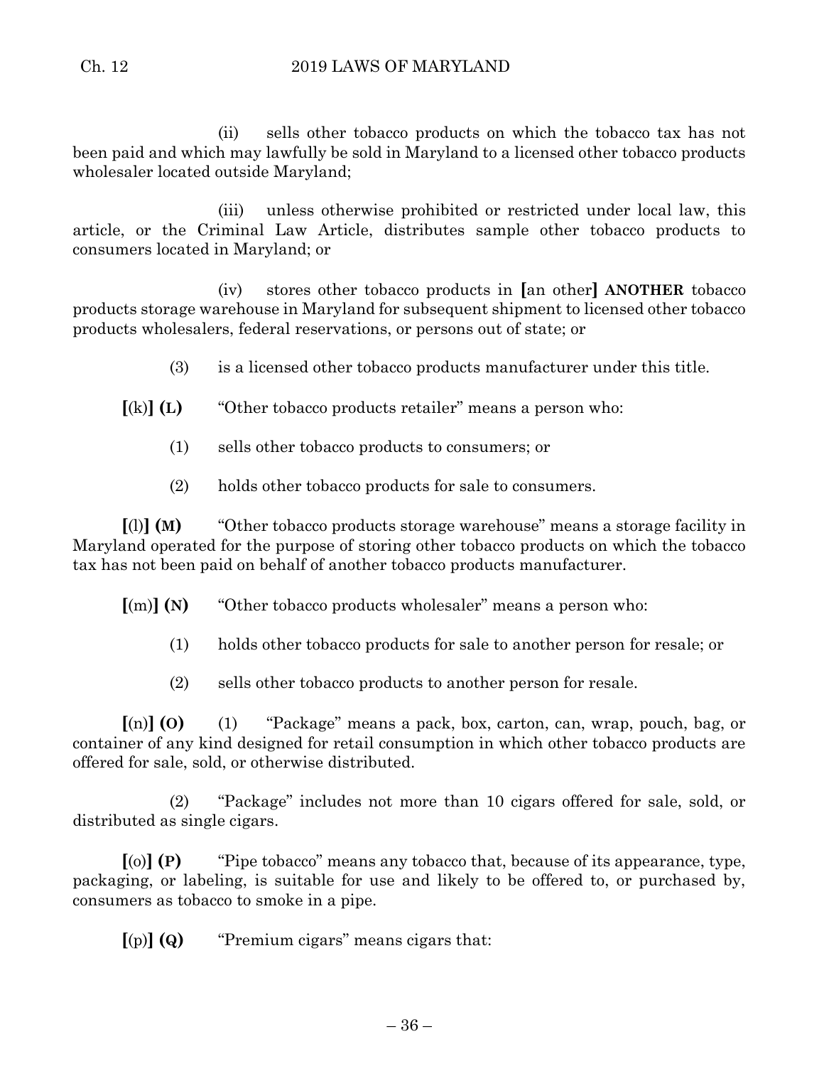(ii) sells other tobacco products on which the tobacco tax has not been paid and which may lawfully be sold in Maryland to a licensed other tobacco products wholesaler located outside Maryland;

(iii) unless otherwise prohibited or restricted under local law, this article, or the Criminal Law Article, distributes sample other tobacco products to consumers located in Maryland; or

(iv) stores other tobacco products in [an other] **ANOTHER** tobacco products storage warehouse in Maryland for subsequent shipment to licensed other tobacco products wholesalers, federal reservations, or persons out of state; or

(3) is a licensed other tobacco products manufacturer under this title.

[(k)] **(L)** "Other tobacco products retailer" means a person who:

(1) sells other tobacco products to consumers; or

(2) holds other tobacco products for sale to consumers.

[(l)] **(M)** "Other tobacco products storage warehouse" means a storage facility in Maryland operated for the purpose of storing other tobacco products on which the tobacco tax has not been paid on behalf of another tobacco products manufacturer.

[(m)] **(N)** "Other tobacco products wholesaler" means a person who:

(1) holds other tobacco products for sale to another person for resale; or

(2) sells other tobacco products to another person for resale.

[(n)] **(O)** (1) "Package" means a pack, box, carton, can, wrap, pouch, bag, or container of any kind designed for retail consumption in which other tobacco products are offered for sale, sold, or otherwise distributed.

(2) "Package" includes not more than 10 cigars offered for sale, sold, or distributed as single cigars.

[(o)] **(P)** "Pipe tobacco" means any tobacco that, because of its appearance, type, packaging, or labeling, is suitable for use and likely to be offered to, or purchased by, consumers as tobacco to smoke in a pipe.

[(p)] **(Q)** "Premium cigars" means cigars that: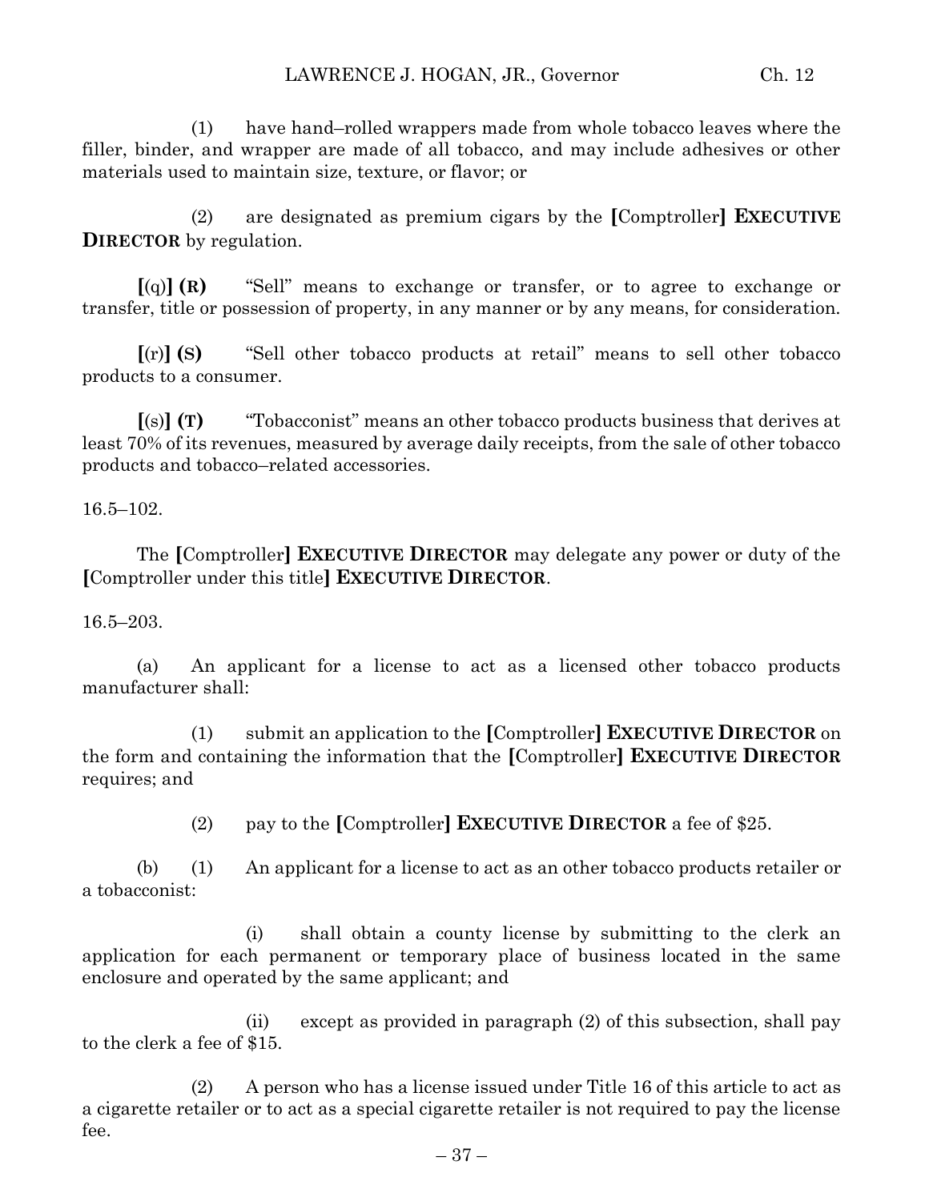(1) have hand–rolled wrappers made from whole tobacco leaves where the filler, binder, and wrapper are made of all tobacco, and may include adhesives or other materials used to maintain size, texture, or flavor; or

(2) are designated as premium cigars by the **[**Comptroller**]** **EXECUTIVE DIRECTOR** by regulation.

**[**(q)**]** **(R)** "Sell" means to exchange or transfer, or to agree to exchange or transfer, title or possession of property, in any manner or by any means, for consideration.

**[**(r)**]** **(S)** "Sell other tobacco products at retail" means to sell other tobacco products to a consumer.

**[**(s)**]** **(T)** "Tobacconist" means an other tobacco products business that derives at least 70% of its revenues, measured by average daily receipts, from the sale of other tobacco products and tobacco–related accessories.

16.5–102.

The **[**Comptroller**]** **EXECUTIVE DIRECTOR** may delegate any power or duty of the **[**Comptroller under this title**]** **EXECUTIVE DIRECTOR**.

16.5–203.

(a) An applicant for a license to act as a licensed other tobacco products manufacturer shall:

(1) submit an application to the **[**Comptroller**]** **EXECUTIVE DIRECTOR** on the form and containing the information that the **[**Comptroller**]** **EXECUTIVE DIRECTOR** requires; and

(2) pay to the **[**Comptroller**]** **EXECUTIVE DIRECTOR** a fee of $25.

(b) (1) An applicant for a license to act as an other tobacco products retailer or a tobacconist:

(i) shall obtain a county license by submitting to the clerk an application for each permanent or temporary place of business located in the same enclosure and operated by the same applicant; and

(ii) except as provided in paragraph (2) of this subsection, shall pay to the clerk a fee of $15.

(2) A person who has a license issued under Title 16 of this article to act as a cigarette retailer or to act as a special cigarette retailer is not required to pay the license fee.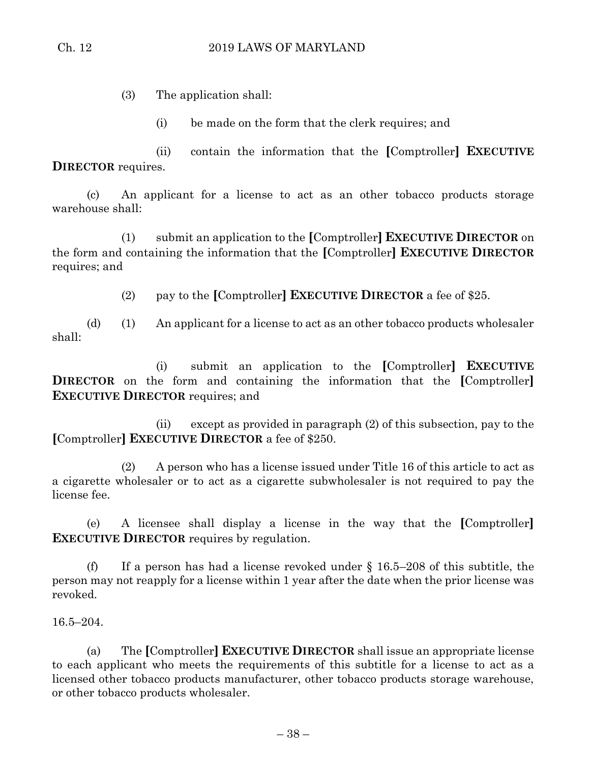(3) The application shall:

(i) be made on the form that the clerk requires; and

(ii) contain the information that the **[**Comptroller**]** **EXECUTIVE DIRECTOR** requires.

(c) An applicant for a license to act as an other tobacco products storage warehouse shall:

(1) submit an application to the **[**Comptroller**]** **EXECUTIVE DIRECTOR** on the form and containing the information that the **[**Comptroller**]** **EXECUTIVE DIRECTOR** requires; and

(2) pay to the **[**Comptroller**]** **EXECUTIVE DIRECTOR** a fee of $25.

(d) (1) An applicant for a license to act as an other tobacco products wholesaler shall:

(i) submit an application to the **[**Comptroller**]** **EXECUTIVE DIRECTOR** on the form and containing the information that the **[**Comptroller**]** **EXECUTIVE DIRECTOR** requires; and

(ii) except as provided in paragraph (2) of this subsection, pay to the **[**Comptroller**]** **EXECUTIVE DIRECTOR** a fee of $250.

(2) A person who has a license issued under Title 16 of this article to act as a cigarette wholesaler or to act as a cigarette subwholesaler is not required to pay the license fee.

(e) A licensee shall display a license in the way that the **[**Comptroller**]** **EXECUTIVE DIRECTOR** requires by regulation.

(f) If a person has had a license revoked under § 16.5–208 of this subtitle, the person may not reapply for a license within 1 year after the date when the prior license was revoked.

16.5–204.

(a) The **[**Comptroller**]** **EXECUTIVE DIRECTOR** shall issue an appropriate license to each applicant who meets the requirements of this subtitle for a license to act as a licensed other tobacco products manufacturer, other tobacco products storage warehouse, or other tobacco products wholesaler.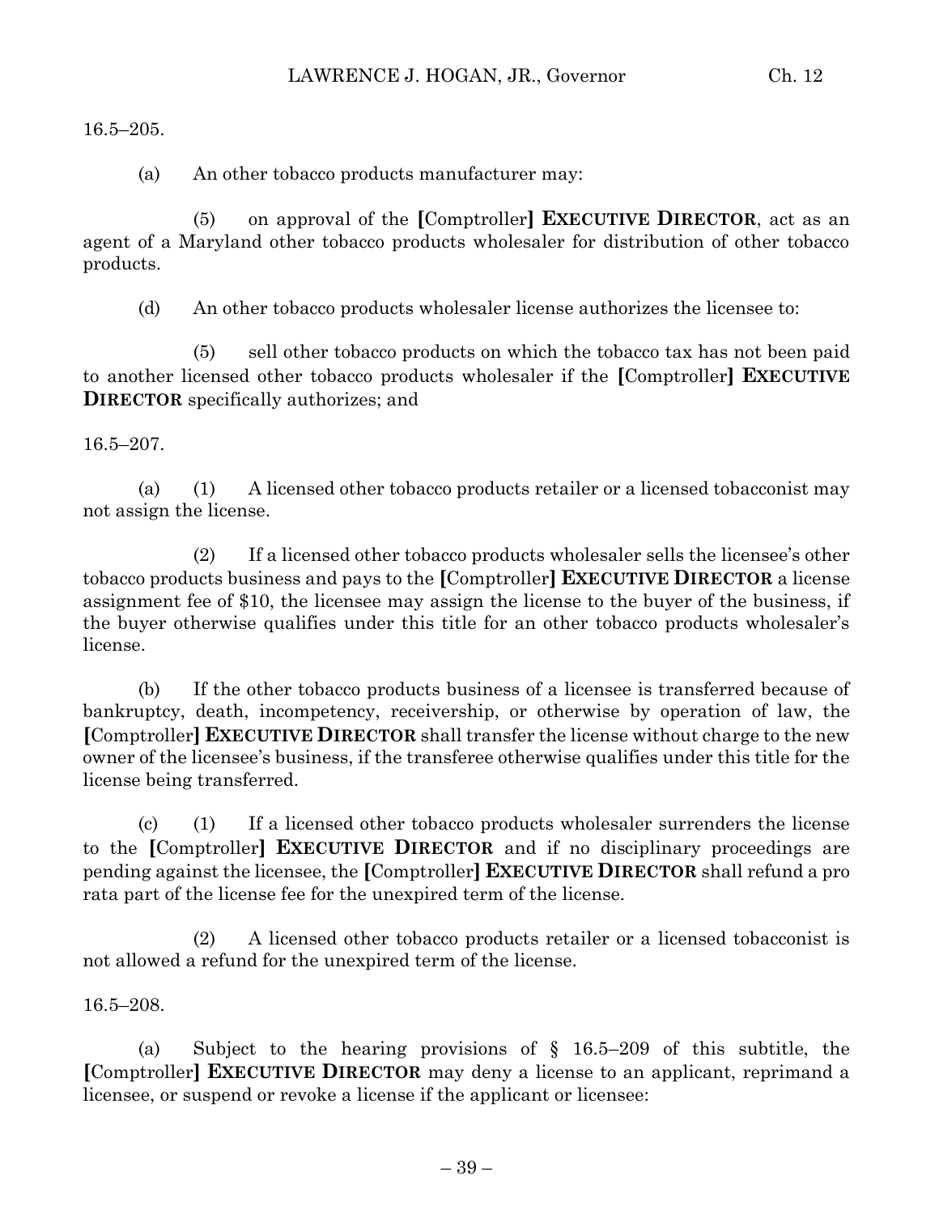16.5–205.

(a) An other tobacco products manufacturer may:

(5) on approval of the [Comptroller] **EXECUTIVE DIRECTOR**, act as an agent of a Maryland other tobacco products wholesaler for distribution of other tobacco products.

(d) An other tobacco products wholesaler license authorizes the licensee to:

(5) sell other tobacco products on which the tobacco tax has not been paid to another licensed other tobacco products wholesaler if the [Comptroller] **EXECUTIVE DIRECTOR** specifically authorizes; and

16.5–207.

(a) (1) A licensed other tobacco products retailer or a licensed tobacconist may not assign the license.

(2) If a licensed other tobacco products wholesaler sells the licensee's other tobacco products business and pays to the [Comptroller] **EXECUTIVE DIRECTOR** a license assignment fee of $10, the licensee may assign the license to the buyer of the business, if the buyer otherwise qualifies under this title for an other tobacco products wholesaler's license.

(b) If the other tobacco products business of a licensee is transferred because of bankruptcy, death, incompetency, receivership, or otherwise by operation of law, the [Comptroller] **EXECUTIVE DIRECTOR** shall transfer the license without charge to the new owner of the licensee's business, if the transferee otherwise qualifies under this title for the license being transferred.

(c) (1) If a licensed other tobacco products wholesaler surrenders the license to the [Comptroller] **EXECUTIVE DIRECTOR** and if no disciplinary proceedings are pending against the licensee, the [Comptroller] **EXECUTIVE DIRECTOR** shall refund a pro rata part of the license fee for the unexpired term of the license.

(2) A licensed other tobacco products retailer or a licensed tobacconist is not allowed a refund for the unexpired term of the license.

16.5–208.

(a) Subject to the hearing provisions of § 16.5–209 of this subtitle, the [Comptroller] **EXECUTIVE DIRECTOR** may deny a license to an applicant, reprimand a licensee, or suspend or revoke a license if the applicant or licensee: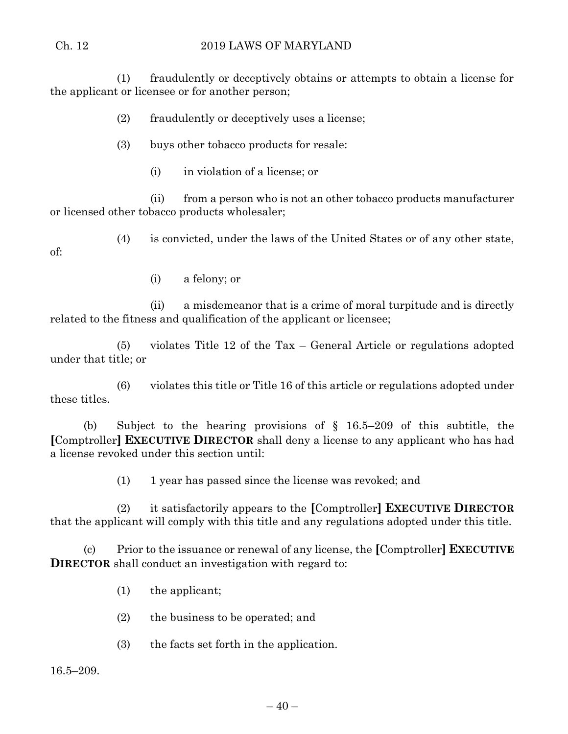(1) fraudulently or deceptively obtains or attempts to obtain a license for the applicant or licensee or for another person;

(2) fraudulently or deceptively uses a license;

(3) buys other tobacco products for resale:

(i) in violation of a license; or

(ii) from a person who is not an other tobacco products manufacturer or licensed other tobacco products wholesaler;

(4) is convicted, under the laws of the United States or of any other state, of:

(i) a felony; or

(ii) a misdemeanor that is a crime of moral turpitude and is directly related to the fitness and qualification of the applicant or licensee;

(5) violates Title 12 of the Tax – General Article or regulations adopted under that title; or

(6) violates this title or Title 16 of this article or regulations adopted under these titles.

(b) Subject to the hearing provisions of § 16.5–209 of this subtitle, the **[**Comptroller**] EXECUTIVE DIRECTOR** shall deny a license to any applicant who has had a license revoked under this section until:

(1) 1 year has passed since the license was revoked; and

(2) it satisfactorily appears to the **[**Comptroller**] EXECUTIVE DIRECTOR** that the applicant will comply with this title and any regulations adopted under this title.

(c) Prior to the issuance or renewal of any license, the **[**Comptroller**] EXECUTIVE DIRECTOR** shall conduct an investigation with regard to:

(1) the applicant;

(2) the business to be operated; and

(3) the facts set forth in the application.

16.5–209.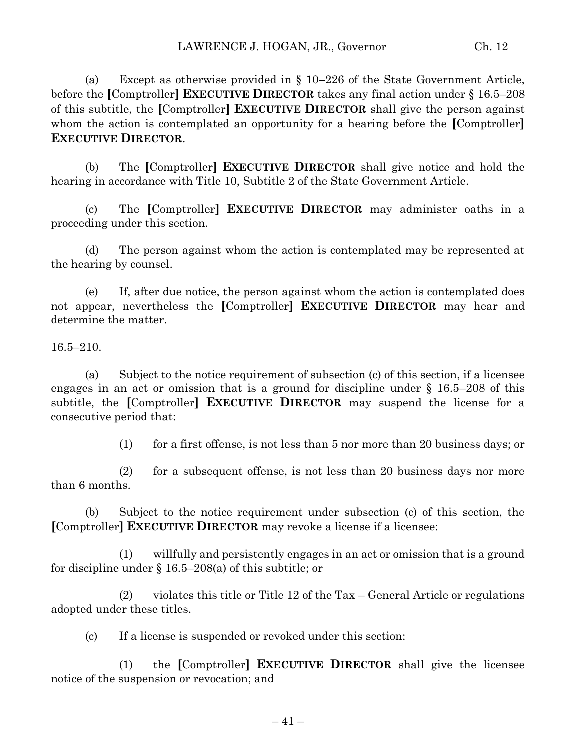(a) Except as otherwise provided in § 10–226 of the State Government Article, before the [Comptroller] **EXECUTIVE DIRECTOR** takes any final action under § 16.5–208 of this subtitle, the [Comptroller] **EXECUTIVE DIRECTOR** shall give the person against whom the action is contemplated an opportunity for a hearing before the [Comptroller] **EXECUTIVE DIRECTOR**.

(b) The [Comptroller] **EXECUTIVE DIRECTOR** shall give notice and hold the hearing in accordance with Title 10, Subtitle 2 of the State Government Article.

(c) The [Comptroller] **EXECUTIVE DIRECTOR** may administer oaths in a proceeding under this section.

(d) The person against whom the action is contemplated may be represented at the hearing by counsel.

(e) If, after due notice, the person against whom the action is contemplated does not appear, nevertheless the [Comptroller] **EXECUTIVE DIRECTOR** may hear and determine the matter.

16.5–210.

(a) Subject to the notice requirement of subsection (c) of this section, if a licensee engages in an act or omission that is a ground for discipline under § 16.5–208 of this subtitle, the [Comptroller] **EXECUTIVE DIRECTOR** may suspend the license for a consecutive period that:

(1) for a first offense, is not less than 5 nor more than 20 business days; or

(2) for a subsequent offense, is not less than 20 business days nor more than 6 months.

(b) Subject to the notice requirement under subsection (c) of this section, the [Comptroller] **EXECUTIVE DIRECTOR** may revoke a license if a licensee:

(1) willfully and persistently engages in an act or omission that is a ground for discipline under § 16.5–208(a) of this subtitle; or

(2) violates this title or Title 12 of the Tax – General Article or regulations adopted under these titles.

(c) If a license is suspended or revoked under this section:

(1) the [Comptroller] **EXECUTIVE DIRECTOR** shall give the licensee notice of the suspension or revocation; and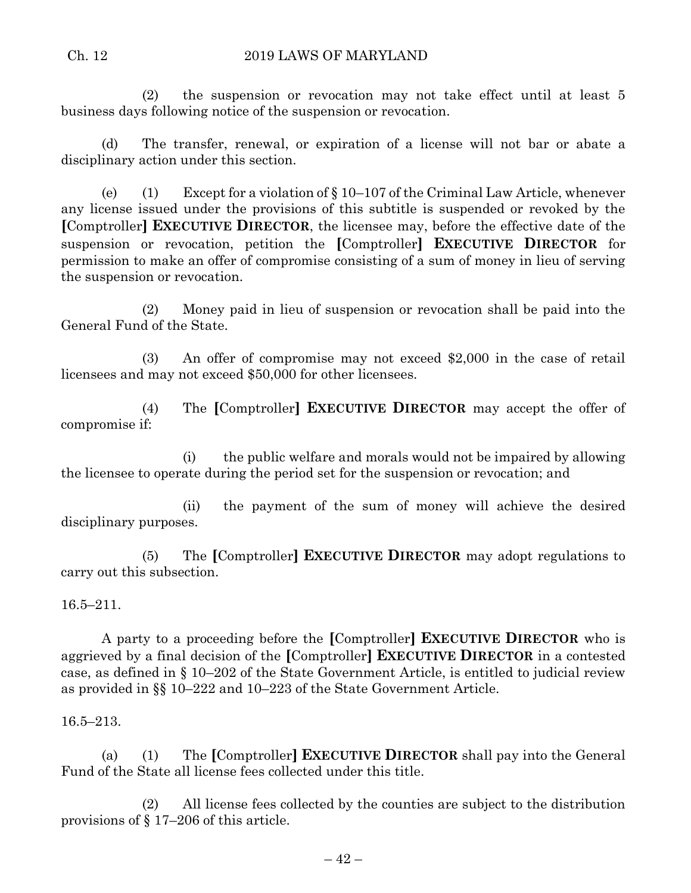(2) the suspension or revocation may not take effect until at least 5 business days following notice of the suspension or revocation.

(d) The transfer, renewal, or expiration of a license will not bar or abate a disciplinary action under this section.

(e) (1) Except for a violation of § 10–107 of the Criminal Law Article, whenever any license issued under the provisions of this subtitle is suspended or revoked by the **[**Comptroller**]** **EXECUTIVE DIRECTOR**, the licensee may, before the effective date of the suspension or revocation, petition the **[**Comptroller**]** **EXECUTIVE DIRECTOR** for permission to make an offer of compromise consisting of a sum of money in lieu of serving the suspension or revocation.

(2) Money paid in lieu of suspension or revocation shall be paid into the General Fund of the State.

(3) An offer of compromise may not exceed $2,000 in the case of retail licensees and may not exceed $50,000 for other licensees.

(4) The **[**Comptroller**]** **EXECUTIVE DIRECTOR** may accept the offer of compromise if:

(i) the public welfare and morals would not be impaired by allowing the licensee to operate during the period set for the suspension or revocation; and

(ii) the payment of the sum of money will achieve the desired disciplinary purposes.

(5) The **[**Comptroller**]** **EXECUTIVE DIRECTOR** may adopt regulations to carry out this subsection.

16.5–211.

A party to a proceeding before the **[**Comptroller**]** **EXECUTIVE DIRECTOR** who is aggrieved by a final decision of the **[**Comptroller**]** **EXECUTIVE DIRECTOR** in a contested case, as defined in § 10–202 of the State Government Article, is entitled to judicial review as provided in §§ 10–222 and 10–223 of the State Government Article.

16.5–213.

(a) (1) The **[**Comptroller**]** **EXECUTIVE DIRECTOR** shall pay into the General Fund of the State all license fees collected under this title.

(2) All license fees collected by the counties are subject to the distribution provisions of § 17–206 of this article.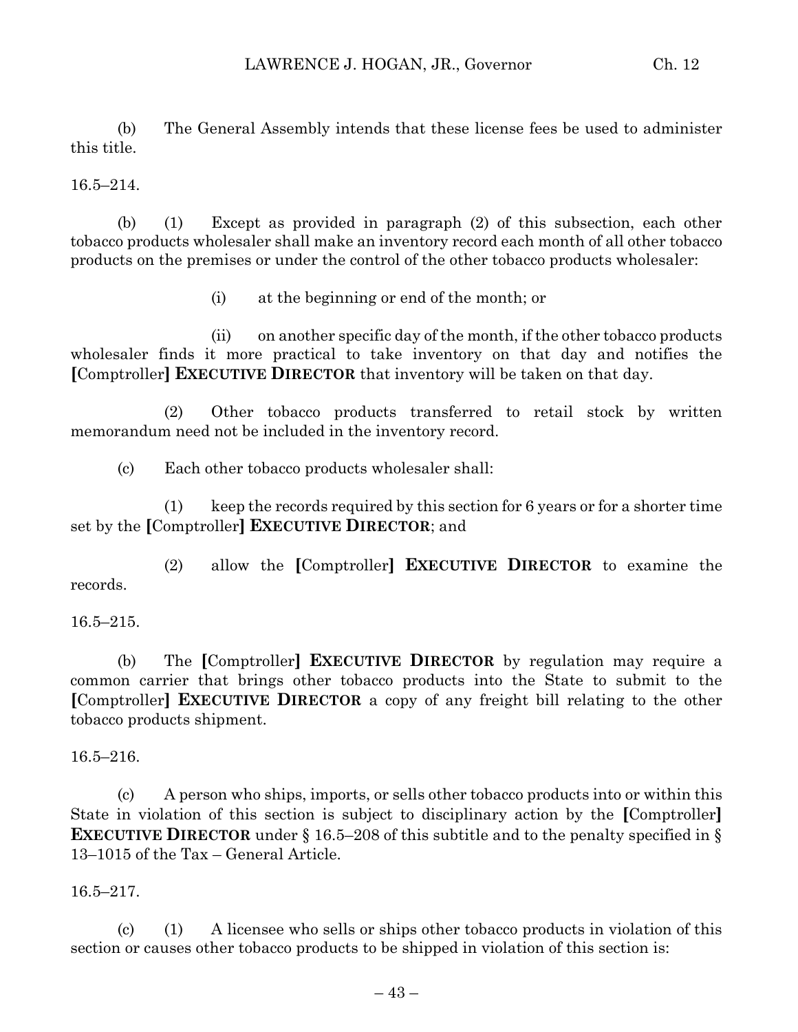(b) The General Assembly intends that these license fees be used to administer this title.

16.5–214.

(b) (1) Except as provided in paragraph (2) of this subsection, each other tobacco products wholesaler shall make an inventory record each month of all other tobacco products on the premises or under the control of the other tobacco products wholesaler:

(i) at the beginning or end of the month; or

(ii) on another specific day of the month, if the other tobacco products wholesaler finds it more practical to take inventory on that day and notifies the **[**Comptroller**]** **EXECUTIVE DIRECTOR** that inventory will be taken on that day.

(2) Other tobacco products transferred to retail stock by written memorandum need not be included in the inventory record.

(c) Each other tobacco products wholesaler shall:

(1) keep the records required by this section for 6 years or for a shorter time set by the **[**Comptroller**]** **EXECUTIVE DIRECTOR**; and

(2) allow the **[**Comptroller**]** **EXECUTIVE DIRECTOR** to examine the records.

16.5–215.

(b) The **[**Comptroller**]** **EXECUTIVE DIRECTOR** by regulation may require a common carrier that brings other tobacco products into the State to submit to the **[**Comptroller**]** **EXECUTIVE DIRECTOR** a copy of any freight bill relating to the other tobacco products shipment.

16.5–216.

(c) A person who ships, imports, or sells other tobacco products into or within this State in violation of this section is subject to disciplinary action by the **[**Comptroller**]** **EXECUTIVE DIRECTOR** under § 16.5–208 of this subtitle and to the penalty specified in § 13–1015 of the Tax – General Article.

16.5–217.

(c) (1) A licensee who sells or ships other tobacco products in violation of this section or causes other tobacco products to be shipped in violation of this section is: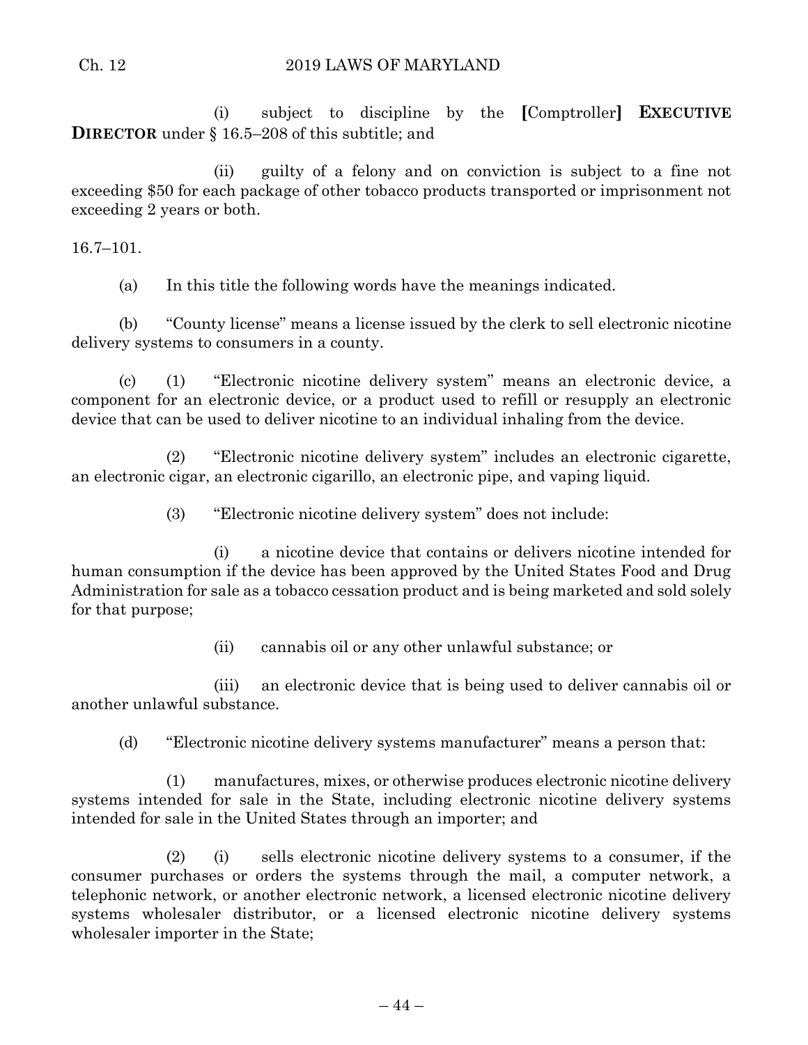(i) subject to discipline by the [Comptroller] **EXECUTIVE DIRECTOR** under § 16.5–208 of this subtitle; and

(ii) guilty of a felony and on conviction is subject to a fine not exceeding $50 for each package of other tobacco products transported or imprisonment not exceeding 2 years or both.

16.7–101.

(a) In this title the following words have the meanings indicated.

(b) "County license" means a license issued by the clerk to sell electronic nicotine delivery systems to consumers in a county.

(c) (1) "Electronic nicotine delivery system" means an electronic device, a component for an electronic device, or a product used to refill or resupply an electronic device that can be used to deliver nicotine to an individual inhaling from the device.

(2) "Electronic nicotine delivery system" includes an electronic cigarette, an electronic cigar, an electronic cigarillo, an electronic pipe, and vaping liquid.

(3) "Electronic nicotine delivery system" does not include:

(i) a nicotine device that contains or delivers nicotine intended for human consumption if the device has been approved by the United States Food and Drug Administration for sale as a tobacco cessation product and is being marketed and sold solely for that purpose;

(ii) cannabis oil or any other unlawful substance; or

(iii) an electronic device that is being used to deliver cannabis oil or another unlawful substance.

(d) "Electronic nicotine delivery systems manufacturer" means a person that:

(1) manufactures, mixes, or otherwise produces electronic nicotine delivery systems intended for sale in the State, including electronic nicotine delivery systems intended for sale in the United States through an importer; and

(2) (i) sells electronic nicotine delivery systems to a consumer, if the consumer purchases or orders the systems through the mail, a computer network, a telephonic network, or another electronic network, a licensed electronic nicotine delivery systems wholesaler distributor, or a licensed electronic nicotine delivery systems wholesaler importer in the State;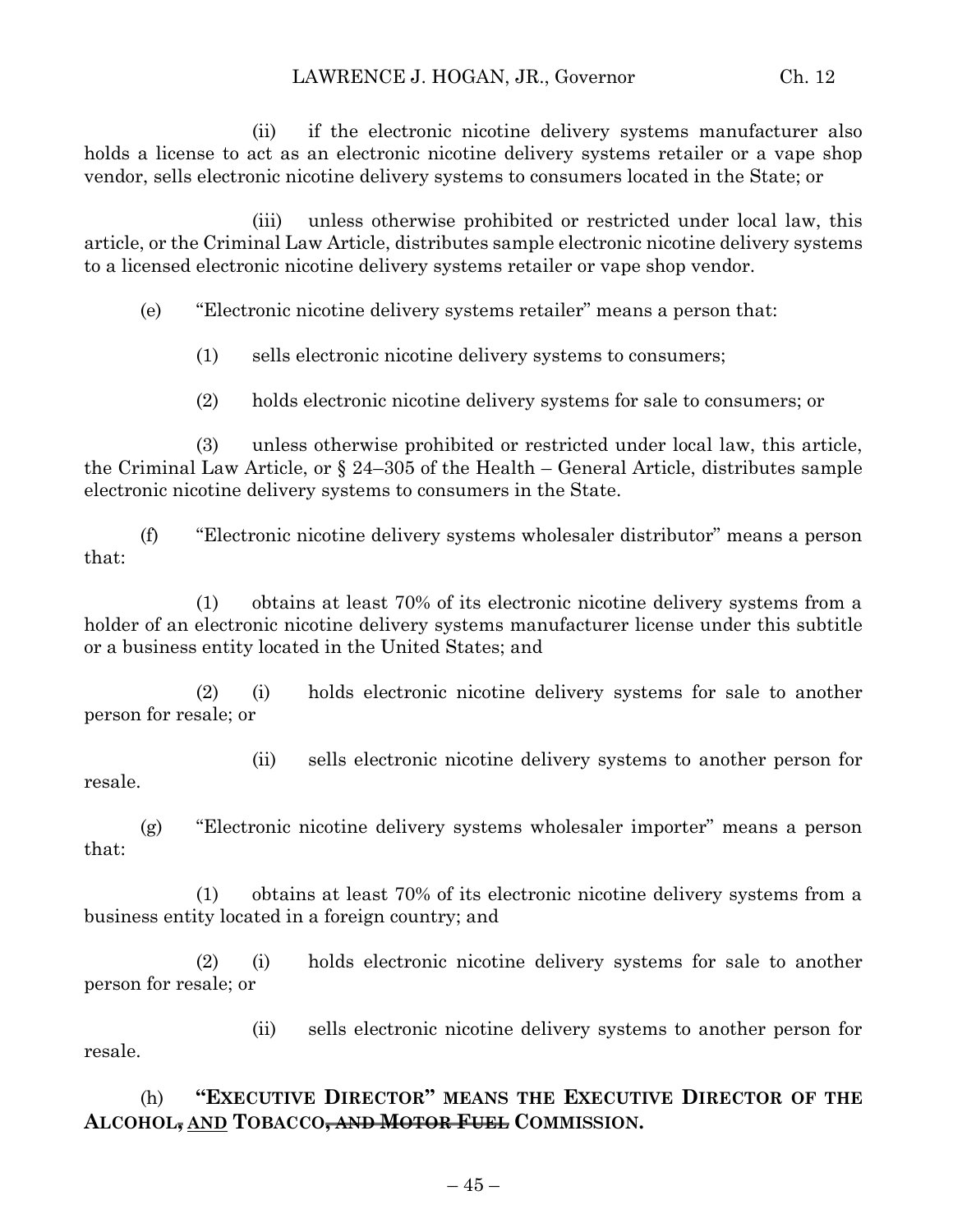(ii) if the electronic nicotine delivery systems manufacturer also holds a license to act as an electronic nicotine delivery systems retailer or a vape shop vendor, sells electronic nicotine delivery systems to consumers located in the State; or

(iii) unless otherwise prohibited or restricted under local law, this article, or the Criminal Law Article, distributes sample electronic nicotine delivery systems to a licensed electronic nicotine delivery systems retailer or vape shop vendor.

(e) "Electronic nicotine delivery systems retailer" means a person that:

(1) sells electronic nicotine delivery systems to consumers;

(2) holds electronic nicotine delivery systems for sale to consumers; or

(3) unless otherwise prohibited or restricted under local law, this article, the Criminal Law Article, or § 24–305 of the Health – General Article, distributes sample electronic nicotine delivery systems to consumers in the State.

(f) "Electronic nicotine delivery systems wholesaler distributor" means a person that:

(1) obtains at least 70% of its electronic nicotine delivery systems from a holder of an electronic nicotine delivery systems manufacturer license under this subtitle or a business entity located in the United States; and

(2) (i) holds electronic nicotine delivery systems for sale to another person for resale; or

(ii) sells electronic nicotine delivery systems to another person for resale.

(g) "Electronic nicotine delivery systems wholesaler importer" means a person that:

(1) obtains at least 70% of its electronic nicotine delivery systems from a business entity located in a foreign country; and

(2) (i) holds electronic nicotine delivery systems for sale to another person for resale; or

(ii) sells electronic nicotine delivery systems to another person for resale.

(h) **"EXECUTIVE DIRECTOR" MEANS THE EXECUTIVE DIRECTOR OF THE ALCOHOL~~,~~ AND TOBACCO~~, AND MOTOR FUEL~~ COMMISSION.**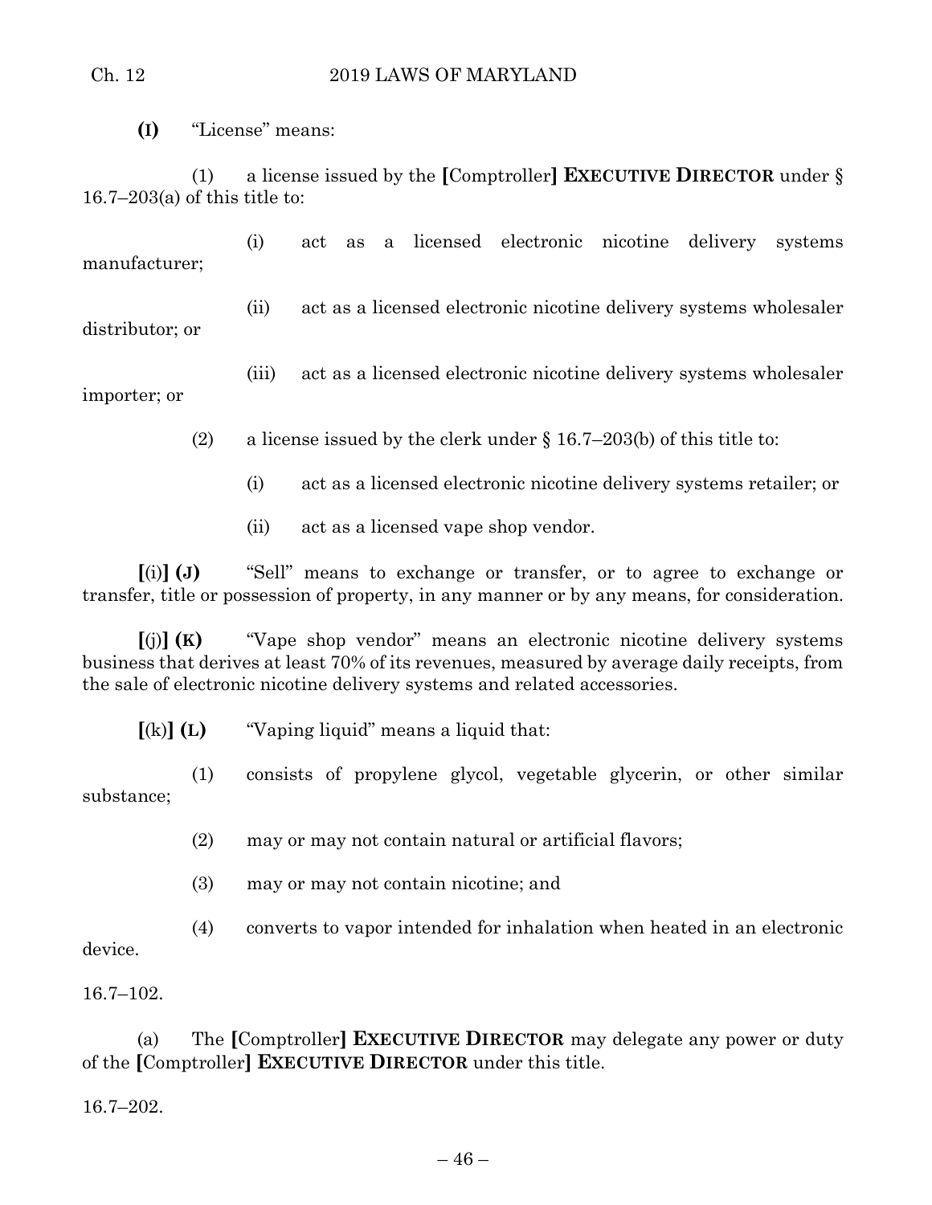**(I)** "License" means:

(1) a license issued by the **[**Comptroller**] EXECUTIVE DIRECTOR** under § 16.7–203(a) of this title to:

(i) act as a licensed electronic nicotine delivery systems manufacturer;

(ii) act as a licensed electronic nicotine delivery systems wholesaler distributor; or

(iii) act as a licensed electronic nicotine delivery systems wholesaler importer; or

(2) a license issued by the clerk under § 16.7–203(b) of this title to:

(i) act as a licensed electronic nicotine delivery systems retailer; or

(ii) act as a licensed vape shop vendor.

**[**(i)**] (J)** "Sell" means to exchange or transfer, or to agree to exchange or transfer, title or possession of property, in any manner or by any means, for consideration.

**[**(j)**] (K)** "Vape shop vendor" means an electronic nicotine delivery systems business that derives at least 70% of its revenues, measured by average daily receipts, from the sale of electronic nicotine delivery systems and related accessories.

**[**(k)**] (L)** "Vaping liquid" means a liquid that:

(1) consists of propylene glycol, vegetable glycerin, or other similar substance;

(2) may or may not contain natural or artificial flavors;

(3) may or may not contain nicotine; and

(4) converts to vapor intended for inhalation when heated in an electronic device.

16.7–102.

(a) The **[**Comptroller**] EXECUTIVE DIRECTOR** may delegate any power or duty of the **[**Comptroller**] EXECUTIVE DIRECTOR** under this title.

16.7–202.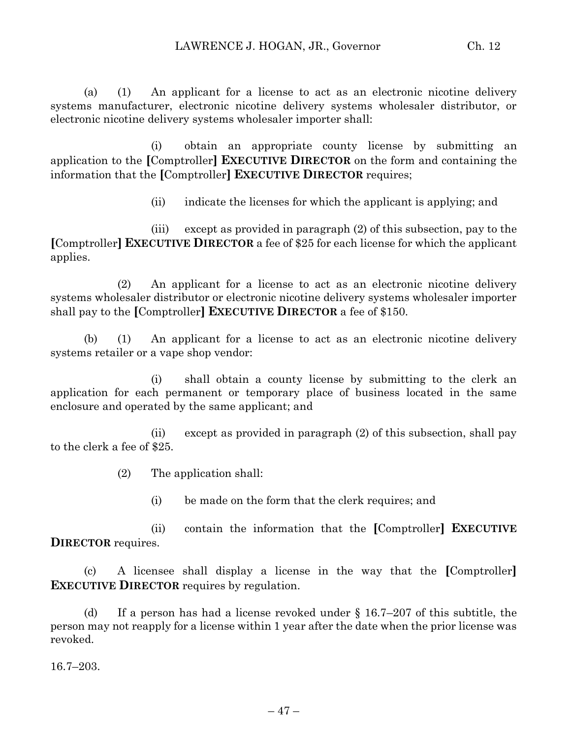(a) (1) An applicant for a license to act as an electronic nicotine delivery systems manufacturer, electronic nicotine delivery systems wholesaler distributor, or electronic nicotine delivery systems wholesaler importer shall:

(i) obtain an appropriate county license by submitting an application to the [Comptroller] **EXECUTIVE DIRECTOR** on the form and containing the information that the [Comptroller] **EXECUTIVE DIRECTOR** requires;

(ii) indicate the licenses for which the applicant is applying; and

(iii) except as provided in paragraph (2) of this subsection, pay to the [Comptroller] **EXECUTIVE DIRECTOR** a fee of $25 for each license for which the applicant applies.

(2) An applicant for a license to act as an electronic nicotine delivery systems wholesaler distributor or electronic nicotine delivery systems wholesaler importer shall pay to the [Comptroller] **EXECUTIVE DIRECTOR** a fee of $150.

(b) (1) An applicant for a license to act as an electronic nicotine delivery systems retailer or a vape shop vendor:

(i) shall obtain a county license by submitting to the clerk an application for each permanent or temporary place of business located in the same enclosure and operated by the same applicant; and

(ii) except as provided in paragraph (2) of this subsection, shall pay to the clerk a fee of $25.

(2) The application shall:

(i) be made on the form that the clerk requires; and

(ii) contain the information that the [Comptroller] **EXECUTIVE DIRECTOR** requires.

(c) A licensee shall display a license in the way that the [Comptroller] **EXECUTIVE DIRECTOR** requires by regulation.

(d) If a person has had a license revoked under § 16.7–207 of this subtitle, the person may not reapply for a license within 1 year after the date when the prior license was revoked.

16.7–203.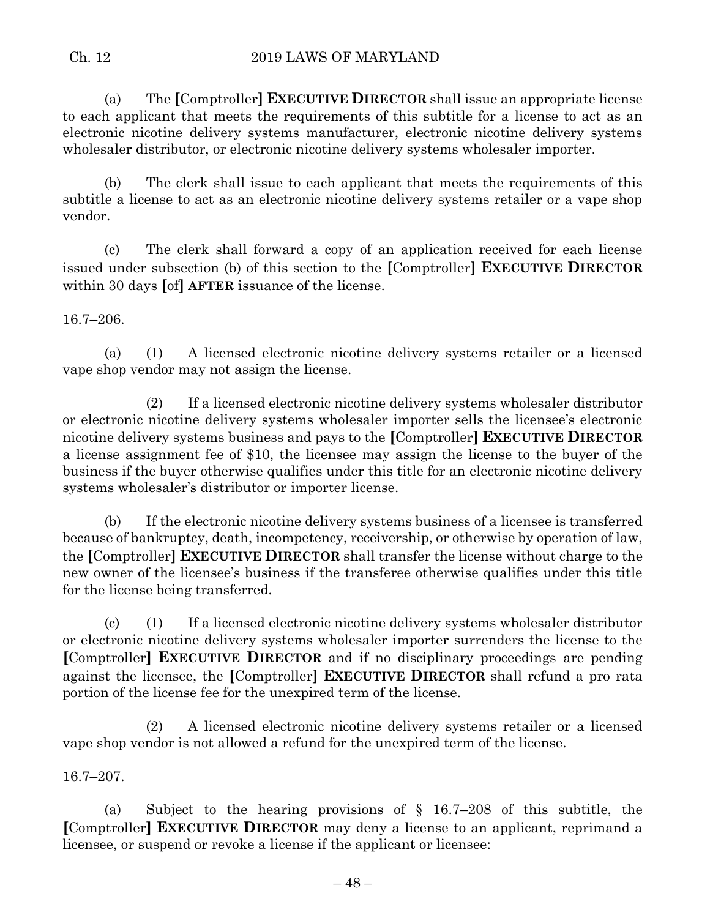(a) The [Comptroller] **EXECUTIVE DIRECTOR** shall issue an appropriate license to each applicant that meets the requirements of this subtitle for a license to act as an electronic nicotine delivery systems manufacturer, electronic nicotine delivery systems wholesaler distributor, or electronic nicotine delivery systems wholesaler importer.

(b) The clerk shall issue to each applicant that meets the requirements of this subtitle a license to act as an electronic nicotine delivery systems retailer or a vape shop vendor.

(c) The clerk shall forward a copy of an application received for each license issued under subsection (b) of this section to the [Comptroller] **EXECUTIVE DIRECTOR** within 30 days [of] **AFTER** issuance of the license.

16.7–206.

(a) (1) A licensed electronic nicotine delivery systems retailer or a licensed vape shop vendor may not assign the license.

(2) If a licensed electronic nicotine delivery systems wholesaler distributor or electronic nicotine delivery systems wholesaler importer sells the licensee's electronic nicotine delivery systems business and pays to the [Comptroller] **EXECUTIVE DIRECTOR** a license assignment fee of $10, the licensee may assign the license to the buyer of the business if the buyer otherwise qualifies under this title for an electronic nicotine delivery systems wholesaler's distributor or importer license.

(b) If the electronic nicotine delivery systems business of a licensee is transferred because of bankruptcy, death, incompetency, receivership, or otherwise by operation of law, the [Comptroller] **EXECUTIVE DIRECTOR** shall transfer the license without charge to the new owner of the licensee's business if the transferee otherwise qualifies under this title for the license being transferred.

(c) (1) If a licensed electronic nicotine delivery systems wholesaler distributor or electronic nicotine delivery systems wholesaler importer surrenders the license to the [Comptroller] **EXECUTIVE DIRECTOR** and if no disciplinary proceedings are pending against the licensee, the [Comptroller] **EXECUTIVE DIRECTOR** shall refund a pro rata portion of the license fee for the unexpired term of the license.

(2) A licensed electronic nicotine delivery systems retailer or a licensed vape shop vendor is not allowed a refund for the unexpired term of the license.

16.7–207.

(a) Subject to the hearing provisions of § 16.7–208 of this subtitle, the [Comptroller] **EXECUTIVE DIRECTOR** may deny a license to an applicant, reprimand a licensee, or suspend or revoke a license if the applicant or licensee: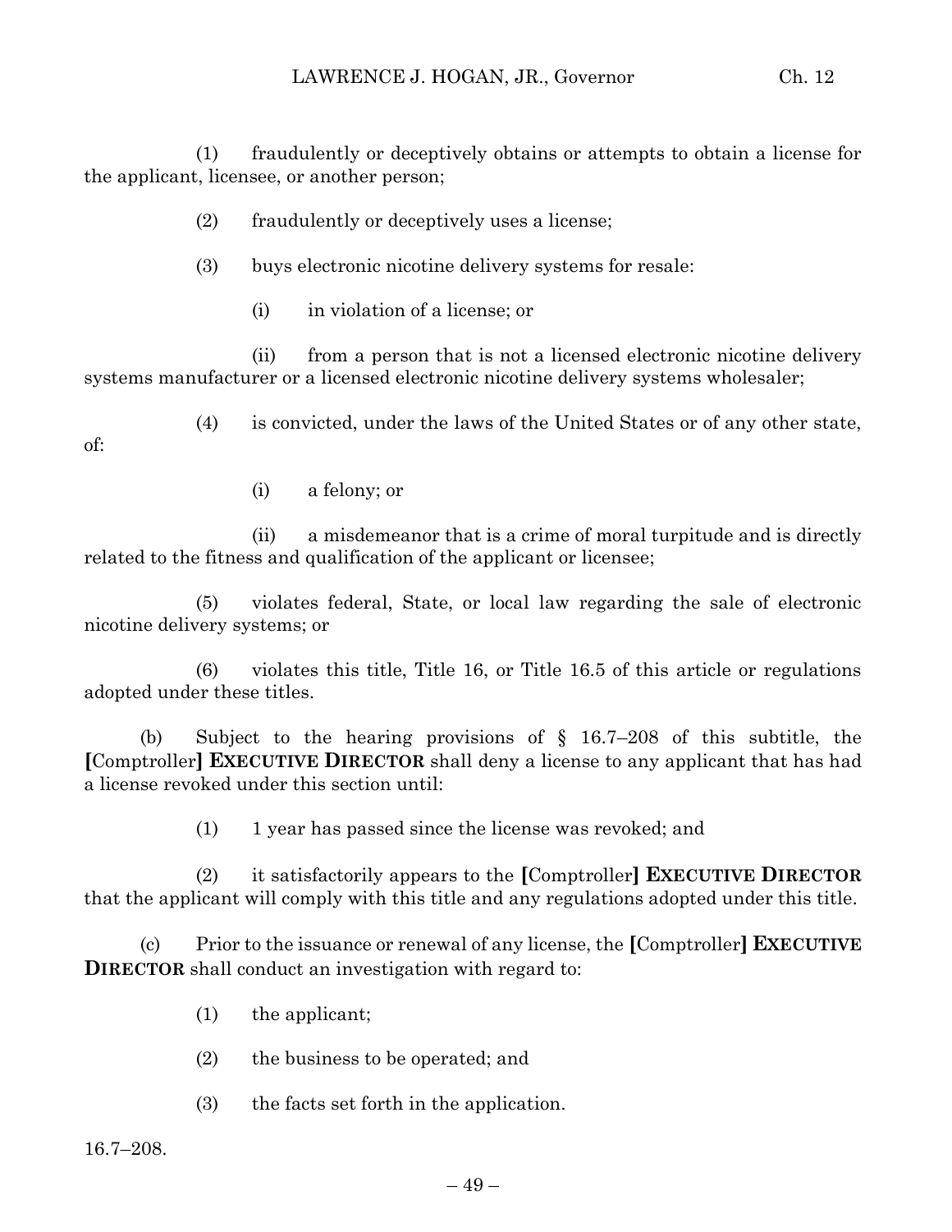(1) fraudulently or deceptively obtains or attempts to obtain a license for the applicant, licensee, or another person;

(2) fraudulently or deceptively uses a license;

(3) buys electronic nicotine delivery systems for resale:

(i) in violation of a license; or

(ii) from a person that is not a licensed electronic nicotine delivery systems manufacturer or a licensed electronic nicotine delivery systems wholesaler;

(4) is convicted, under the laws of the United States or of any other state, of:

(i) a felony; or

(ii) a misdemeanor that is a crime of moral turpitude and is directly related to the fitness and qualification of the applicant or licensee;

(5) violates federal, State, or local law regarding the sale of electronic nicotine delivery systems; or

(6) violates this title, Title 16, or Title 16.5 of this article or regulations adopted under these titles.

(b) Subject to the hearing provisions of § 16.7–208 of this subtitle, the [Comptroller] **EXECUTIVE DIRECTOR** shall deny a license to any applicant that has had a license revoked under this section until:

(1) 1 year has passed since the license was revoked; and

(2) it satisfactorily appears to the [Comptroller] **EXECUTIVE DIRECTOR** that the applicant will comply with this title and any regulations adopted under this title.

(c) Prior to the issuance or renewal of any license, the [Comptroller] **EXECUTIVE DIRECTOR** shall conduct an investigation with regard to:

(1) the applicant;

(2) the business to be operated; and

(3) the facts set forth in the application.

16.7–208.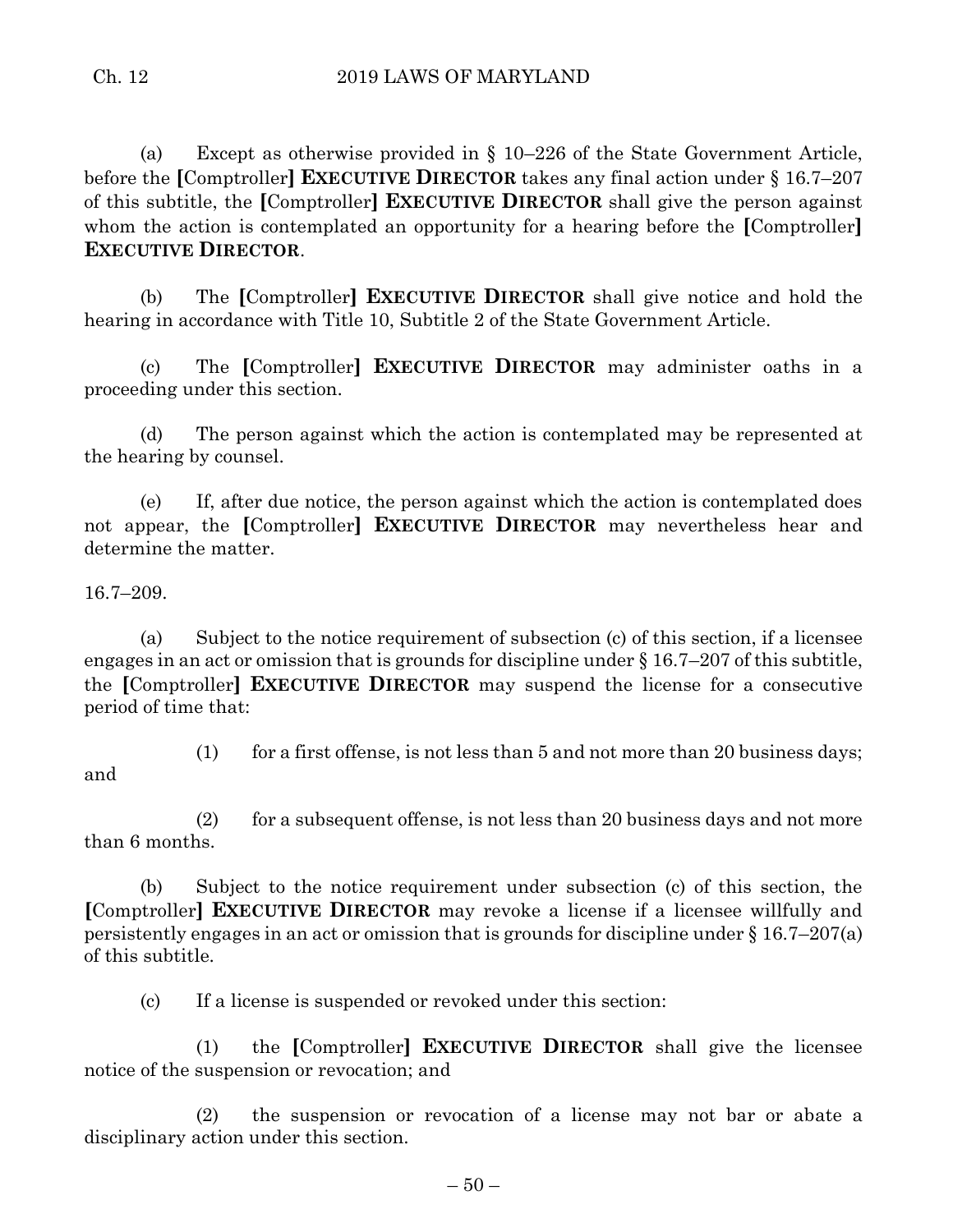(a) Except as otherwise provided in § 10–226 of the State Government Article, before the **[**Comptroller**] EXECUTIVE DIRECTOR** takes any final action under § 16.7–207 of this subtitle, the **[**Comptroller**] EXECUTIVE DIRECTOR** shall give the person against whom the action is contemplated an opportunity for a hearing before the **[**Comptroller**] EXECUTIVE DIRECTOR**.

(b) The **[**Comptroller**] EXECUTIVE DIRECTOR** shall give notice and hold the hearing in accordance with Title 10, Subtitle 2 of the State Government Article.

(c) The **[**Comptroller**] EXECUTIVE DIRECTOR** may administer oaths in a proceeding under this section.

(d) The person against which the action is contemplated may be represented at the hearing by counsel.

(e) If, after due notice, the person against which the action is contemplated does not appear, the **[**Comptroller**] EXECUTIVE DIRECTOR** may nevertheless hear and determine the matter.

16.7–209.

(a) Subject to the notice requirement of subsection (c) of this section, if a licensee engages in an act or omission that is grounds for discipline under § 16.7–207 of this subtitle, the **[**Comptroller**] EXECUTIVE DIRECTOR** may suspend the license for a consecutive period of time that:

(1) for a first offense, is not less than 5 and not more than 20 business days; and

(2) for a subsequent offense, is not less than 20 business days and not more than 6 months.

(b) Subject to the notice requirement under subsection (c) of this section, the **[**Comptroller**] EXECUTIVE DIRECTOR** may revoke a license if a licensee willfully and persistently engages in an act or omission that is grounds for discipline under § 16.7–207(a) of this subtitle.

(c) If a license is suspended or revoked under this section:

(1) the **[**Comptroller**] EXECUTIVE DIRECTOR** shall give the licensee notice of the suspension or revocation; and

(2) the suspension or revocation of a license may not bar or abate a disciplinary action under this section.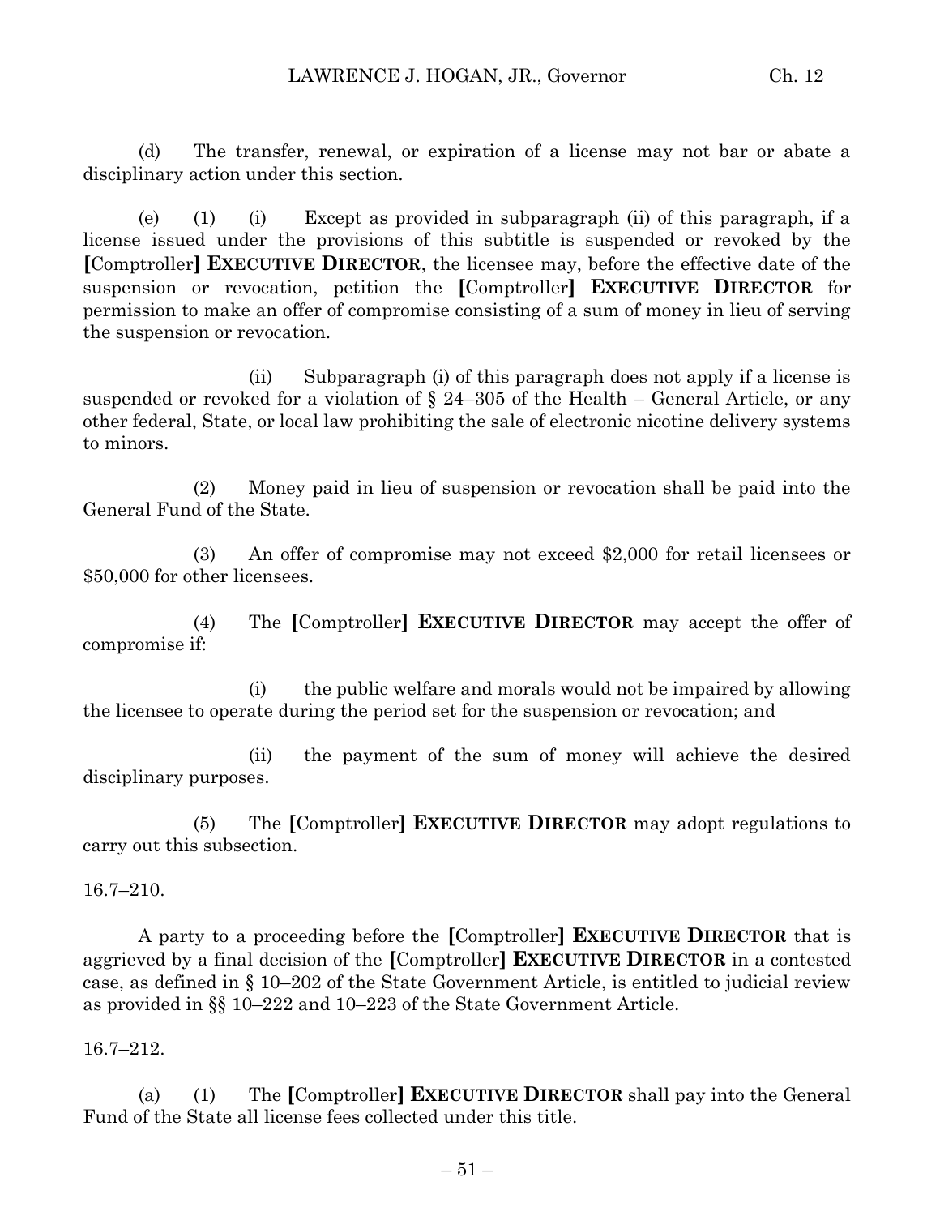(d) The transfer, renewal, or expiration of a license may not bar or abate a disciplinary action under this section.

(e) (1) (i) Except as provided in subparagraph (ii) of this paragraph, if a license issued under the provisions of this subtitle is suspended or revoked by the **[**Comptroller**]** **EXECUTIVE DIRECTOR**, the licensee may, before the effective date of the suspension or revocation, petition the **[**Comptroller**]** **EXECUTIVE DIRECTOR** for permission to make an offer of compromise consisting of a sum of money in lieu of serving the suspension or revocation.

(ii) Subparagraph (i) of this paragraph does not apply if a license is suspended or revoked for a violation of § 24–305 of the Health – General Article, or any other federal, State, or local law prohibiting the sale of electronic nicotine delivery systems to minors.

(2) Money paid in lieu of suspension or revocation shall be paid into the General Fund of the State.

(3) An offer of compromise may not exceed $2,000 for retail licensees or $50,000 for other licensees.

(4) The **[**Comptroller**]** **EXECUTIVE DIRECTOR** may accept the offer of compromise if:

(i) the public welfare and morals would not be impaired by allowing the licensee to operate during the period set for the suspension or revocation; and

(ii) the payment of the sum of money will achieve the desired disciplinary purposes.

(5) The **[**Comptroller**]** **EXECUTIVE DIRECTOR** may adopt regulations to carry out this subsection.

16.7–210.

A party to a proceeding before the **[**Comptroller**]** **EXECUTIVE DIRECTOR** that is aggrieved by a final decision of the **[**Comptroller**]** **EXECUTIVE DIRECTOR** in a contested case, as defined in § 10–202 of the State Government Article, is entitled to judicial review as provided in §§ 10–222 and 10–223 of the State Government Article.

16.7–212.

(a) (1) The **[**Comptroller**]** **EXECUTIVE DIRECTOR** shall pay into the General Fund of the State all license fees collected under this title.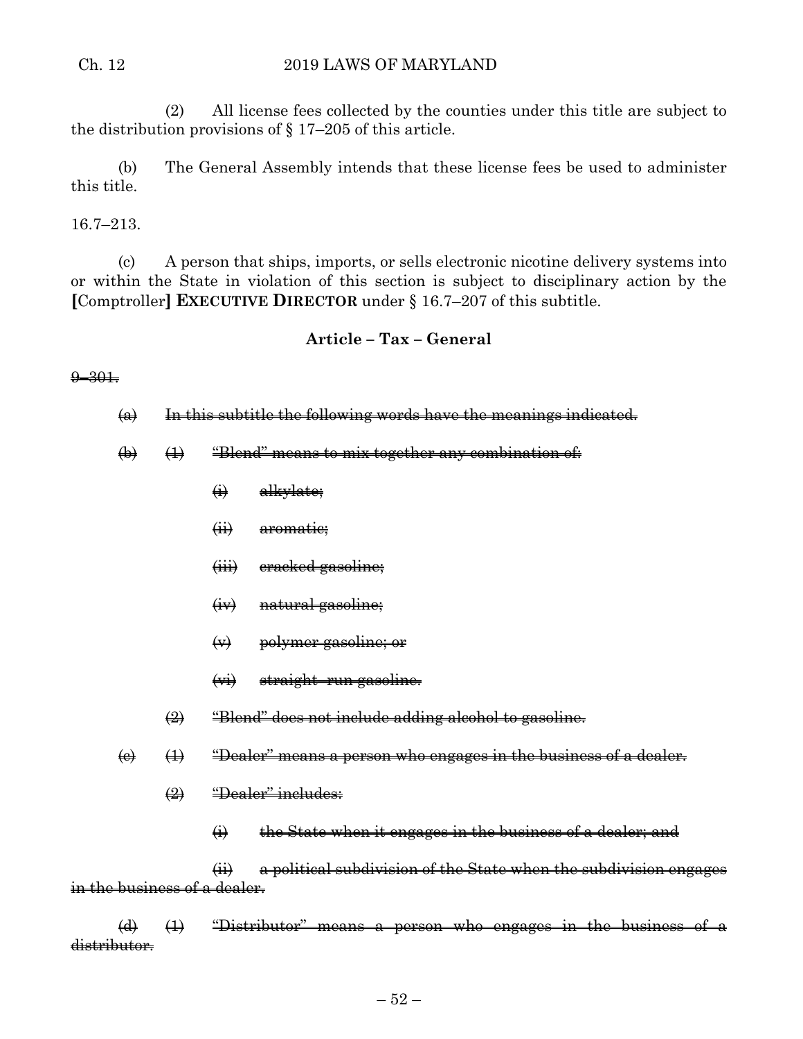(2) All license fees collected by the counties under this title are subject to the distribution provisions of § 17–205 of this article.

(b) The General Assembly intends that these license fees be used to administer this title.

16.7–213.

(c) A person that ships, imports, or sells electronic nicotine delivery systems into or within the State in violation of this section is subject to disciplinary action by the **[**Comptroller**] EXECUTIVE DIRECTOR** under § 16.7–207 of this subtitle.

## Article – Tax – General

~~9–301.~~

~~(a) In this subtitle the following words have the meanings indicated.~~

~~(b) (1) "Blend" means to mix together any combination of:~~

~~(i) alkylate;~~

~~(ii) aromatic;~~

~~(iii) cracked gasoline;~~

~~(iv) natural gasoline;~~

~~(v) polymer gasoline; or~~

~~(vi) straight–run gasoline.~~

~~(2) "Blend" does not include adding alcohol to gasoline.~~

~~(c) (1) "Dealer" means a person who engages in the business of a dealer.~~

~~(2) "Dealer" includes:~~

~~(i) the State when it engages in the business of a dealer; and~~

~~(ii) a political subdivision of the State when the subdivision engages in the business of a dealer.~~

~~(d) (1) "Distributor" means a person who engages in the business of a distributor.~~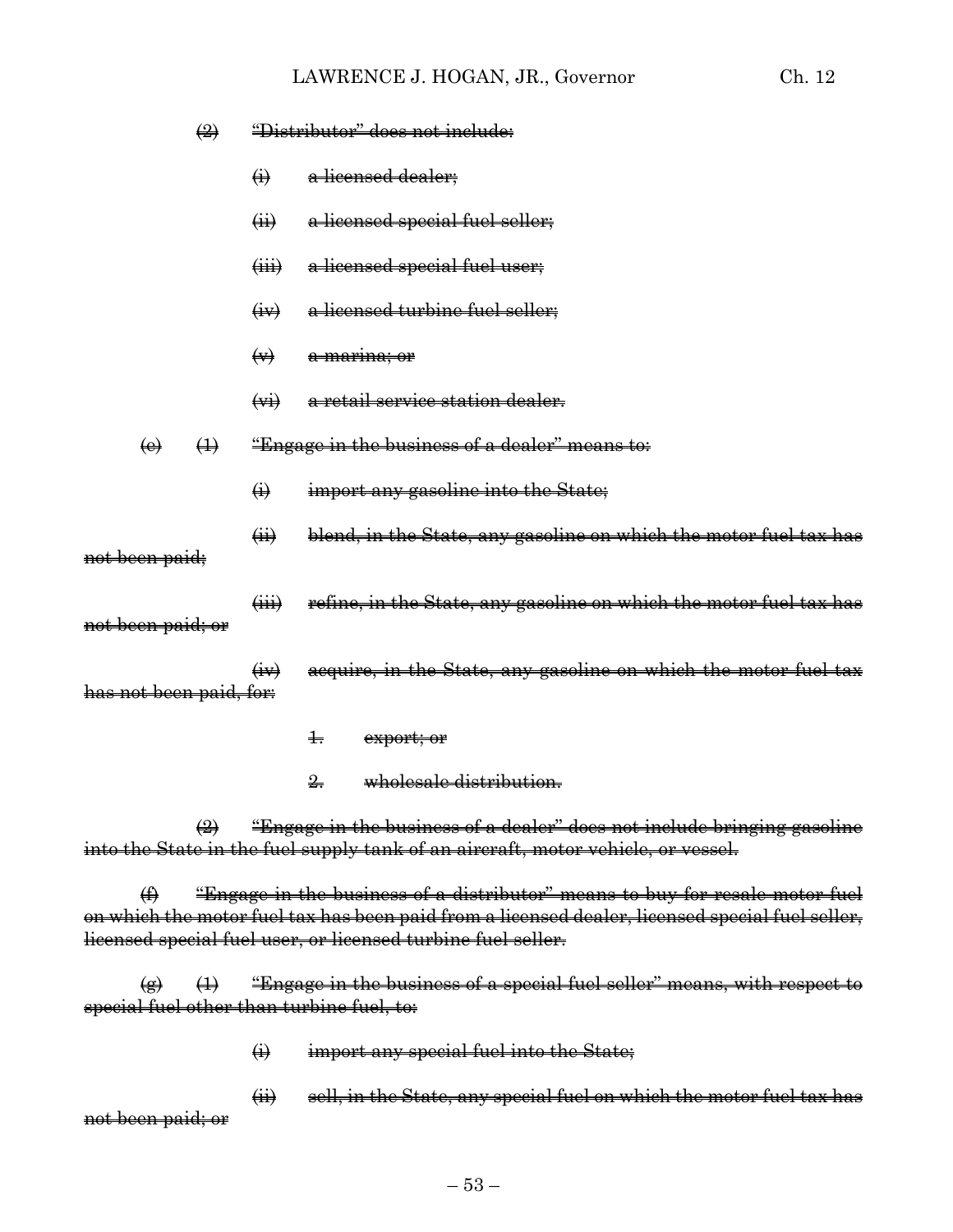~~(2) "Distributor" does not include:~~

~~(i) a licensed dealer;~~

~~(ii) a licensed special fuel seller;~~

~~(iii) a licensed special fuel user;~~

~~(iv) a licensed turbine fuel seller;~~

~~(v) a marina; or~~

~~(vi) a retail service station dealer.~~

~~(e) (1) "Engage in the business of a dealer" means to:~~

~~(i) import any gasoline into the State;~~

~~(ii) blend, in the State, any gasoline on which the motor fuel tax has not been paid;~~

~~(iii) refine, in the State, any gasoline on which the motor fuel tax has not been paid; or~~

~~(iv) acquire, in the State, any gasoline on which the motor fuel tax has not been paid, for:~~

~~1. export; or~~

~~2. wholesale distribution.~~

~~(2) "Engage in the business of a dealer" does not include bringing gasoline into the State in the fuel supply tank of an aircraft, motor vehicle, or vessel.~~

~~(f) "Engage in the business of a distributor" means to buy for resale motor fuel on which the motor fuel tax has been paid from a licensed dealer, licensed special fuel seller, licensed special fuel user, or licensed turbine fuel seller.~~

~~(g) (1) "Engage in the business of a special fuel seller" means, with respect to special fuel other than turbine fuel, to:~~

~~(i) import any special fuel into the State;~~

~~(ii) sell, in the State, any special fuel on which the motor fuel tax has not been paid; or~~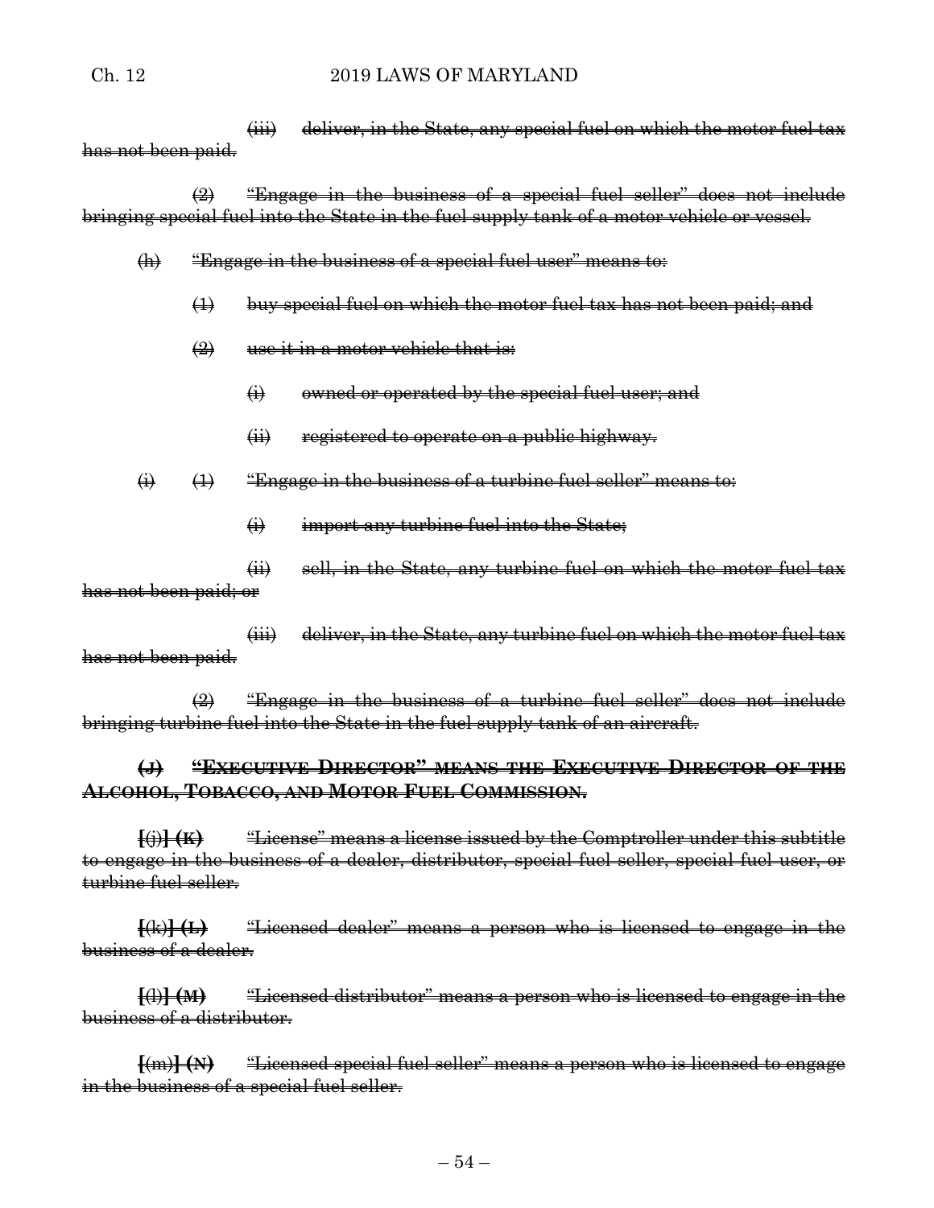~~(iii) deliver, in the State, any special fuel on which the motor fuel tax has not been paid.~~

~~(2) "Engage in the business of a special fuel seller" does not include bringing special fuel into the State in the fuel supply tank of a motor vehicle or vessel.~~

~~(h) "Engage in the business of a special fuel user" means to:~~

~~(1) buy special fuel on which the motor fuel tax has not been paid; and~~

~~(2) use it in a motor vehicle that is:~~

~~(i) owned or operated by the special fuel user; and~~

~~(ii) registered to operate on a public highway.~~

~~(i) (1) "Engage in the business of a turbine fuel seller" means to:~~

~~(i) import any turbine fuel into the State;~~

~~(ii) sell, in the State, any turbine fuel on which the motor fuel tax has not been paid; or~~

~~(iii) deliver, in the State, any turbine fuel on which the motor fuel tax has not been paid.~~

~~(2) "Engage in the business of a turbine fuel seller" does not include bringing turbine fuel into the State in the fuel supply tank of an aircraft.~~

~~**(J) "EXECUTIVE DIRECTOR" MEANS THE EXECUTIVE DIRECTOR OF THE ALCOHOL, TOBACCO, AND MOTOR FUEL COMMISSION.**~~

~~**[**(j)**] (K)** "License" means a license issued by the Comptroller under this subtitle to engage in the business of a dealer, distributor, special fuel seller, special fuel user, or turbine fuel seller.~~

~~**[**(k)**] (L)** "Licensed dealer" means a person who is licensed to engage in the business of a dealer.~~

~~**[**(l)**] (M)** "Licensed distributor" means a person who is licensed to engage in the business of a distributor.~~

~~**[**(m)**] (N)** "Licensed special fuel seller" means a person who is licensed to engage in the business of a special fuel seller.~~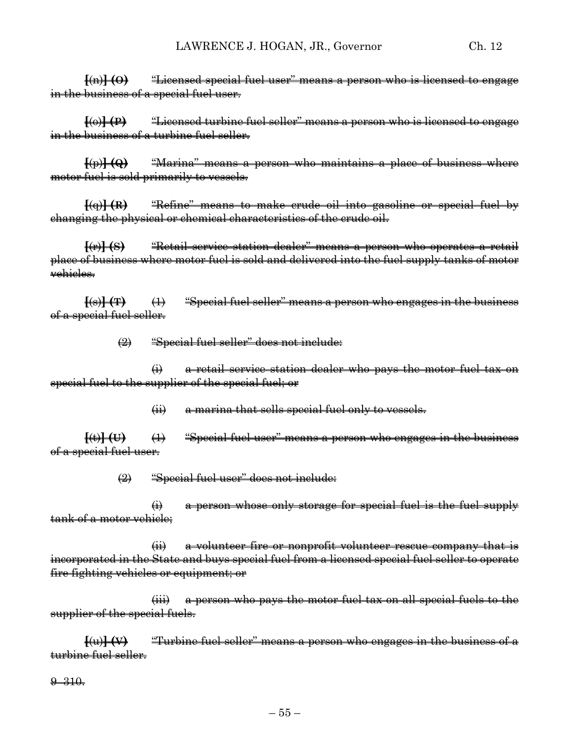~~[(n)] **(O)** "Licensed special fuel user" means a person who is licensed to engage in the business of a special fuel user.~~

~~[(o)] **(P)** "Licensed turbine fuel seller" means a person who is licensed to engage in the business of a turbine fuel seller.~~

~~[(p)] **(Q)** "Marina" means a person who maintains a place of business where motor fuel is sold primarily to vessels.~~

~~[(q)] **(R)** "Refine" means to make crude oil into gasoline or special fuel by changing the physical or chemical characteristics of the crude oil.~~

~~[(r)] **(S)** "Retail service station dealer" means a person who operates a retail place of business where motor fuel is sold and delivered into the fuel supply tanks of motor vehicles.~~

~~[(s)] **(T)** (1) "Special fuel seller" means a person who engages in the business of a special fuel seller.~~

~~(2) "Special fuel seller" does not include:~~

~~(i) a retail service station dealer who pays the motor fuel tax on special fuel to the supplier of the special fuel; or~~

~~(ii) a marina that sells special fuel only to vessels.~~

~~[(t)] **(U)** (1) "Special fuel user" means a person who engages in the business of a special fuel user.~~

~~(2) "Special fuel user" does not include:~~

~~(i) a person whose only storage for special fuel is the fuel supply tank of a motor vehicle;~~

~~(ii) a volunteer fire or nonprofit volunteer rescue company that is incorporated in the State and buys special fuel from a licensed special fuel seller to operate fire fighting vehicles or equipment; or~~

~~(iii) a person who pays the motor fuel tax on all special fuels to the supplier of the special fuels.~~

~~[(u)] **(V)** "Turbine fuel seller" means a person who engages in the business of a turbine fuel seller.~~

~~9–310.~~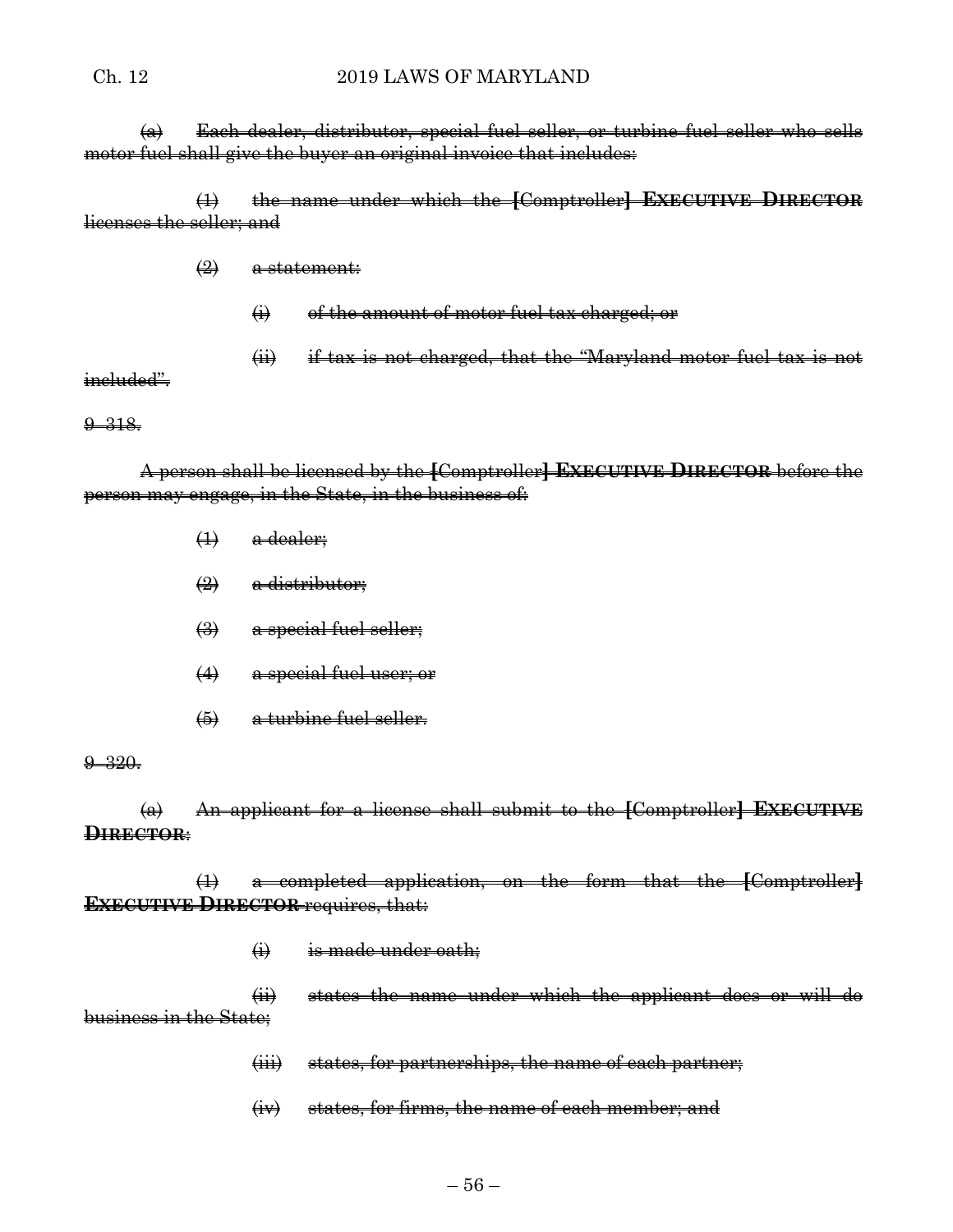~~(a) Each dealer, distributor, special fuel seller, or turbine fuel seller who sells motor fuel shall give the buyer an original invoice that includes:~~

~~(1) the name under which the **[**Comptroller**] EXECUTIVE DIRECTOR** licenses the seller; and~~

~~(2) a statement:~~

~~(i) of the amount of motor fuel tax charged; or~~

~~(ii) if tax is not charged, that the "Maryland motor fuel tax is not included".~~

~~9–318.~~

~~A person shall be licensed by the **[**Comptroller**] EXECUTIVE DIRECTOR** before the person may engage, in the State, in the business of:~~

~~(1) a dealer;~~

~~(2) a distributor;~~

~~(3) a special fuel seller;~~

~~(4) a special fuel user; or~~

~~(5) a turbine fuel seller.~~

~~9–320.~~

~~(a) An applicant for a license shall submit to the **[**Comptroller**] EXECUTIVE DIRECTOR**:~~

~~(1) a completed application, on the form that the **[**Comptroller**] EXECUTIVE DIRECTOR** requires, that:~~

~~(i) is made under oath;~~

~~(ii) states the name under which the applicant does or will do business in the State;~~

~~(iii) states, for partnerships, the name of each partner;~~

~~(iv) states, for firms, the name of each member; and~~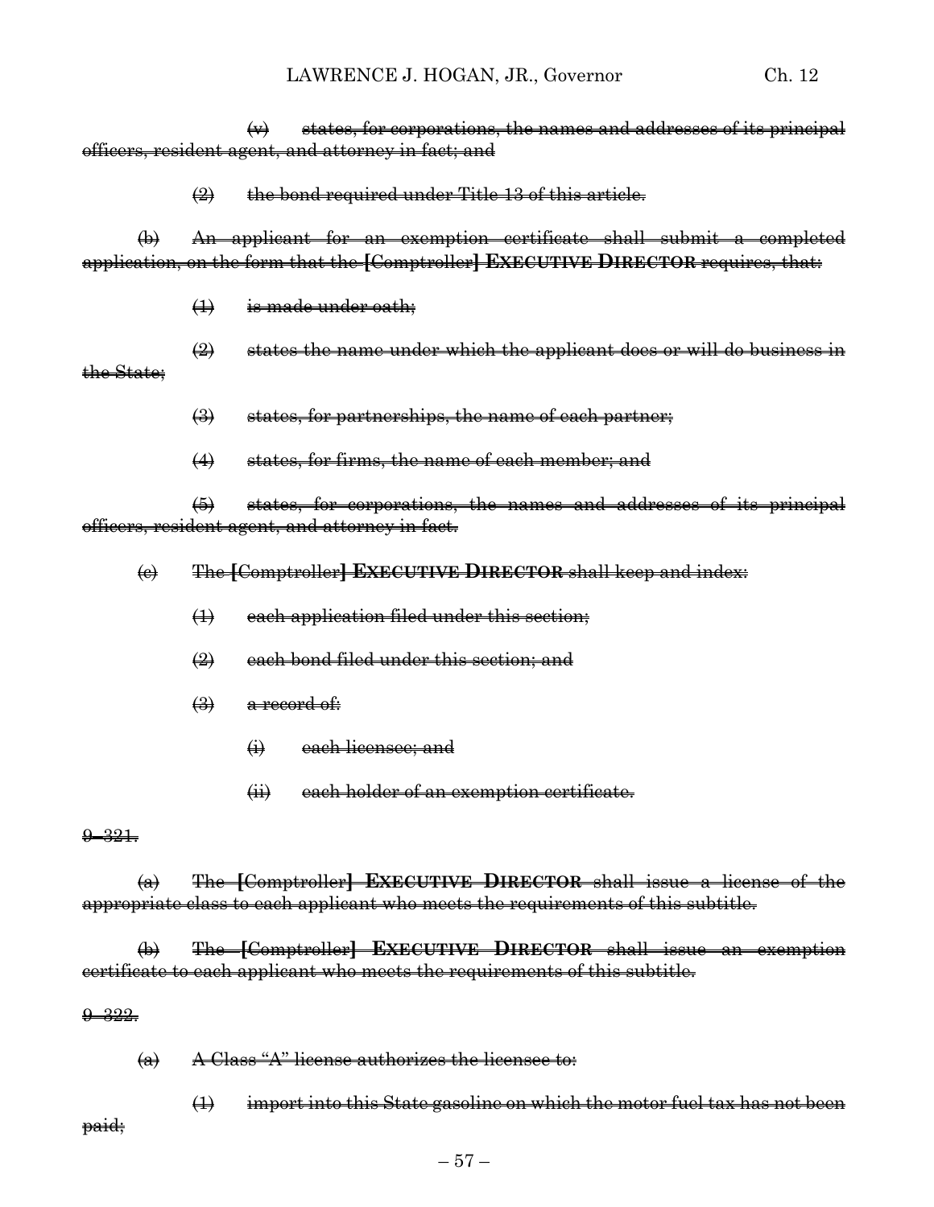(v) states, for corporations, the names and addresses of its principal officers, resident agent, and attorney in fact; and

(2) the bond required under Title 13 of this article.

(b) An applicant for an exemption certificate shall submit a completed application, on the form that the [Comptroller] **EXECUTIVE DIRECTOR** requires, that:

(1) is made under oath;

(2) states the name under which the applicant does or will do business in the State;

(3) states, for partnerships, the name of each partner;

(4) states, for firms, the name of each member; and

(5) states, for corporations, the names and addresses of its principal officers, resident agent, and attorney in fact.

(c) The [Comptroller] **EXECUTIVE DIRECTOR** shall keep and index:

(1) each application filed under this section;

(2) each bond filed under this section; and

(3) a record of:

(i) each licensee; and

(ii) each holder of an exemption certificate.

9–321.

(a) The [Comptroller] **EXECUTIVE DIRECTOR** shall issue a license of the appropriate class to each applicant who meets the requirements of this subtitle.

(b) The [Comptroller] **EXECUTIVE DIRECTOR** shall issue an exemption certificate to each applicant who meets the requirements of this subtitle.

9–322.

(a) A Class "A" license authorizes the licensee to:

(1) import into this State gasoline on which the motor fuel tax has not been paid;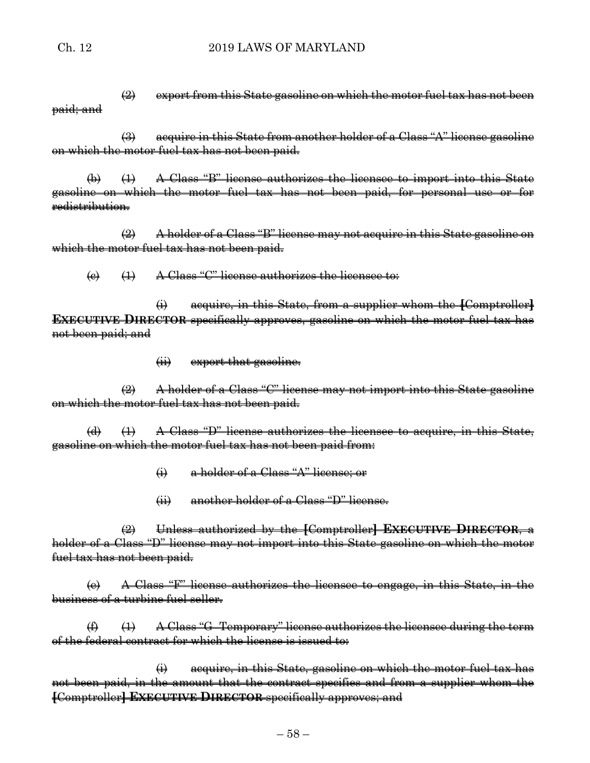(2) export from this State gasoline on which the motor fuel tax has not been paid; and

(3) acquire in this State from another holder of a Class "A" license gasoline on which the motor fuel tax has not been paid.

(b) (1) A Class "B" license authorizes the licensee to import into this State gasoline on which the motor fuel tax has not been paid, for personal use or for redistribution.

(2) A holder of a Class "B" license may not acquire in this State gasoline on which the motor fuel tax has not been paid.

(c) (1) A Class "C" license authorizes the licensee to:

(i) acquire, in this State, from a supplier whom the [Comptroller] **EXECUTIVE DIRECTOR** specifically approves, gasoline on which the motor fuel tax has not been paid; and

(ii) export that gasoline.

(2) A holder of a Class "C" license may not import into this State gasoline on which the motor fuel tax has not been paid.

(d) (1) A Class "D" license authorizes the licensee to acquire, in this State, gasoline on which the motor fuel tax has not been paid from:

(i) a holder of a Class "A" license; or

(ii) another holder of a Class "D" license.

(2) Unless authorized by the [Comptroller] **EXECUTIVE DIRECTOR**, a holder of a Class "D" license may not import into this State gasoline on which the motor fuel tax has not been paid.

(e) A Class "F" license authorizes the licensee to engage, in this State, in the business of a turbine fuel seller.

(f) (1) A Class "G–Temporary" license authorizes the licensee during the term of the federal contract for which the license is issued to:

(i) acquire, in this State, gasoline on which the motor fuel tax has not been paid, in the amount that the contract specifies and from a supplier whom the [Comptroller] **EXECUTIVE DIRECTOR** specifically approves; and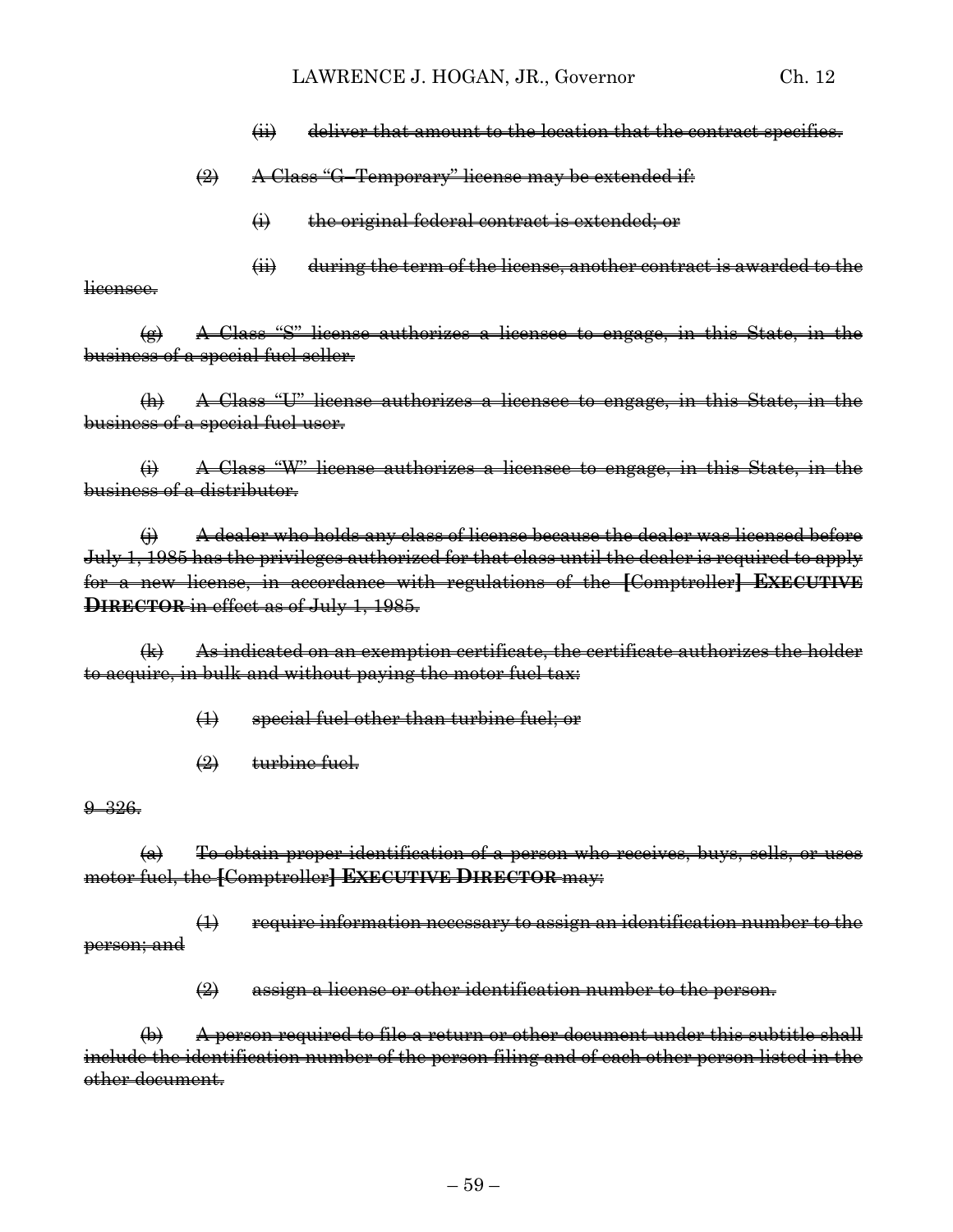(ii) deliver that amount to the location that the contract specifies.

(2) A Class "G–Temporary" license may be extended if:

(i) the original federal contract is extended; or

(ii) during the term of the license, another contract is awarded to the licensee.

(g) A Class "S" license authorizes a licensee to engage, in this State, in the business of a special fuel seller.

(h) A Class "U" license authorizes a licensee to engage, in this State, in the business of a special fuel user.

(i) A Class "W" license authorizes a licensee to engage, in this State, in the business of a distributor.

(j) A dealer who holds any class of license because the dealer was licensed before July 1, 1985 has the privileges authorized for that class until the dealer is required to apply for a new license, in accordance with regulations of the [Comptroller] **EXECUTIVE DIRECTOR** in effect as of July 1, 1985.

(k) As indicated on an exemption certificate, the certificate authorizes the holder to acquire, in bulk and without paying the motor fuel tax:

(1) special fuel other than turbine fuel; or

(2) turbine fuel.

9–326.

(a) To obtain proper identification of a person who receives, buys, sells, or uses motor fuel, the [Comptroller] **EXECUTIVE DIRECTOR** may:

(1) require information necessary to assign an identification number to the person; and

(2) assign a license or other identification number to the person.

(b) A person required to file a return or other document under this subtitle shall include the identification number of the person filing and of each other person listed in the other document.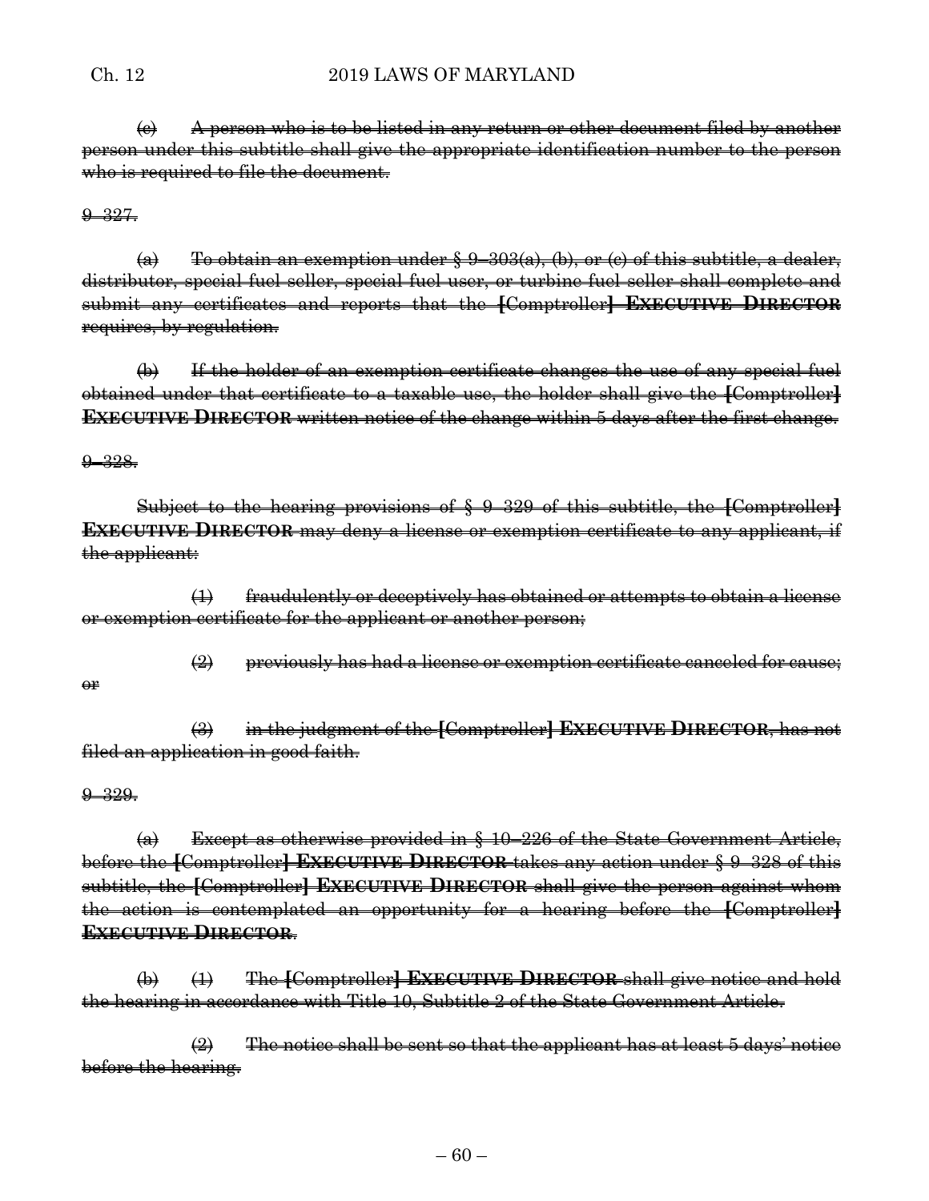(c) A person who is to be listed in any return or other document filed by another person under this subtitle shall give the appropriate identification number to the person who is required to file the document.

9–327.

(a) To obtain an exemption under § 9–303(a), (b), or (c) of this subtitle, a dealer, distributor, special fuel seller, special fuel user, or turbine fuel seller shall complete and submit any certificates and reports that the [Comptroller] **EXECUTIVE DIRECTOR** requires, by regulation.

(b) If the holder of an exemption certificate changes the use of any special fuel obtained under that certificate to a taxable use, the holder shall give the [Comptroller] **EXECUTIVE DIRECTOR** written notice of the change within 5 days after the first change.

9–328.

Subject to the hearing provisions of § 9–329 of this subtitle, the [Comptroller] **EXECUTIVE DIRECTOR** may deny a license or exemption certificate to any applicant, if the applicant:

(1) fraudulently or deceptively has obtained or attempts to obtain a license or exemption certificate for the applicant or another person;

(2) previously has had a license or exemption certificate canceled for cause; or

(3) in the judgment of the [Comptroller] **EXECUTIVE DIRECTOR**, has not filed an application in good faith.

9–329.

(a) Except as otherwise provided in § 10–226 of the State Government Article, before the [Comptroller] **EXECUTIVE DIRECTOR** takes any action under § 9–328 of this subtitle, the [Comptroller] **EXECUTIVE DIRECTOR** shall give the person against whom the action is contemplated an opportunity for a hearing before the [Comptroller] **EXECUTIVE DIRECTOR**.

(b) (1) The [Comptroller] **EXECUTIVE DIRECTOR** shall give notice and hold the hearing in accordance with Title 10, Subtitle 2 of the State Government Article.

(2) The notice shall be sent so that the applicant has at least 5 days' notice before the hearing.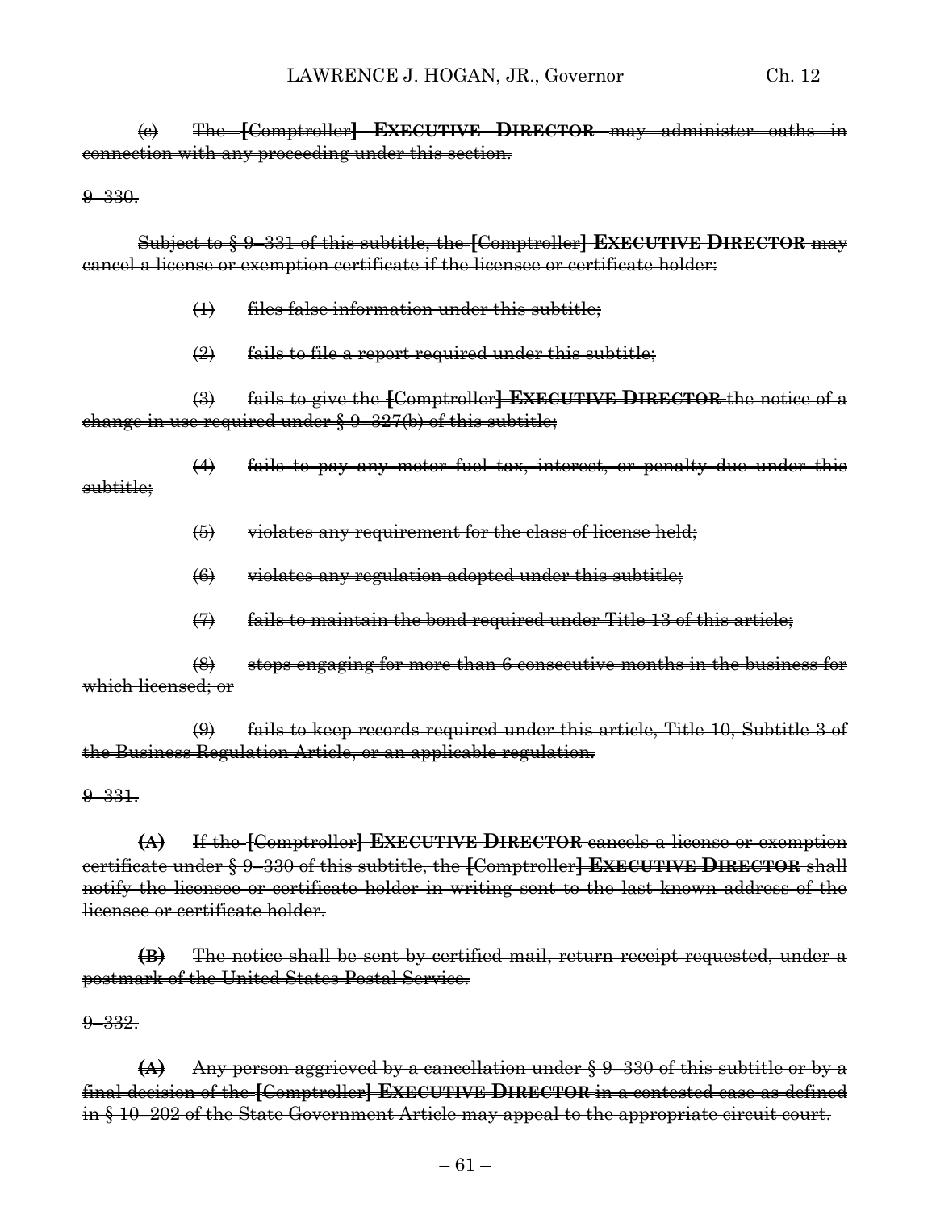~~(c) The [Comptroller] **EXECUTIVE DIRECTOR** may administer oaths in connection with any proceeding under this section.~~

~~9–330.~~

~~Subject to § 9–331 of this subtitle, the [Comptroller] **EXECUTIVE DIRECTOR** may cancel a license or exemption certificate if the licensee or certificate holder:~~

~~(1) files false information under this subtitle;~~

~~(2) fails to file a report required under this subtitle;~~

~~(3) fails to give the [Comptroller] **EXECUTIVE DIRECTOR** the notice of a change in use required under § 9–327(b) of this subtitle;~~

~~(4) fails to pay any motor fuel tax, interest, or penalty due under this subtitle;~~

~~(5) violates any requirement for the class of license held;~~

~~(6) violates any regulation adopted under this subtitle;~~

~~(7) fails to maintain the bond required under Title 13 of this article;~~

~~(8) stops engaging for more than 6 consecutive months in the business for which licensed; or~~

~~(9) fails to keep records required under this article, Title 10, Subtitle 3 of the Business Regulation Article, or an applicable regulation.~~

~~9–331.~~

~~**(A)** If the [Comptroller] **EXECUTIVE DIRECTOR** cancels a license or exemption certificate under § 9–330 of this subtitle, the [Comptroller] **EXECUTIVE DIRECTOR** shall notify the licensee or certificate holder in writing sent to the last known address of the licensee or certificate holder.~~

~~**(B)** The notice shall be sent by certified mail, return receipt requested, under a postmark of the United States Postal Service.~~

~~9–332.~~

~~**(A)** Any person aggrieved by a cancellation under § 9–330 of this subtitle or by a final decision of the [Comptroller] **EXECUTIVE DIRECTOR** in a contested case as defined in § 10–202 of the State Government Article may appeal to the appropriate circuit court.~~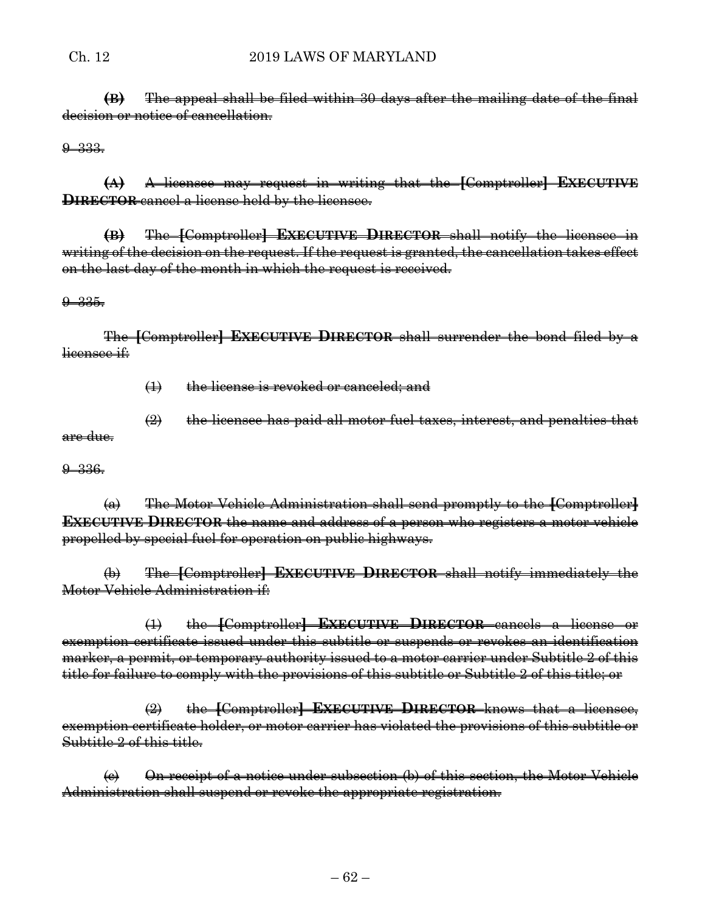**(B)** The appeal shall be filed within 30 days after the mailing date of the final decision or notice of cancellation.

9–333.

**(A)** A licensee may request in writing that the [Comptroller] **EXECUTIVE DIRECTOR** cancel a license held by the licensee.

**(B)** The [Comptroller] **EXECUTIVE DIRECTOR** shall notify the licensee in writing of the decision on the request. If the request is granted, the cancellation takes effect on the last day of the month in which the request is received.

9–335.

The [Comptroller] **EXECUTIVE DIRECTOR** shall surrender the bond filed by a licensee if:

(1) the license is revoked or canceled; and

(2) the licensee has paid all motor fuel taxes, interest, and penalties that are due.

9–336.

(a) The Motor Vehicle Administration shall send promptly to the [Comptroller] **EXECUTIVE DIRECTOR** the name and address of a person who registers a motor vehicle propelled by special fuel for operation on public highways.

(b) The [Comptroller] **EXECUTIVE DIRECTOR** shall notify immediately the Motor Vehicle Administration if:

(1) the [Comptroller] **EXECUTIVE DIRECTOR** cancels a license or exemption certificate issued under this subtitle or suspends or revokes an identification marker, a permit, or temporary authority issued to a motor carrier under Subtitle 2 of this title for failure to comply with the provisions of this subtitle or Subtitle 2 of this title; or

(2) the [Comptroller] **EXECUTIVE DIRECTOR** knows that a licensee, exemption certificate holder, or motor carrier has violated the provisions of this subtitle or Subtitle 2 of this title.

(c) On receipt of a notice under subsection (b) of this section, the Motor Vehicle Administration shall suspend or revoke the appropriate registration.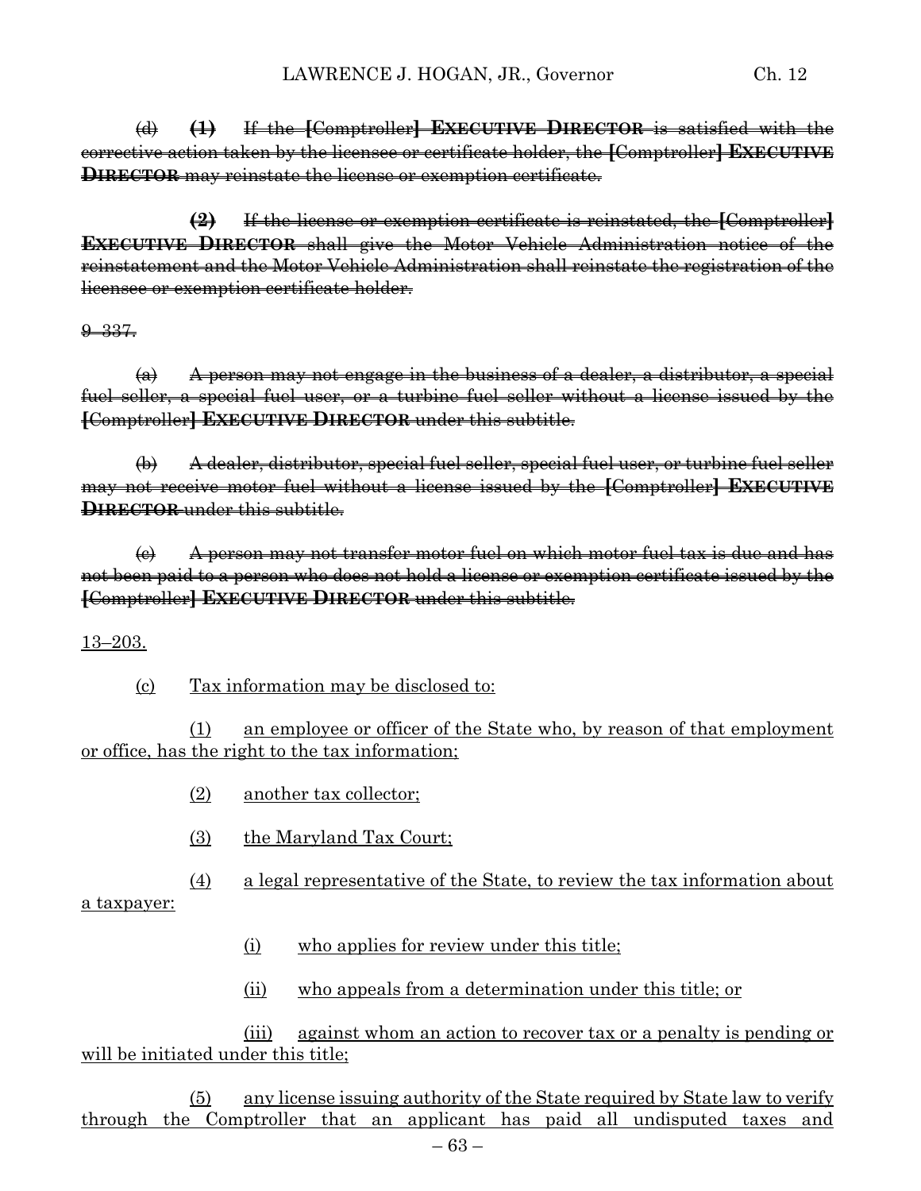~~(d) **(1)** If the **[**Comptroller**] EXECUTIVE DIRECTOR** is satisfied with the corrective action taken by the licensee or certificate holder, the **[**Comptroller**] EXECUTIVE DIRECTOR** may reinstate the license or exemption certificate.~~

~~**(2)** If the license or exemption certificate is reinstated, the **[**Comptroller**] EXECUTIVE DIRECTOR** shall give the Motor Vehicle Administration notice of the reinstatement and the Motor Vehicle Administration shall reinstate the registration of the licensee or exemption certificate holder.~~

~~9–337.~~

~~(a) A person may not engage in the business of a dealer, a distributor, a special fuel seller, a special fuel user, or a turbine fuel seller without a license issued by the **[**Comptroller**] EXECUTIVE DIRECTOR** under this subtitle.~~

~~(b) A dealer, distributor, special fuel seller, special fuel user, or turbine fuel seller may not receive motor fuel without a license issued by the **[**Comptroller**] EXECUTIVE DIRECTOR** under this subtitle.~~

~~(c) A person may not transfer motor fuel on which motor fuel tax is due and has not been paid to a person who does not hold a license or exemption certificate issued by the **[**Comptroller**] EXECUTIVE DIRECTOR** under this subtitle.~~

<u>13–203.</u>

<u>(c) Tax information may be disclosed to:</u>

<u>(1) an employee or officer of the State who, by reason of that employment or office, has the right to the tax information;</u>

<u>(2) another tax collector;</u>

<u>(3) the Maryland Tax Court;</u>

<u>(4) a legal representative of the State, to review the tax information about a taxpayer:</u>

<u>(i) who applies for review under this title;</u>

<u>(ii) who appeals from a determination under this title; or</u>

<u>(iii) against whom an action to recover tax or a penalty is pending or will be initiated under this title;</u>

<u>(5) any license issuing authority of the State required by State law to verify through the Comptroller that an applicant has paid all undisputed taxes and</u>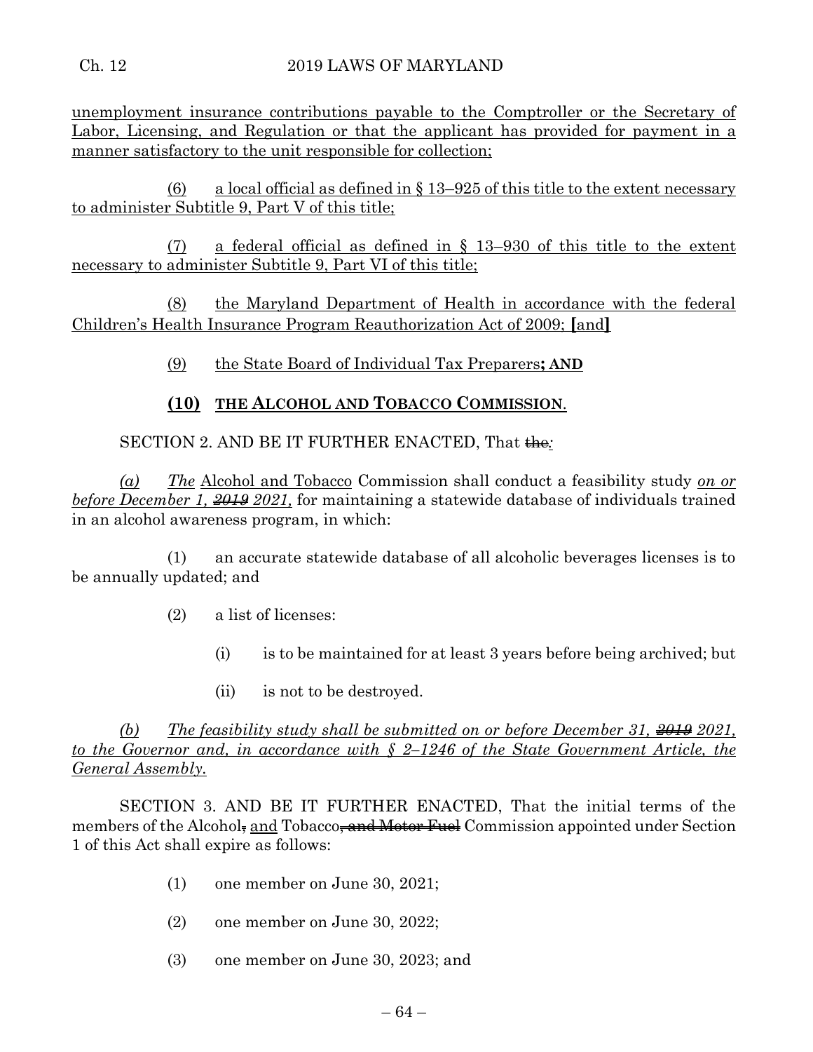unemployment insurance contributions payable to the Comptroller or the Secretary of Labor, Licensing, and Regulation or that the applicant has provided for payment in a manner satisfactory to the unit responsible for collection;

(6) a local official as defined in § 13–925 of this title to the extent necessary to administer Subtitle 9, Part V of this title;

(7) a federal official as defined in § 13–930 of this title to the extent necessary to administer Subtitle 9, Part VI of this title;

(8) the Maryland Department of Health in accordance with the federal Children's Health Insurance Program Reauthorization Act of 2009; [and]

(9) the State Board of Individual Tax Preparers**; AND**

**(10) THE ALCOHOL AND TOBACCO COMMISSION**.

SECTION 2. AND BE IT FURTHER ENACTED, That ~~the~~*:*

*(a) The* Alcohol and Tobacco Commission shall conduct a feasibility study *on or before December 1, ~~2019~~ 2021,* for maintaining a statewide database of individuals trained in an alcohol awareness program, in which:

(1) an accurate statewide database of all alcoholic beverages licenses is to be annually updated; and

(2) a list of licenses:

(i) is to be maintained for at least 3 years before being archived; but

(ii) is not to be destroyed.

*(b) The feasibility study shall be submitted on or before December 31, ~~2019~~ 2021, to the Governor and, in accordance with § 2–1246 of the State Government Article, the General Assembly.*

SECTION 3. AND BE IT FURTHER ENACTED, That the initial terms of the members of the Alcohol~~,~~ and Tobacco~~, and Motor Fuel~~ Commission appointed under Section 1 of this Act shall expire as follows:

(1) one member on June 30, 2021;

(2) one member on June 30, 2022;

(3) one member on June 30, 2023; and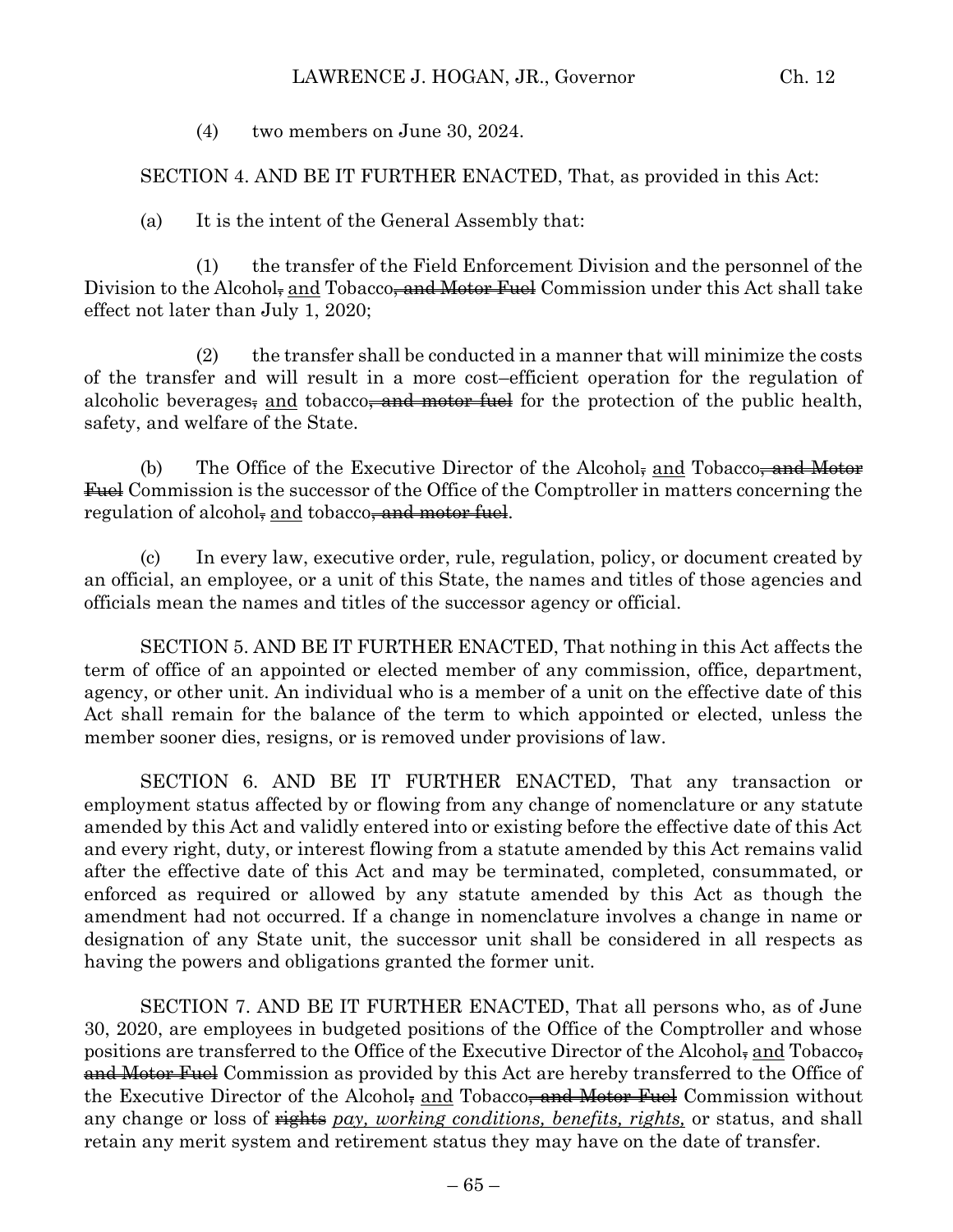(4) two members on June 30, 2024.

SECTION 4. AND BE IT FURTHER ENACTED, That, as provided in this Act:

(a) It is the intent of the General Assembly that:

(1) the transfer of the Field Enforcement Division and the personnel of the Division to the Alcohol~~,~~ <u>and</u> Tobacco~~, and Motor Fuel~~ Commission under this Act shall take effect not later than July 1, 2020;

(2) the transfer shall be conducted in a manner that will minimize the costs of the transfer and will result in a more cost–efficient operation for the regulation of alcoholic beverages~~,~~ <u>and</u> tobacco~~, and motor fuel~~ for the protection of the public health, safety, and welfare of the State.

(b) The Office of the Executive Director of the Alcohol~~,~~ <u>and</u> Tobacco~~, and Motor Fuel~~ Commission is the successor of the Office of the Comptroller in matters concerning the regulation of alcohol~~,~~ <u>and</u> tobacco~~, and motor fuel~~.

(c) In every law, executive order, rule, regulation, policy, or document created by an official, an employee, or a unit of this State, the names and titles of those agencies and officials mean the names and titles of the successor agency or official.

SECTION 5. AND BE IT FURTHER ENACTED, That nothing in this Act affects the term of office of an appointed or elected member of any commission, office, department, agency, or other unit. An individual who is a member of a unit on the effective date of this Act shall remain for the balance of the term to which appointed or elected, unless the member sooner dies, resigns, or is removed under provisions of law.

SECTION 6. AND BE IT FURTHER ENACTED, That any transaction or employment status affected by or flowing from any change of nomenclature or any statute amended by this Act and validly entered into or existing before the effective date of this Act and every right, duty, or interest flowing from a statute amended by this Act remains valid after the effective date of this Act and may be terminated, completed, consummated, or enforced as required or allowed by any statute amended by this Act as though the amendment had not occurred. If a change in nomenclature involves a change in name or designation of any State unit, the successor unit shall be considered in all respects as having the powers and obligations granted the former unit.

SECTION 7. AND BE IT FURTHER ENACTED, That all persons who, as of June 30, 2020, are employees in budgeted positions of the Office of the Comptroller and whose positions are transferred to the Office of the Executive Director of the Alcohol~~,~~ <u>and</u> Tobacco~~, and Motor Fuel~~ Commission as provided by this Act are hereby transferred to the Office of the Executive Director of the Alcohol~~,~~ <u>and</u> Tobacco~~, and Motor Fuel~~ Commission without any change or loss of ~~rights~~ *pay, working conditions, benefits, rights,* or status, and shall retain any merit system and retirement status they may have on the date of transfer.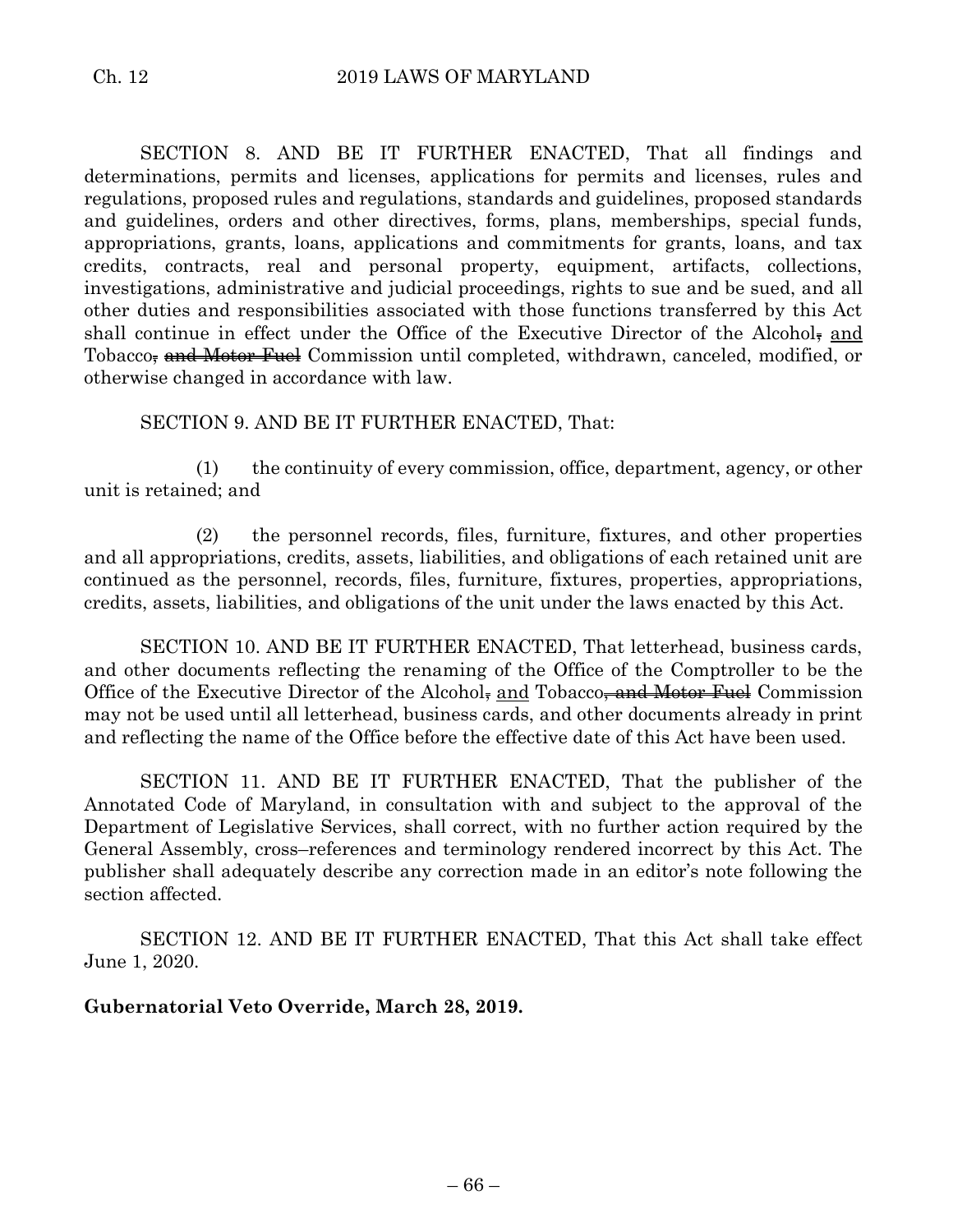SECTION 8. AND BE IT FURTHER ENACTED, That all findings and determinations, permits and licenses, applications for permits and licenses, rules and regulations, proposed rules and regulations, standards and guidelines, proposed standards and guidelines, orders and other directives, forms, plans, memberships, special funds, appropriations, grants, loans, applications and commitments for grants, loans, and tax credits, contracts, real and personal property, equipment, artifacts, collections, investigations, administrative and judicial proceedings, rights to sue and be sued, and all other duties and responsibilities associated with those functions transferred by this Act shall continue in effect under the Office of the Executive Director of the Alcohol~~,~~ <u>and</u> Tobacco~~, and Motor Fuel~~ Commission until completed, withdrawn, canceled, modified, or otherwise changed in accordance with law.

SECTION 9. AND BE IT FURTHER ENACTED, That:

(1) the continuity of every commission, office, department, agency, or other unit is retained; and

(2) the personnel records, files, furniture, fixtures, and other properties and all appropriations, credits, assets, liabilities, and obligations of each retained unit are continued as the personnel, records, files, furniture, fixtures, properties, appropriations, credits, assets, liabilities, and obligations of the unit under the laws enacted by this Act.

SECTION 10. AND BE IT FURTHER ENACTED, That letterhead, business cards, and other documents reflecting the renaming of the Office of the Comptroller to be the Office of the Executive Director of the Alcohol~~,~~ <u>and</u> Tobacco~~, and Motor Fuel~~ Commission may not be used until all letterhead, business cards, and other documents already in print and reflecting the name of the Office before the effective date of this Act have been used.

SECTION 11. AND BE IT FURTHER ENACTED, That the publisher of the Annotated Code of Maryland, in consultation with and subject to the approval of the Department of Legislative Services, shall correct, with no further action required by the General Assembly, cross–references and terminology rendered incorrect by this Act. The publisher shall adequately describe any correction made in an editor's note following the section affected.

SECTION 12. AND BE IT FURTHER ENACTED, That this Act shall take effect June 1, 2020.

**Gubernatorial Veto Override, March 28, 2019.**